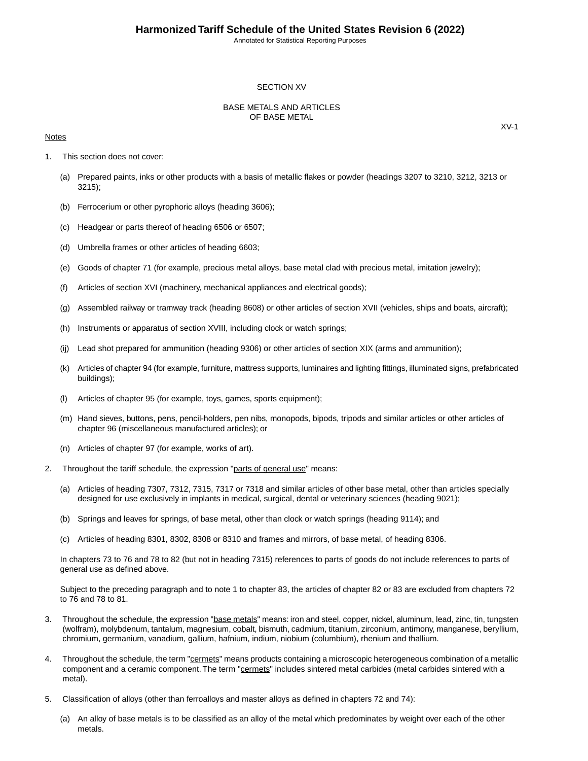# SECTION XV

## BASE METALS AND ARTICLES OF BASE METAL

XV-1

Notes

1. This section does not cover:

   (a) Prepared paints, inks or other products with a basis of metallic flakes or powder (headings 3207 to 3210, 3212, 3213 or 3215);

   (b) Ferrocerium or other pyrophoric alloys (heading 3606);

   (c) Headgear or parts thereof of heading 6506 or 6507;

   (d) Umbrella frames or other articles of heading 6603;

   (e) Goods of chapter 71 (for example, precious metal alloys, base metal clad with precious metal, imitation jewelry);

   (f) Articles of section XVI (machinery, mechanical appliances and electrical goods);

   (g) Assembled railway or tramway track (heading 8608) or other articles of section XVII (vehicles, ships and boats, aircraft);

   (h) Instruments or apparatus of section XVIII, including clock or watch springs;

   (ij) Lead shot prepared for ammunition (heading 9306) or other articles of section XIX (arms and ammunition);

   (k) Articles of chapter 94 (for example, furniture, mattress supports, luminaires and lighting fittings, illuminated signs, prefabricated buildings);

   (l) Articles of chapter 95 (for example, toys, games, sports equipment);

   (m) Hand sieves, buttons, pens, pencil-holders, pen nibs, monopods, bipods, tripods and similar articles or other articles of chapter 96 (miscellaneous manufactured articles); or

   (n) Articles of chapter 97 (for example, works of art).

2. Throughout the tariff schedule, the expression "parts of general use" means:

   (a) Articles of heading 7307, 7312, 7315, 7317 or 7318 and similar articles of other base metal, other than articles specially designed for use exclusively in implants in medical, surgical, dental or veterinary sciences (heading 9021);

   (b) Springs and leaves for springs, of base metal, other than clock or watch springs (heading 9114); and

   (c) Articles of heading 8301, 8302, 8308 or 8310 and frames and mirrors, of base metal, of heading 8306.

   In chapters 73 to 76 and 78 to 82 (but not in heading 7315) references to parts of goods do not include references to parts of general use as defined above.

   Subject to the preceding paragraph and to note 1 to chapter 83, the articles of chapter 82 or 83 are excluded from chapters 72 to 76 and 78 to 81.

3. Throughout the schedule, the expression "base metals" means: iron and steel, copper, nickel, aluminum, lead, zinc, tin, tungsten (wolfram), molybdenum, tantalum, magnesium, cobalt, bismuth, cadmium, titanium, zirconium, antimony, manganese, beryllium, chromium, germanium, vanadium, gallium, hafnium, indium, niobium (columbium), rhenium and thallium.

4. Throughout the schedule, the term "cermets" means products containing a microscopic heterogeneous combination of a metallic component and a ceramic component. The term "cermets" includes sintered metal carbides (metal carbides sintered with a metal).

5. Classification of alloys (other than ferroalloys and master alloys as defined in chapters 72 and 74):

   (a) An alloy of base metals is to be classified as an alloy of the metal which predominates by weight over each of the other metals.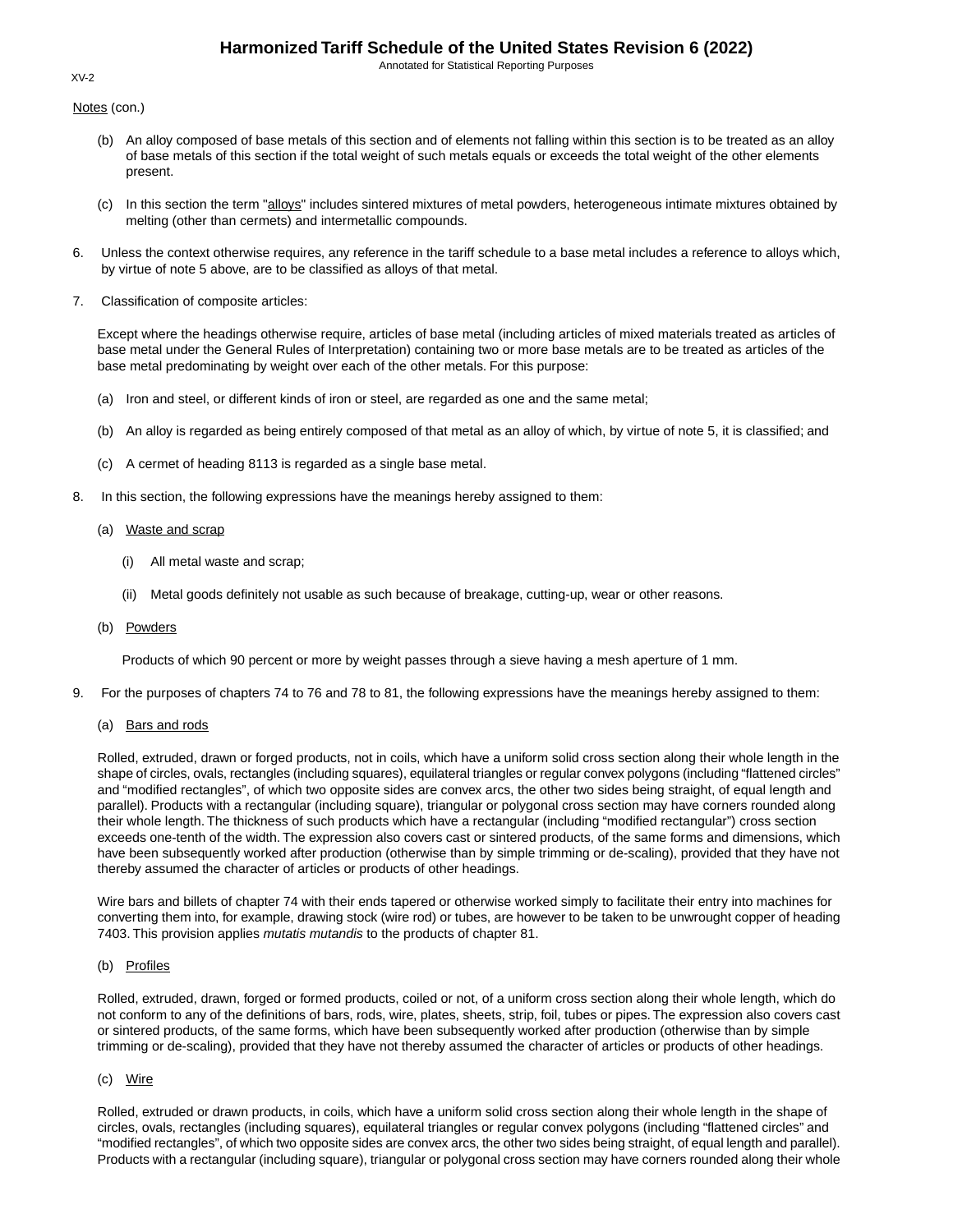Notes (con.)

(b) An alloy composed of base metals of this section and of elements not falling within this section is to be treated as an alloy of base metals of this section if the total weight of such metals equals or exceeds the total weight of the other elements present.

(c) In this section the term "alloys" includes sintered mixtures of metal powders, heterogeneous intimate mixtures obtained by melting (other than cermets) and intermetallic compounds.

6. Unless the context otherwise requires, any reference in the tariff schedule to a base metal includes a reference to alloys which, by virtue of note 5 above, are to be classified as alloys of that metal.

7. Classification of composite articles:

Except where the headings otherwise require, articles of base metal (including articles of mixed materials treated as articles of base metal under the General Rules of Interpretation) containing two or more base metals are to be treated as articles of the base metal predominating by weight over each of the other metals. For this purpose:

(a) Iron and steel, or different kinds of iron or steel, are regarded as one and the same metal;

(b) An alloy is regarded as being entirely composed of that metal as an alloy of which, by virtue of note 5, it is classified; and

(c) A cermet of heading 8113 is regarded as a single base metal.

8. In this section, the following expressions have the meanings hereby assigned to them:

(a) Waste and scrap

(i) All metal waste and scrap;

(ii) Metal goods definitely not usable as such because of breakage, cutting-up, wear or other reasons.

(b) Powders

Products of which 90 percent or more by weight passes through a sieve having a mesh aperture of 1 mm.

9. For the purposes of chapters 74 to 76 and 78 to 81, the following expressions have the meanings hereby assigned to them:

(a) Bars and rods

Rolled, extruded, drawn or forged products, not in coils, which have a uniform solid cross section along their whole length in the shape of circles, ovals, rectangles (including squares), equilateral triangles or regular convex polygons (including "flattened circles" and "modified rectangles", of which two opposite sides are convex arcs, the other two sides being straight, of equal length and parallel). Products with a rectangular (including square), triangular or polygonal cross section may have corners rounded along their whole length. The thickness of such products which have a rectangular (including "modified rectangular") cross section exceeds one-tenth of the width. The expression also covers cast or sintered products, of the same forms and dimensions, which have been subsequently worked after production (otherwise than by simple trimming or de-scaling), provided that they have not thereby assumed the character of articles or products of other headings.

Wire bars and billets of chapter 74 with their ends tapered or otherwise worked simply to facilitate their entry into machines for converting them into, for example, drawing stock (wire rod) or tubes, are however to be taken to be unwrought copper of heading 7403. This provision applies *mutatis mutandis* to the products of chapter 81.

(b) Profiles

Rolled, extruded, drawn, forged or formed products, coiled or not, of a uniform cross section along their whole length, which do not conform to any of the definitions of bars, rods, wire, plates, sheets, strip, foil, tubes or pipes. The expression also covers cast or sintered products, of the same forms, which have been subsequently worked after production (otherwise than by simple trimming or de-scaling), provided that they have not thereby assumed the character of articles or products of other headings.

(c) Wire

Rolled, extruded or drawn products, in coils, which have a uniform solid cross section along their whole length in the shape of circles, ovals, rectangles (including squares), equilateral triangles or regular convex polygons (including "flattened circles" and "modified rectangles", of which two opposite sides are convex arcs, the other two sides being straight, of equal length and parallel). Products with a rectangular (including square), triangular or polygonal cross section may have corners rounded along their whole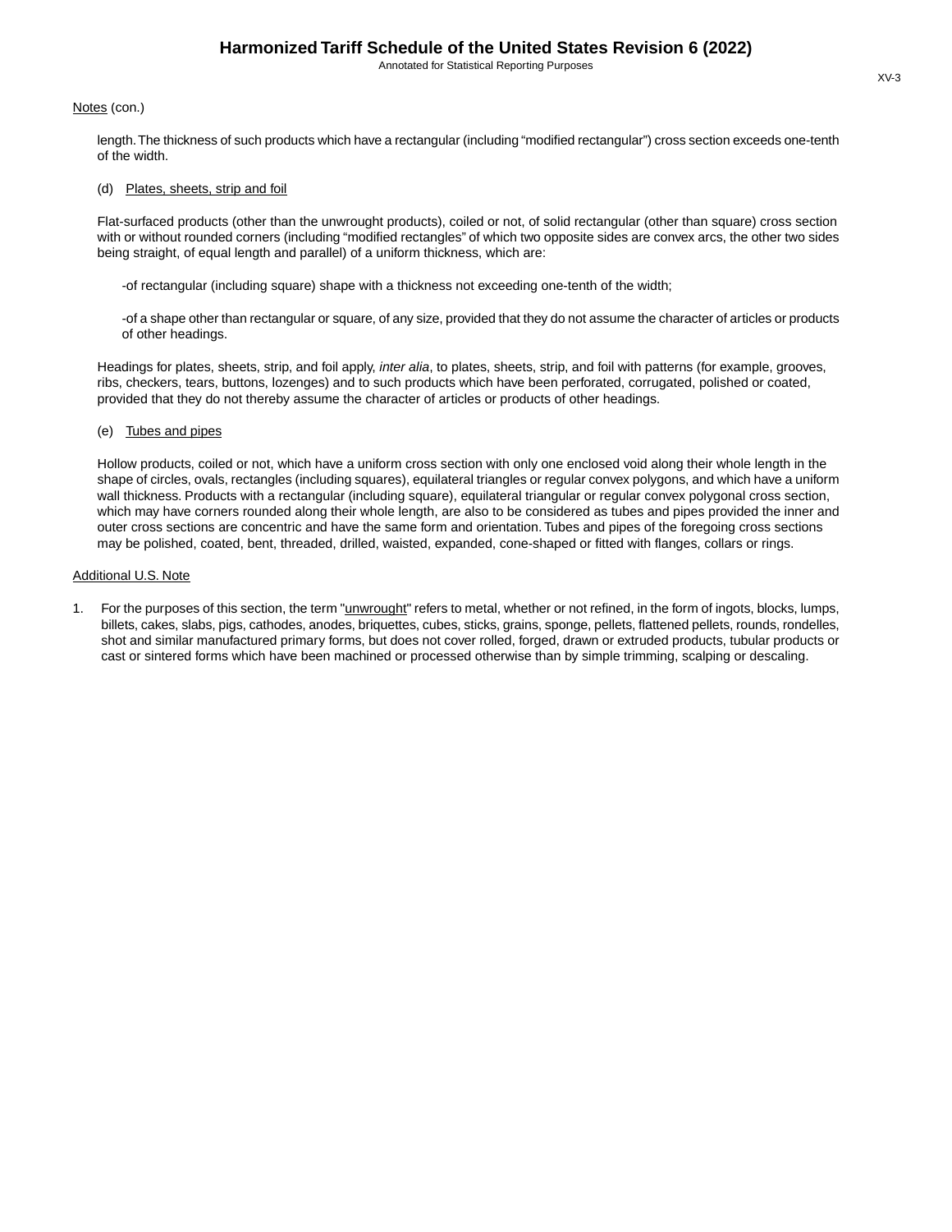Notes (con.)

length. The thickness of such products which have a rectangular (including “modified rectangular”) cross section exceeds one-tenth of the width.

(d) Plates, sheets, strip and foil

Flat-surfaced products (other than the unwrought products), coiled or not, of solid rectangular (other than square) cross section with or without rounded corners (including “modified rectangles” of which two opposite sides are convex arcs, the other two sides being straight, of equal length and parallel) of a uniform thickness, which are:

-of rectangular (including square) shape with a thickness not exceeding one-tenth of the width;

-of a shape other than rectangular or square, of any size, provided that they do not assume the character of articles or products of other headings.

Headings for plates, sheets, strip, and foil apply, *inter alia*, to plates, sheets, strip, and foil with patterns (for example, grooves, ribs, checkers, tears, buttons, lozenges) and to such products which have been perforated, corrugated, polished or coated, provided that they do not thereby assume the character of articles or products of other headings.

(e) Tubes and pipes

Hollow products, coiled or not, which have a uniform cross section with only one enclosed void along their whole length in the shape of circles, ovals, rectangles (including squares), equilateral triangles or regular convex polygons, and which have a uniform wall thickness. Products with a rectangular (including square), equilateral triangular or regular convex polygonal cross section, which may have corners rounded along their whole length, are also to be considered as tubes and pipes provided the inner and outer cross sections are concentric and have the same form and orientation. Tubes and pipes of the foregoing cross sections may be polished, coated, bent, threaded, drilled, waisted, expanded, cone-shaped or fitted with flanges, collars or rings.

Additional U.S. Note

1. For the purposes of this section, the term "unwrought" refers to metal, whether or not refined, in the form of ingots, blocks, lumps, billets, cakes, slabs, pigs, cathodes, anodes, briquettes, cubes, sticks, grains, sponge, pellets, flattened pellets, rounds, rondelles, shot and similar manufactured primary forms, but does not cover rolled, forged, drawn or extruded products, tubular products or cast or sintered forms which have been machined or processed otherwise than by simple trimming, scalping or descaling.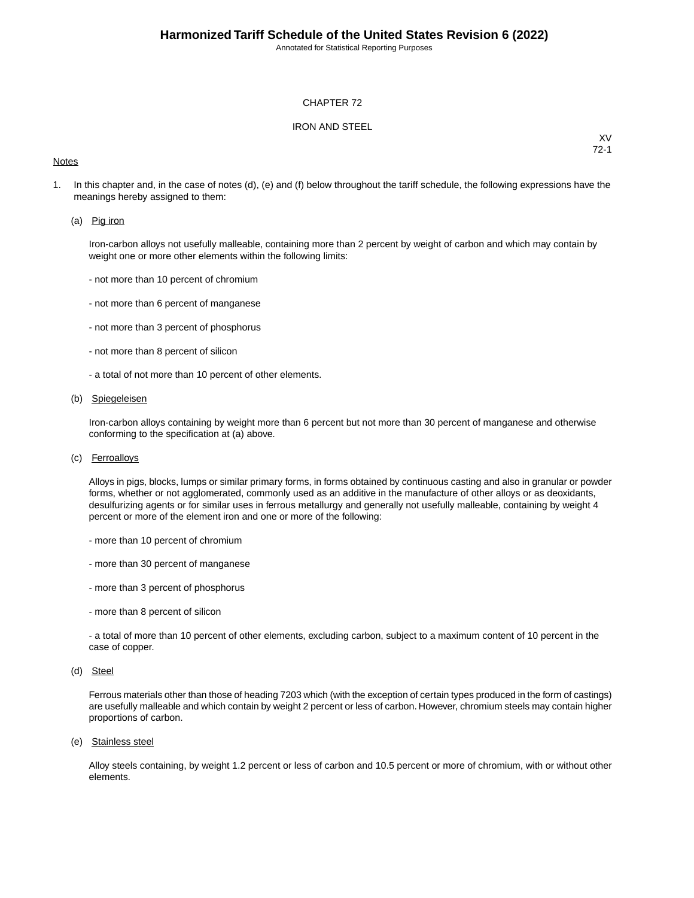# CHAPTER 72

## IRON AND STEEL

XV
72-1

Notes

1. In this chapter and, in the case of notes (d), (e) and (f) below throughout the tariff schedule, the following expressions have the meanings hereby assigned to them:

   (a) Pig iron

   Iron-carbon alloys not usefully malleable, containing more than 2 percent by weight of carbon and which may contain by weight one or more other elements within the following limits:

   - not more than 10 percent of chromium
   - not more than 6 percent of manganese
   - not more than 3 percent of phosphorus
   - not more than 8 percent of silicon
   - a total of not more than 10 percent of other elements.

   (b) Spiegeleisen

   Iron-carbon alloys containing by weight more than 6 percent but not more than 30 percent of manganese and otherwise conforming to the specification at (a) above.

   (c) Ferroalloys

   Alloys in pigs, blocks, lumps or similar primary forms, in forms obtained by continuous casting and also in granular or powder forms, whether or not agglomerated, commonly used as an additive in the manufacture of other alloys or as deoxidants, desulfurizing agents or for similar uses in ferrous metallurgy and generally not usefully malleable, containing by weight 4 percent or more of the element iron and one or more of the following:

   - more than 10 percent of chromium
   - more than 30 percent of manganese
   - more than 3 percent of phosphorus
   - more than 8 percent of silicon
   - a total of more than 10 percent of other elements, excluding carbon, subject to a maximum content of 10 percent in the case of copper.

   (d) Steel

   Ferrous materials other than those of heading 7203 which (with the exception of certain types produced in the form of castings) are usefully malleable and which contain by weight 2 percent or less of carbon. However, chromium steels may contain higher proportions of carbon.

   (e) Stainless steel

   Alloy steels containing, by weight 1.2 percent or less of carbon and 10.5 percent or more of chromium, with or without other elements.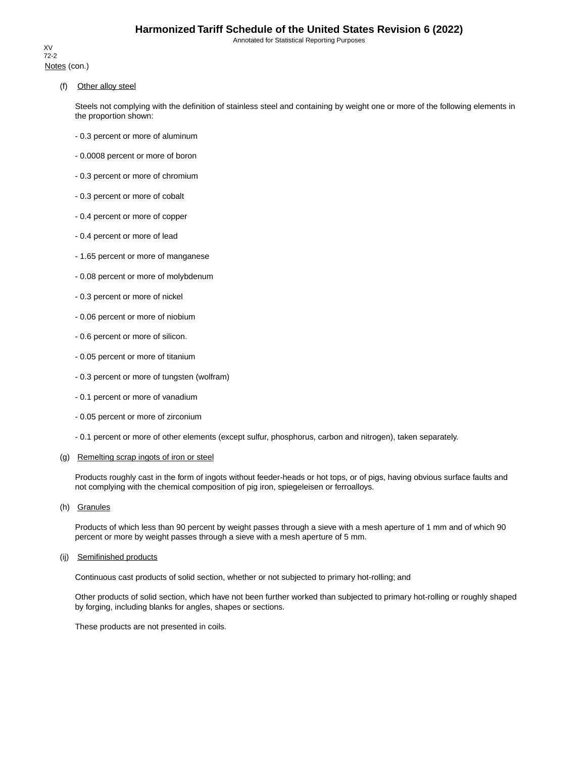Notes (con.)

(f) Other alloy steel

Steels not complying with the definition of stainless steel and containing by weight one or more of the following elements in the proportion shown:

- 0.3 percent or more of aluminum

- 0.0008 percent or more of boron

- 0.3 percent or more of chromium

- 0.3 percent or more of cobalt

- 0.4 percent or more of copper

- 0.4 percent or more of lead

- 1.65 percent or more of manganese

- 0.08 percent or more of molybdenum

- 0.3 percent or more of nickel

- 0.06 percent or more of niobium

- 0.6 percent or more of silicon.

- 0.05 percent or more of titanium

- 0.3 percent or more of tungsten (wolfram)

- 0.1 percent or more of vanadium

- 0.05 percent or more of zirconium

- 0.1 percent or more of other elements (except sulfur, phosphorus, carbon and nitrogen), taken separately.

(g) Remelting scrap ingots of iron or steel

Products roughly cast in the form of ingots without feeder-heads or hot tops, or of pigs, having obvious surface faults and not complying with the chemical composition of pig iron, spiegeleisen or ferroalloys.

(h) Granules

Products of which less than 90 percent by weight passes through a sieve with a mesh aperture of 1 mm and of which 90 percent or more by weight passes through a sieve with a mesh aperture of 5 mm.

(ij) Semifinished products

Continuous cast products of solid section, whether or not subjected to primary hot-rolling; and

Other products of solid section, which have not been further worked than subjected to primary hot-rolling or roughly shaped by forging, including blanks for angles, shapes or sections.

These products are not presented in coils.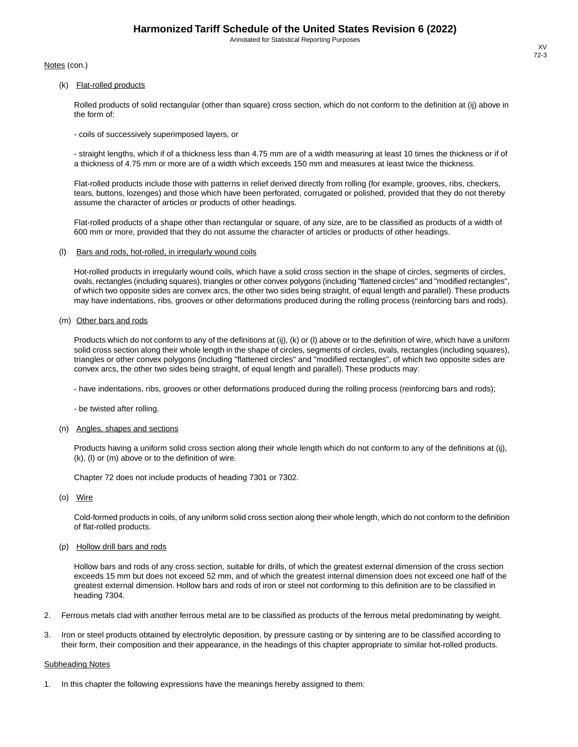Notes (con.)

(k) Flat-rolled products

Rolled products of solid rectangular (other than square) cross section, which do not conform to the definition at (ij) above in the form of:

- coils of successively superimposed layers, or

- straight lengths, which if of a thickness less than 4.75 mm are of a width measuring at least 10 times the thickness or if of a thickness of 4.75 mm or more are of a width which exceeds 150 mm and measures at least twice the thickness.

Flat-rolled products include those with patterns in relief derived directly from rolling (for example, grooves, ribs, checkers, tears, buttons, lozenges) and those which have been perforated, corrugated or polished, provided that they do not thereby assume the character of articles or products of other headings.

Flat-rolled products of a shape other than rectangular or square, of any size, are to be classified as products of a width of 600 mm or more, provided that they do not assume the character of articles or products of other headings.

(l) Bars and rods, hot-rolled, in irregularly wound coils

Hot-rolled products in irregularly wound coils, which have a solid cross section in the shape of circles, segments of circles, ovals, rectangles (including squares), triangles or other convex polygons (including "flattened circles" and "modified rectangles", of which two opposite sides are convex arcs, the other two sides being straight, of equal length and parallel). These products may have indentations, ribs, grooves or other deformations produced during the rolling process (reinforcing bars and rods).

(m) Other bars and rods

Products which do not conform to any of the definitions at (ij), (k) or (l) above or to the definition of wire, which have a uniform solid cross section along their whole length in the shape of circles, segments of circles, ovals, rectangles (including squares), triangles or other convex polygons (including "flattened circles" and "modified rectangles", of which two opposite sides are convex arcs, the other two sides being straight, of equal length and parallel). These products may:

- have indentations, ribs, grooves or other deformations produced during the rolling process (reinforcing bars and rods);

- be twisted after rolling.

(n) Angles, shapes and sections

Products having a uniform solid cross section along their whole length which do not conform to any of the definitions at (ij), (k), (l) or (m) above or to the definition of wire.

Chapter 72 does not include products of heading 7301 or 7302.

(o) Wire

Cold-formed products in coils, of any uniform solid cross section along their whole length, which do not conform to the definition of flat-rolled products.

(p) Hollow drill bars and rods

Hollow bars and rods of any cross section, suitable for drills, of which the greatest external dimension of the cross section exceeds 15 mm but does not exceed 52 mm, and of which the greatest internal dimension does not exceed one half of the greatest external dimension. Hollow bars and rods of iron or steel not conforming to this definition are to be classified in heading 7304.

2. Ferrous metals clad with another ferrous metal are to be classified as products of the ferrous metal predominating by weight.

3. Iron or steel products obtained by electrolytic deposition, by pressure casting or by sintering are to be classified according to their form, their composition and their appearance, in the headings of this chapter appropriate to similar hot-rolled products.

Subheading Notes

1. In this chapter the following expressions have the meanings hereby assigned to them: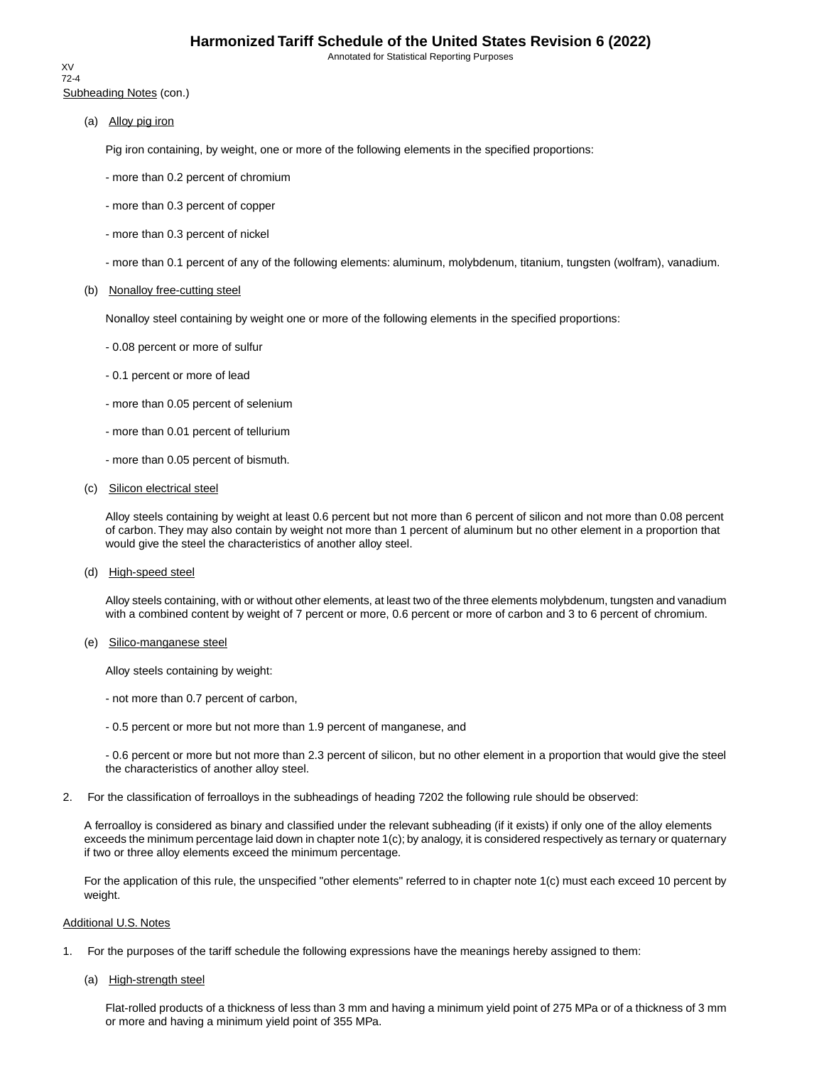Subheading Notes (con.)

(a) Alloy pig iron

Pig iron containing, by weight, one or more of the following elements in the specified proportions:

- more than 0.2 percent of chromium

- more than 0.3 percent of copper

- more than 0.3 percent of nickel

- more than 0.1 percent of any of the following elements: aluminum, molybdenum, titanium, tungsten (wolfram), vanadium.

(b) Nonalloy free-cutting steel

Nonalloy steel containing by weight one or more of the following elements in the specified proportions:

- 0.08 percent or more of sulfur

- 0.1 percent or more of lead

- more than 0.05 percent of selenium

- more than 0.01 percent of tellurium

- more than 0.05 percent of bismuth.

(c) Silicon electrical steel

Alloy steels containing by weight at least 0.6 percent but not more than 6 percent of silicon and not more than 0.08 percent of carbon. They may also contain by weight not more than 1 percent of aluminum but no other element in a proportion that would give the steel the characteristics of another alloy steel.

(d) High-speed steel

Alloy steels containing, with or without other elements, at least two of the three elements molybdenum, tungsten and vanadium with a combined content by weight of 7 percent or more, 0.6 percent or more of carbon and 3 to 6 percent of chromium.

(e) Silico-manganese steel

Alloy steels containing by weight:

- not more than 0.7 percent of carbon,

- 0.5 percent or more but not more than 1.9 percent of manganese, and

- 0.6 percent or more but not more than 2.3 percent of silicon, but no other element in a proportion that would give the steel the characteristics of another alloy steel.

2. For the classification of ferroalloys in the subheadings of heading 7202 the following rule should be observed:

A ferroalloy is considered as binary and classified under the relevant subheading (if it exists) if only one of the alloy elements exceeds the minimum percentage laid down in chapter note 1(c); by analogy, it is considered respectively as ternary or quaternary if two or three alloy elements exceed the minimum percentage.

For the application of this rule, the unspecified "other elements" referred to in chapter note 1(c) must each exceed 10 percent by weight.

Additional U.S. Notes

1. For the purposes of the tariff schedule the following expressions have the meanings hereby assigned to them:

(a) High-strength steel

Flat-rolled products of a thickness of less than 3 mm and having a minimum yield point of 275 MPa or of a thickness of 3 mm or more and having a minimum yield point of 355 MPa.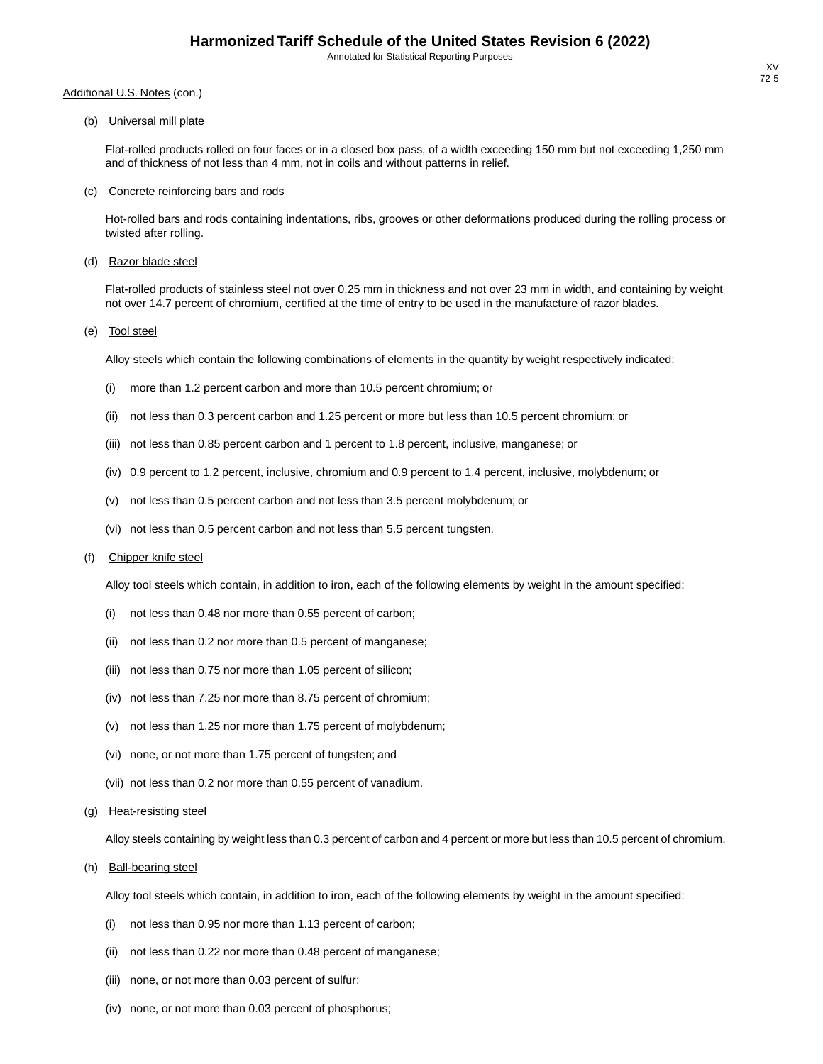Additional U.S. Notes (con.)

(b) Universal mill plate

Flat-rolled products rolled on four faces or in a closed box pass, of a width exceeding 150 mm but not exceeding 1,250 mm and of thickness of not less than 4 mm, not in coils and without patterns in relief.

(c) Concrete reinforcing bars and rods

Hot-rolled bars and rods containing indentations, ribs, grooves or other deformations produced during the rolling process or twisted after rolling.

(d) Razor blade steel

Flat-rolled products of stainless steel not over 0.25 mm in thickness and not over 23 mm in width, and containing by weight not over 14.7 percent of chromium, certified at the time of entry to be used in the manufacture of razor blades.

(e) Tool steel

Alloy steels which contain the following combinations of elements in the quantity by weight respectively indicated:

(i) more than 1.2 percent carbon and more than 10.5 percent chromium; or

(ii) not less than 0.3 percent carbon and 1.25 percent or more but less than 10.5 percent chromium; or

(iii) not less than 0.85 percent carbon and 1 percent to 1.8 percent, inclusive, manganese; or

(iv) 0.9 percent to 1.2 percent, inclusive, chromium and 0.9 percent to 1.4 percent, inclusive, molybdenum; or

(v) not less than 0.5 percent carbon and not less than 3.5 percent molybdenum; or

(vi) not less than 0.5 percent carbon and not less than 5.5 percent tungsten.

(f) Chipper knife steel

Alloy tool steels which contain, in addition to iron, each of the following elements by weight in the amount specified:

(i) not less than 0.48 nor more than 0.55 percent of carbon;

(ii) not less than 0.2 nor more than 0.5 percent of manganese;

(iii) not less than 0.75 nor more than 1.05 percent of silicon;

(iv) not less than 7.25 nor more than 8.75 percent of chromium;

(v) not less than 1.25 nor more than 1.75 percent of molybdenum;

(vi) none, or not more than 1.75 percent of tungsten; and

(vii) not less than 0.2 nor more than 0.55 percent of vanadium.

(g) Heat-resisting steel

Alloy steels containing by weight less than 0.3 percent of carbon and 4 percent or more but less than 10.5 percent of chromium.

(h) Ball-bearing steel

Alloy tool steels which contain, in addition to iron, each of the following elements by weight in the amount specified:

(i) not less than 0.95 nor more than 1.13 percent of carbon;

(ii) not less than 0.22 nor more than 0.48 percent of manganese;

(iii) none, or not more than 0.03 percent of sulfur;

(iv) none, or not more than 0.03 percent of phosphorus;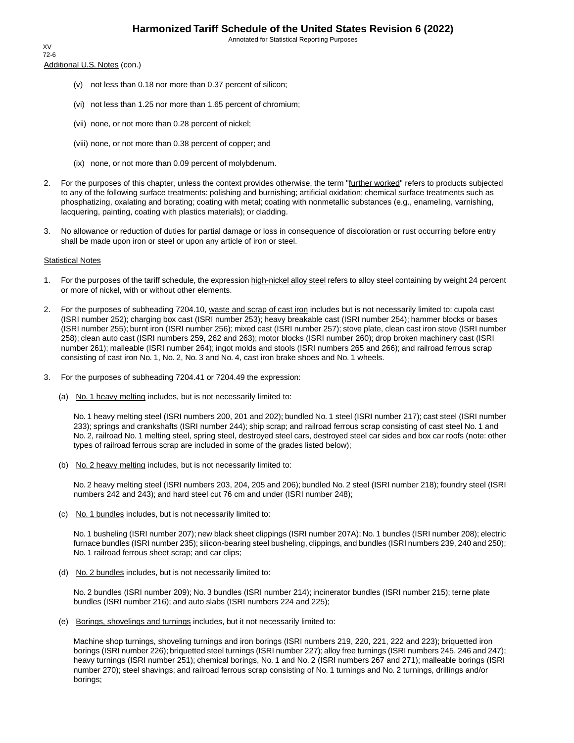Additional U.S. Notes (con.)

(v) not less than 0.18 nor more than 0.37 percent of silicon;

(vi) not less than 1.25 nor more than 1.65 percent of chromium;

(vii) none, or not more than 0.28 percent of nickel;

(viii) none, or not more than 0.38 percent of copper; and

(ix) none, or not more than 0.09 percent of molybdenum.

2. For the purposes of this chapter, unless the context provides otherwise, the term "further worked" refers to products subjected to any of the following surface treatments: polishing and burnishing; artificial oxidation; chemical surface treatments such as phosphatizing, oxalating and borating; coating with metal; coating with nonmetallic substances (e.g., enameling, varnishing, lacquering, painting, coating with plastics materials); or cladding.

3. No allowance or reduction of duties for partial damage or loss in consequence of discoloration or rust occurring before entry shall be made upon iron or steel or upon any article of iron or steel.

Statistical Notes

1. For the purposes of the tariff schedule, the expression high-nickel alloy steel refers to alloy steel containing by weight 24 percent or more of nickel, with or without other elements.

2. For the purposes of subheading 7204.10, waste and scrap of cast iron includes but is not necessarily limited to: cupola cast (ISRI number 252); charging box cast (ISRI number 253); heavy breakable cast (ISRI number 254); hammer blocks or bases (ISRI number 255); burnt iron (ISRI number 256); mixed cast (ISRI number 257); stove plate, clean cast iron stove (ISRI number 258); clean auto cast (ISRI numbers 259, 262 and 263); motor blocks (ISRI number 260); drop broken machinery cast (ISRI number 261); malleable (ISRI number 264); ingot molds and stools (ISRI numbers 265 and 266); and railroad ferrous scrap consisting of cast iron No. 1, No. 2, No. 3 and No. 4, cast iron brake shoes and No. 1 wheels.

3. For the purposes of subheading 7204.41 or 7204.49 the expression:

(a) No. 1 heavy melting includes, but is not necessarily limited to:

No. 1 heavy melting steel (ISRI numbers 200, 201 and 202); bundled No. 1 steel (ISRI number 217); cast steel (ISRI number 233); springs and crankshafts (ISRI number 244); ship scrap; and railroad ferrous scrap consisting of cast steel No. 1 and No. 2, railroad No. 1 melting steel, spring steel, destroyed steel cars, destroyed steel car sides and box car roofs (note: other types of railroad ferrous scrap are included in some of the grades listed below);

(b) No. 2 heavy melting includes, but is not necessarily limited to:

No. 2 heavy melting steel (ISRI numbers 203, 204, 205 and 206); bundled No. 2 steel (ISRI number 218); foundry steel (ISRI numbers 242 and 243); and hard steel cut 76 cm and under (ISRI number 248);

(c) No. 1 bundles includes, but is not necessarily limited to:

No. 1 busheling (ISRI number 207); new black sheet clippings (ISRI number 207A); No. 1 bundles (ISRI number 208); electric furnace bundles (ISRI number 235); silicon-bearing steel busheling, clippings, and bundles (ISRI numbers 239, 240 and 250); No. 1 railroad ferrous sheet scrap; and car clips;

(d) No. 2 bundles includes, but is not necessarily limited to:

No. 2 bundles (ISRI number 209); No. 3 bundles (ISRI number 214); incinerator bundles (ISRI number 215); terne plate bundles (ISRI number 216); and auto slabs (ISRI numbers 224 and 225);

(e) Borings, shovelings and turnings includes, but it not necessarily limited to:

Machine shop turnings, shoveling turnings and iron borings (ISRI numbers 219, 220, 221, 222 and 223); briquetted iron borings (ISRI number 226); briquetted steel turnings (ISRI number 227); alloy free turnings (ISRI numbers 245, 246 and 247); heavy turnings (ISRI number 251); chemical borings, No. 1 and No. 2 (ISRI numbers 267 and 271); malleable borings (ISRI number 270); steel shavings; and railroad ferrous scrap consisting of No. 1 turnings and No. 2 turnings, drillings and/or borings;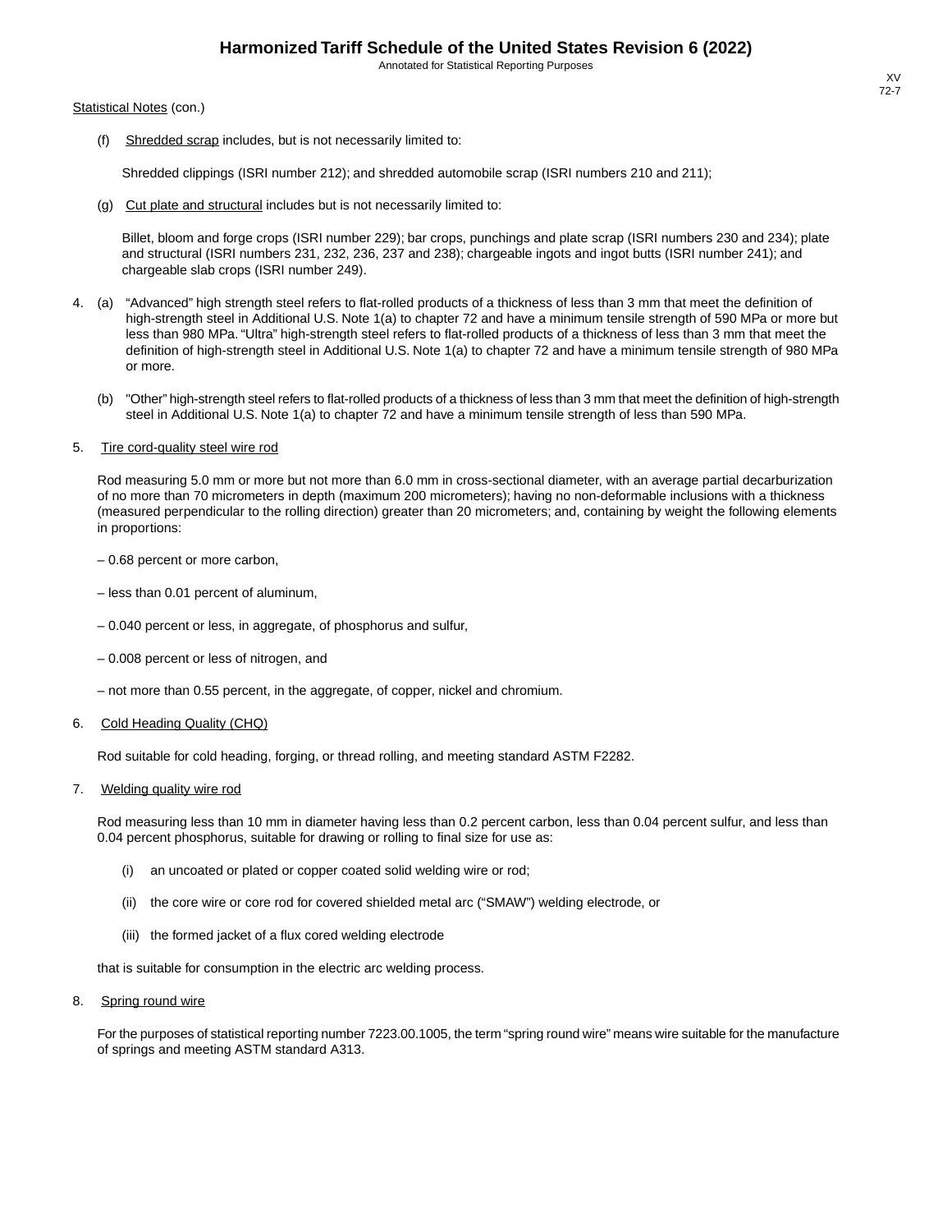Statistical Notes (con.)

(f) Shredded scrap includes, but is not necessarily limited to:

Shredded clippings (ISRI number 212); and shredded automobile scrap (ISRI numbers 210 and 211);

(g) Cut plate and structural includes but is not necessarily limited to:

Billet, bloom and forge crops (ISRI number 229); bar crops, punchings and plate scrap (ISRI numbers 230 and 234); plate and structural (ISRI numbers 231, 232, 236, 237 and 238); chargeable ingots and ingot butts (ISRI number 241); and chargeable slab crops (ISRI number 249).

4. (a) "Advanced" high strength steel refers to flat-rolled products of a thickness of less than 3 mm that meet the definition of high-strength steel in Additional U.S. Note 1(a) to chapter 72 and have a minimum tensile strength of 590 MPa or more but less than 980 MPa. "Ultra" high-strength steel refers to flat-rolled products of a thickness of less than 3 mm that meet the definition of high-strength steel in Additional U.S. Note 1(a) to chapter 72 and have a minimum tensile strength of 980 MPa or more.

   (b) "Other" high-strength steel refers to flat-rolled products of a thickness of less than 3 mm that meet the definition of high-strength steel in Additional U.S. Note 1(a) to chapter 72 and have a minimum tensile strength of less than 590 MPa.

5. Tire cord-quality steel wire rod

   Rod measuring 5.0 mm or more but not more than 6.0 mm in cross-sectional diameter, with an average partial decarburization of no more than 70 micrometers in depth (maximum 200 micrometers); having no non-deformable inclusions with a thickness (measured perpendicular to the rolling direction) greater than 20 micrometers; and, containing by weight the following elements in proportions:

   – 0.68 percent or more carbon,

   – less than 0.01 percent of aluminum,

   – 0.040 percent or less, in aggregate, of phosphorus and sulfur,

   – 0.008 percent or less of nitrogen, and

   – not more than 0.55 percent, in the aggregate, of copper, nickel and chromium.

6. Cold Heading Quality (CHQ)

   Rod suitable for cold heading, forging, or thread rolling, and meeting standard ASTM F2282.

7. Welding quality wire rod

   Rod measuring less than 10 mm in diameter having less than 0.2 percent carbon, less than 0.04 percent sulfur, and less than 0.04 percent phosphorus, suitable for drawing or rolling to final size for use as:

   (i) an uncoated or plated or copper coated solid welding wire or rod;

   (ii) the core wire or core rod for covered shielded metal arc ("SMAW") welding electrode, or

   (iii) the formed jacket of a flux cored welding electrode

   that is suitable for consumption in the electric arc welding process.

8. Spring round wire

   For the purposes of statistical reporting number 7223.00.1005, the term "spring round wire" means wire suitable for the manufacture of springs and meeting ASTM standard A313.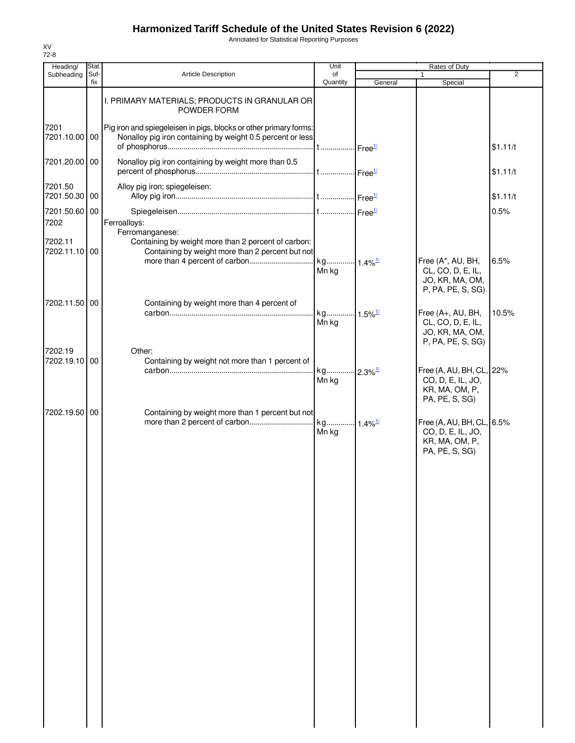# Harmonized Tariff Schedule of the United States Revision 6 (2022)

Annotated for Statistical Reporting Purposes

XV
72-8

| Heading/ Subheading | Stat. Suf- fix | Article Description | Unit of Quantity | Rates of Duty 1 General | Special | 2 |
|---|---|---|---|---|---|---|
| | | I. PRIMARY MATERIALS; PRODUCTS IN GRANULAR OR POWDER FORM | | | | |
| 7201 | | Pig iron and spiegeleisen in pigs, blocks or other primary forms: | | | | |
| 7201.10.00 | 00 | Nonalloy pig iron containing by weight 0.5 percent or less of phosphorus | t | Free[1/] | | $1.11/t |
| 7201.20.00 | 00 | Nonalloy pig iron containing by weight more than 0.5 percent of phosphorus | t | Free[1/] | | $1.11/t |
| 7201.50 | | Alloy pig iron; spiegeleisen: | | | | |
| 7201.50.30 | 00 | Alloy pig iron | t | Free[1/] | | $1.11/t |
| 7201.50.60 | 00 | Spiegeleisen | t | Free[1/] | | 0.5% |
| 7202 | | Ferroalloys: | | | | |
| | | Ferromanganese: | | | | |
| 7202.11 | | Containing by weight more than 2 percent of carbon: | | | | |
| 7202.11.10 | 00 | Containing by weight more than 2 percent but not more than 4 percent of carbon | kg Mn kg | 1.4%[1/] | Free (A*, AU, BH, CL, CO, D, E, IL, JO, KR, MA, OM, P, PA, PE, S, SG) | 6.5% |
| 7202.11.50 | 00 | Containing by weight more than 4 percent of carbon | kg Mn kg | 1.5%[1/] | Free (A+, AU, BH, CL, CO, D, E, IL, JO, KR, MA, OM, P, PA, PE, S, SG) | 10.5% |
| 7202.19 | | Other: | | | | |
| 7202.19.10 | 00 | Containing by weight not more than 1 percent of carbon | kg Mn kg | 2.3%[1/] | Free (A, AU, BH, CL, CO, D, E, IL, JO, KR, MA, OM, P, PA, PE, S, SG) | 22% |
| 7202.19.50 | 00 | Containing by weight more than 1 percent but not more than 2 percent of carbon | kg Mn kg | 1.4%[1/] | Free (A, AU, BH, CL, CO, D, E, IL, JO, KR, MA, OM, P, PA, PE, S, SG) | 6.5% |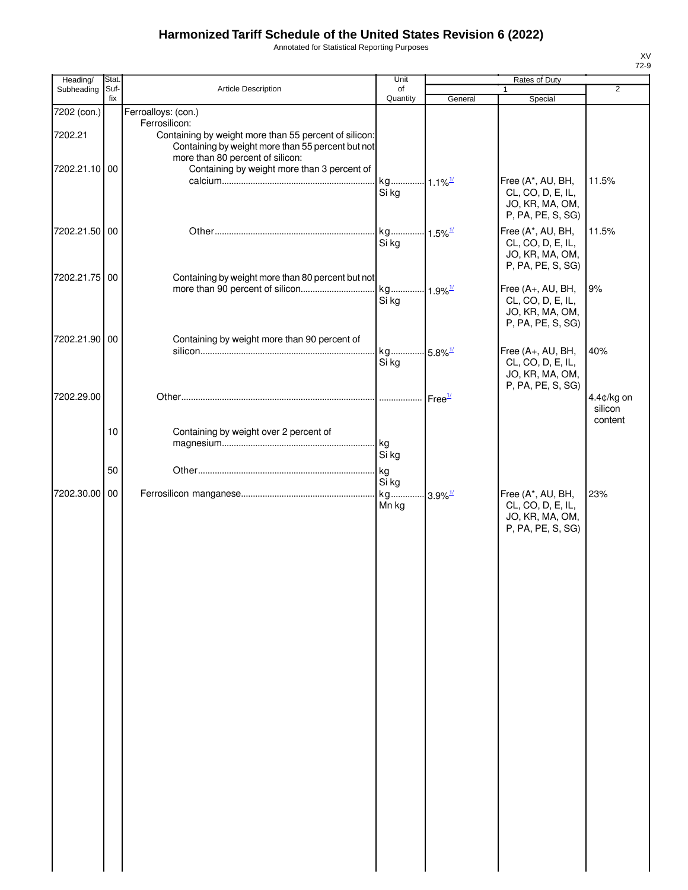# Harmonized Tariff Schedule of the United States Revision 6 (2022)

Annotated for Statistical Reporting Purposes

XV
72-9

| Heading/ Subheading | Stat. Suf- fix | Article Description | Unit of Quantity | Rates of Duty 1 General | Rates of Duty 1 Special | Rates of Duty 2 |
|---|---|---|---|---|---|---|
| 7202 (con.) | | Ferroalloys: (con.) | | | | |
| | | Ferrosilicon: | | | | |
| 7202.21 | | Containing by weight more than 55 percent of silicon: | | | | |
| | | Containing by weight more than 55 percent but not more than 80 percent of silicon: | | | | |
| 7202.21.10 | 00 | Containing by weight more than 3 percent of calcium | kg<br>Si kg | 1.1%[1/] | Free (A*, AU, BH, CL, CO, D, E, IL, JO, KR, MA, OM, P, PA, PE, S, SG) | 11.5% |
| 7202.21.50 | 00 | Other | kg<br>Si kg | 1.5%[1/] | Free (A*, AU, BH, CL, CO, D, E, IL, JO, KR, MA, OM, P, PA, PE, S, SG) | 11.5% |
| 7202.21.75 | 00 | Containing by weight more than 80 percent but not more than 90 percent of silicon | kg<br>Si kg | 1.9%[1/] | Free (A+, AU, BH, CL, CO, D, E, IL, JO, KR, MA, OM, P, PA, PE, S, SG) | 9% |
| 7202.21.90 | 00 | Containing by weight more than 90 percent of silicon | kg<br>Si kg | 5.8%[1/] | Free (A+, AU, BH, CL, CO, D, E, IL, JO, KR, MA, OM, P, PA, PE, S, SG) | 40% |
| 7202.29.00 | | Other | | Free[1/] | | 4.4¢/kg on silicon content |
| | 10 | Containing by weight over 2 percent of magnesium | kg<br>Si kg | | | |
| | 50 | Other | kg<br>Si kg | | | |
| 7202.30.00 | 00 | Ferrosilicon manganese | kg<br>Mn kg | 3.9%[1/] | Free (A*, AU, BH, CL, CO, D, E, IL, JO, KR, MA, OM, P, PA, PE, S, SG) | 23% |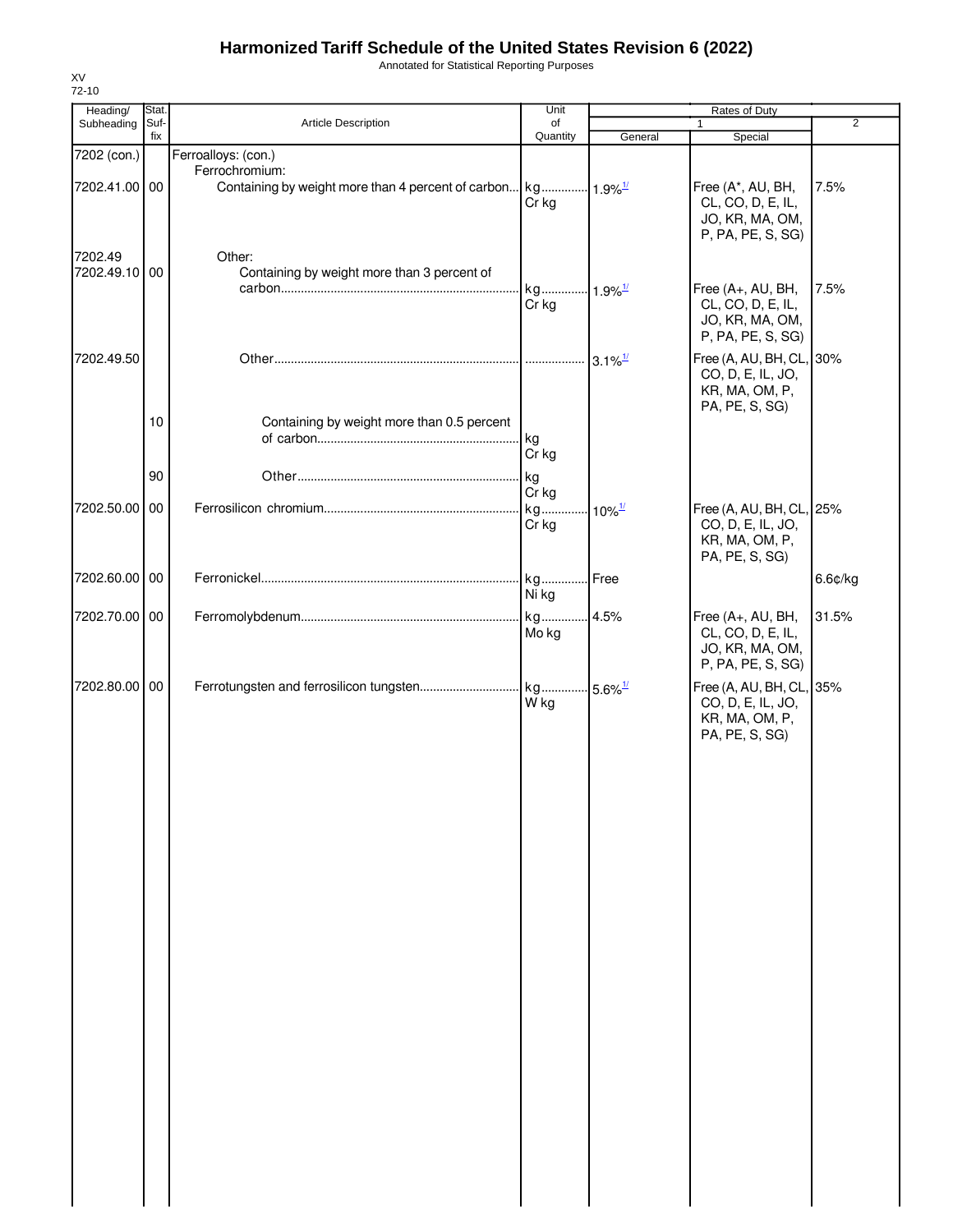# Harmonized Tariff Schedule of the United States Revision 6 (2022)

Annotated for Statistical Reporting Purposes

XV
72-10

| Heading/ Subheading | Stat. Suf- fix | Article Description | Unit of Quantity | Rates of Duty | | |
|---|---|---|---|---|---|---|
| | | | | 1 | | 2 |
| | | | | General | Special | |
| 7202 (con.) | | Ferroalloys: (con.) | | | | |
| | | Ferrochromium: | | | | |
| 7202.41.00 | 00 | Containing by weight more than 4 percent of carbon | kg<br>Cr kg | 1.9%[1/] | Free (A*, AU, BH, CL, CO, D, E, IL, JO, KR, MA, OM, P, PA, PE, S, SG) | 7.5% |
| 7202.49 | | Other: | | | | |
| 7202.49.10 | 00 | Containing by weight more than 3 percent of carbon | kg<br>Cr kg | 1.9%[1/] | Free (A+, AU, BH, CL, CO, D, E, IL, JO, KR, MA, OM, P, PA, PE, S, SG) | 7.5% |
| 7202.49.50 | | Other | | 3.1%[1/] | Free (A, AU, BH, CL, CO, D, E, IL, JO, KR, MA, OM, P, PA, PE, S, SG) | 30% |
| | 10 | Containing by weight more than 0.5 percent of carbon | kg<br>Cr kg | | | |
| | 90 | Other | kg<br>Cr kg | | | |
| 7202.50.00 | 00 | Ferrosilicon chromium | kg<br>Cr kg | 10%[1/] | Free (A, AU, BH, CL, CO, D, E, IL, JO, KR, MA, OM, P, PA, PE, S, SG) | 25% |
| 7202.60.00 | 00 | Ferronickel | kg<br>Ni kg | Free | | 6.6¢/kg |
| 7202.70.00 | 00 | Ferromolybdenum | kg<br>Mo kg | 4.5% | Free (A+, AU, BH, CL, CO, D, E, IL, JO, KR, MA, OM, P, PA, PE, S, SG) | 31.5% |
| 7202.80.00 | 00 | Ferrotungsten and ferrosilicon tungsten | kg<br>W kg | 5.6%[1/] | Free (A, AU, BH, CL, CO, D, E, IL, JO, KR, MA, OM, P, PA, PE, S, SG) | 35% |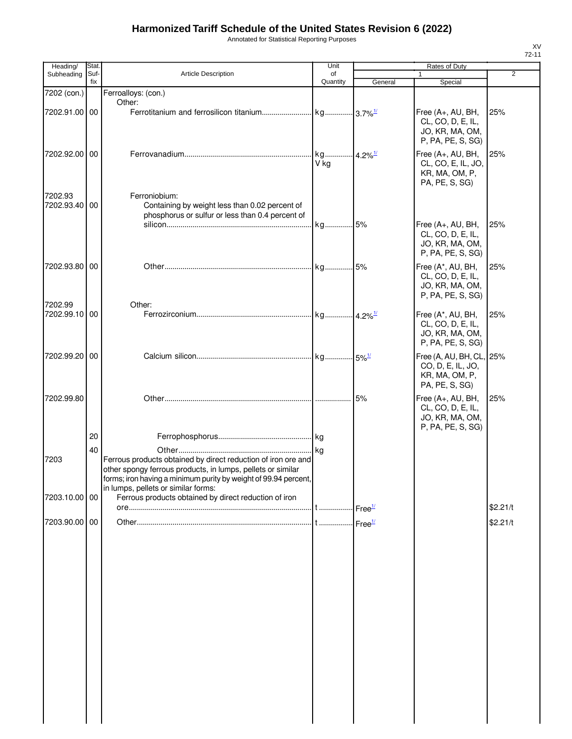# Harmonized Tariff Schedule of the United States Revision 6 (2022)

Annotated for Statistical Reporting Purposes

XV
72-11

| Heading/ Subheading | Stat. Suf- fix | Article Description | Unit of Quantity | Rates of Duty 1 General | Special | 2 |
|---|---|---|---|---|---|---|
| 7202 (con.) | | Ferroalloys: (con.) | | | | |
| | | Other: | | | | |
| 7202.91.00 | 00 | Ferrotitanium and ferrosilicon titanium | kg | 3.7%[1/] | Free (A+, AU, BH, CL, CO, D, E, IL, JO, KR, MA, OM, P, PA, PE, S, SG) | 25% |
| 7202.92.00 | 00 | Ferrovanadium | kg V kg | 4.2%[1/] | Free (A+, AU, BH, CL, CO, E, IL, JO, KR, MA, OM, P, PA, PE, S, SG) | 25% |
| 7202.93 | | Ferroniobium: | | | | |
| 7202.93.40 | 00 | Containing by weight less than 0.02 percent of phosphorus or sulfur or less than 0.4 percent of silicon | kg | 5% | Free (A+, AU, BH, CL, CO, D, E, IL, JO, KR, MA, OM, P, PA, PE, S, SG) | 25% |
| 7202.93.80 | 00 | Other | kg | 5% | Free (A*, AU, BH, CL, CO, D, E, IL, JO, KR, MA, OM, P, PA, PE, S, SG) | 25% |
| 7202.99 | | Other: | | | | |
| 7202.99.10 | 00 | Ferrozirconium | kg | 4.2%[1/] | Free (A*, AU, BH, CL, CO, D, E, IL, JO, KR, MA, OM, P, PA, PE, S, SG) | 25% |
| 7202.99.20 | 00 | Calcium silicon | kg | 5%[1/] | Free (A, AU, BH, CL, CO, D, E, IL, JO, KR, MA, OM, P, PA, PE, S, SG) | 25% |
| 7202.99.80 | | Other | | 5% | Free (A+, AU, BH, CL, CO, D, E, IL, JO, KR, MA, OM, P, PA, PE, S, SG) | 25% |
| | 20 | Ferrophosphorus | kg | | | |
| | 40 | Other | kg | | | |
| 7203 | | Ferrous products obtained by direct reduction of iron ore and other spongy ferrous products, in lumps, pellets or similar forms; iron having a minimum purity by weight of 99.94 percent, in lumps, pellets or similar forms: | | | | |
| 7203.10.00 | 00 | Ferrous products obtained by direct reduction of iron ore | t | Free[1/] | | $2.21/t |
| 7203.90.00 | 00 | Other | t | Free[1/] | | $2.21/t |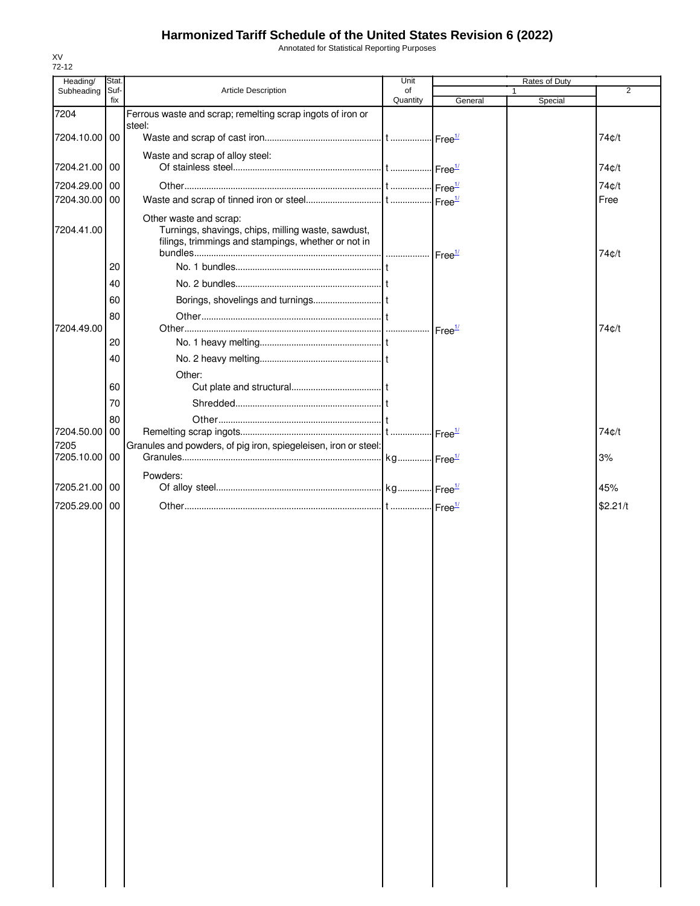# Harmonized Tariff Schedule of the United States Revision 6 (2022)

Annotated for Statistical Reporting Purposes

XV
72-12

| Heading/ Subheading | Stat. Suf- fix | Article Description | Unit of Quantity | Rates of Duty | | |
|---|---|---|---|---|---|---|
| | | | | 1 | | 2 |
| | | | | General | Special | |
| 7204 | | Ferrous waste and scrap; remelting scrap ingots of iron or steel: | | | | |
| 7204.10.00 | 00 | Waste and scrap of cast iron | t | Free[1/] | | 74¢/t |
| | | Waste and scrap of alloy steel: | | | | |
| 7204.21.00 | 00 | Of stainless steel | t | Free[1/] | | 74¢/t |
| 7204.29.00 | 00 | Other | t | Free[1/] | | 74¢/t |
| 7204.30.00 | 00 | Waste and scrap of tinned iron or steel | t | Free[1/] | | Free |
| | | Other waste and scrap: | | | | |
| 7204.41.00 | | Turnings, shavings, chips, milling waste, sawdust, filings, trimmings and stampings, whether or not in bundles | | Free[1/] | | 74¢/t |
| | 20 | No. 1 bundles | t | | | |
| | 40 | No. 2 bundles | t | | | |
| | 60 | Borings, shovelings and turnings | t | | | |
| | 80 | Other | t | | | |
| 7204.49.00 | | Other | | Free[1/] | | 74¢/t |
| | 20 | No. 1 heavy melting | t | | | |
| | 40 | No. 2 heavy melting | t | | | |
| | | Other: | | | | |
| | 60 | Cut plate and structural | t | | | |
| | 70 | Shredded | t | | | |
| | 80 | Other | t | | | |
| 7204.50.00 | 00 | Remelting scrap ingots | t | Free[1/] | | 74¢/t |
| 7205 | | Granules and powders, of pig iron, spiegeleisen, iron or steel: | | | | |
| 7205.10.00 | 00 | Granules | kg | Free[1/] | | 3% |
| | | Powders: | | | | |
| 7205.21.00 | 00 | Of alloy steel | kg | Free[1/] | | 45% |
| 7205.29.00 | 00 | Other | t | Free[1/] | | $2.21/t |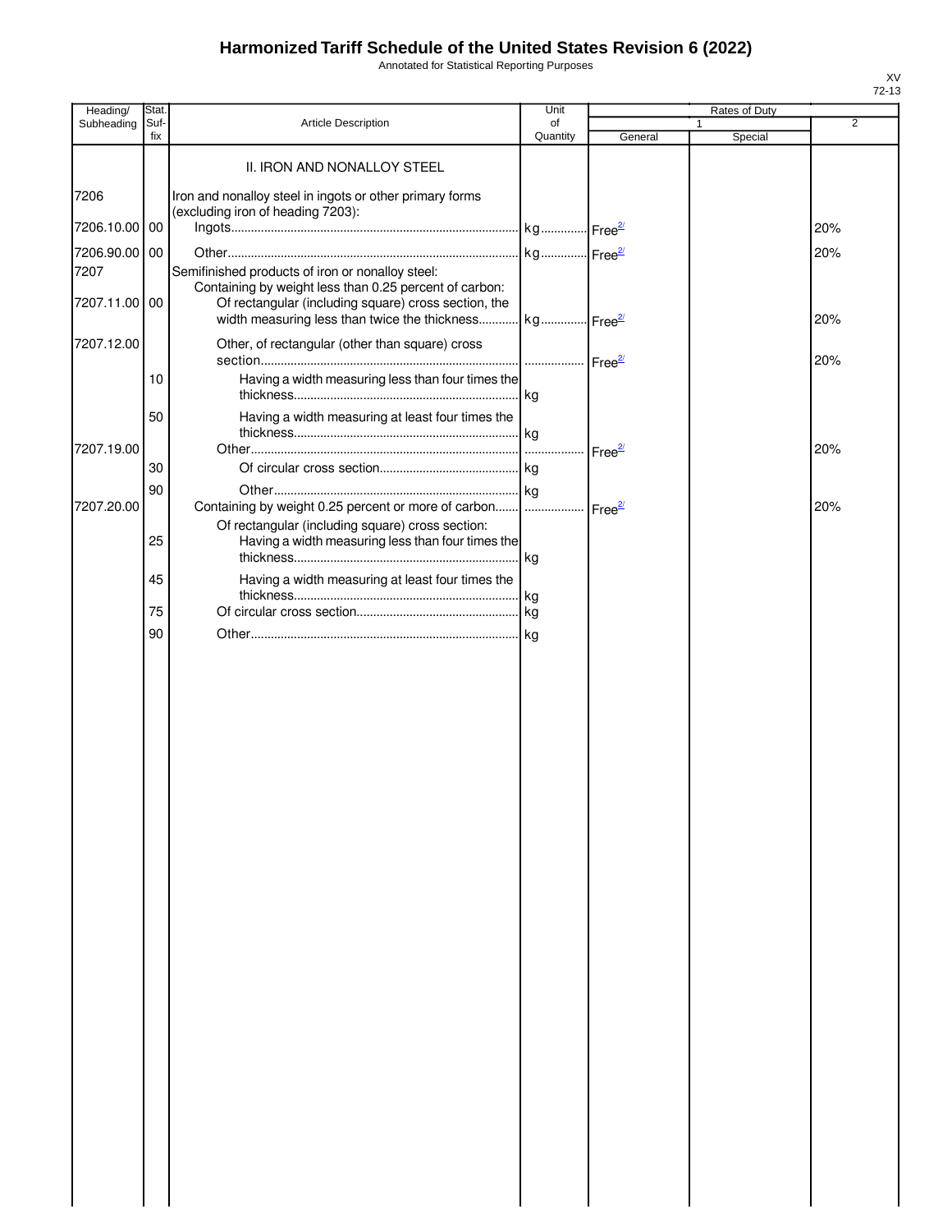# Harmonized Tariff Schedule of the United States Revision 6 (2022)

Annotated for Statistical Reporting Purposes

| Heading/ Subheading | Stat. Suf-fix | Article Description | Unit of Quantity | Rates of Duty 1 General | Special | 2 |
|---|---|---|---|---|---|---|
| | | II. IRON AND NONALLOY STEEL | | | | |
| 7206 | | Iron and nonalloy steel in ingots or other primary forms (excluding iron of heading 7203): | | | | |
| 7206.10.00 | 00 | Ingots | kg | Free[2/] | | 20% |
| 7206.90.00 | 00 | Other | kg | Free[2/] | | 20% |
| 7207 | | Semifinished products of iron or nonalloy steel: | | | | |
| | | Containing by weight less than 0.25 percent of carbon: | | | | |
| 7207.11.00 | 00 | Of rectangular (including square) cross section, the width measuring less than twice the thickness | kg | Free[2/] | | 20% |
| 7207.12.00 | | Other, of rectangular (other than square) cross section | | Free[2/] | | 20% |
| | 10 | Having a width measuring less than four times the thickness | kg | | | |
| | 50 | Having a width measuring at least four times the thickness | kg | | | |
| 7207.19.00 | | Other | | Free[2/] | | 20% |
| | 30 | Of circular cross section | kg | | | |
| | 90 | Other | kg | | | |
| 7207.20.00 | | Containing by weight 0.25 percent or more of carbon | | Free[2/] | | 20% |
| | | Of rectangular (including square) cross section: | | | | |
| | 25 | Having a width measuring less than four times the thickness | kg | | | |
| | 45 | Having a width measuring at least four times the thickness | kg | | | |
| | 75 | Of circular cross section | kg | | | |
| | 90 | Other | kg | | | |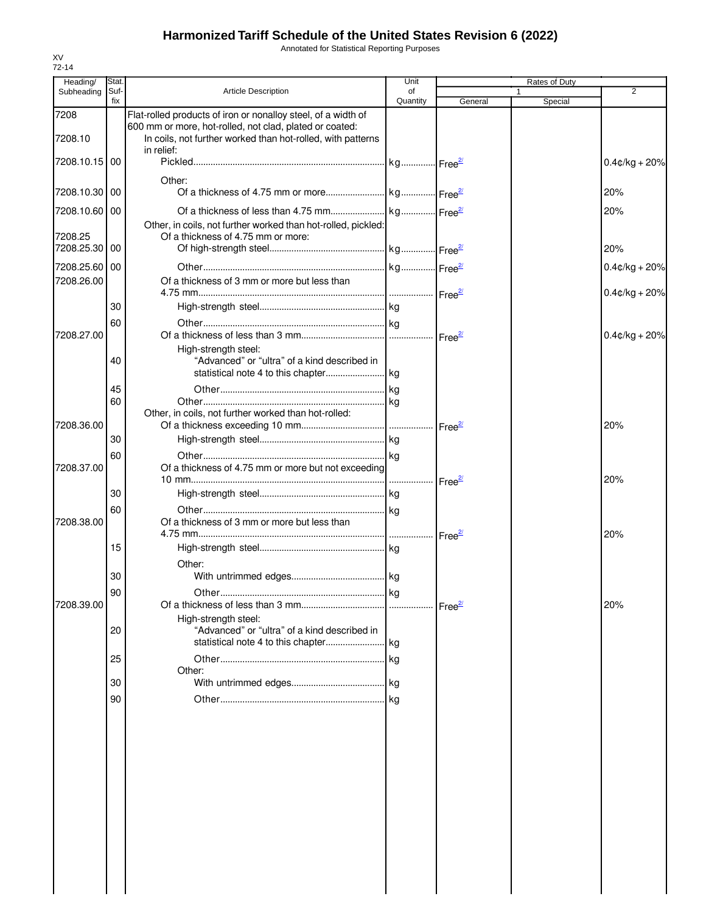# Harmonized Tariff Schedule of the United States Revision 6 (2022)

Annotated for Statistical Reporting Purposes

XV
72-14

| Heading/ Subheading | Stat. Suf- fix | Article Description | Unit of Quantity | Rates of Duty 1 General | Special | 2 |
|---|---|---|---|---|---|---|
| 7208 | | Flat-rolled products of iron or nonalloy steel, of a width of 600 mm or more, hot-rolled, not clad, plated or coated: | | | | |
| 7208.10 | | In coils, not further worked than hot-rolled, with patterns in relief: | | | | |
| 7208.10.15 | 00 | Pickled | kg | Free[2/] | | 0.4¢/kg + 20% |
| | | Other: | | | | |
| 7208.10.30 | 00 | Of a thickness of 4.75 mm or more | kg | Free[2/] | | 20% |
| 7208.10.60 | 00 | Of a thickness of less than 4.75 mm | kg | Free[2/] | | 20% |
| | | Other, in coils, not further worked than hot-rolled, pickled: | | | | |
| 7208.25 | | Of a thickness of 4.75 mm or more: | | | | |
| 7208.25.30 | 00 | Of high-strength steel | kg | Free[2/] | | 20% |
| 7208.25.60 | 00 | Other | kg | Free[2/] | | 0.4¢/kg + 20% |
| 7208.26.00 | | Of a thickness of 3 mm or more but less than 4.75 mm | | Free[2/] | | 0.4¢/kg + 20% |
| | 30 | High-strength steel | kg | | | |
| | 60 | Other | kg | | | |
| 7208.27.00 | | Of a thickness of less than 3 mm | | Free[2/] | | 0.4¢/kg + 20% |
| | | High-strength steel: | | | | |
| | 40 | "Advanced" or "ultra" of a kind described in statistical note 4 to this chapter | kg | | | |
| | 45 | Other | kg | | | |
| | 60 | Other | kg | | | |
| | | Other, in coils, not further worked than hot-rolled: | | | | |
| 7208.36.00 | | Of a thickness exceeding 10 mm | | Free[2/] | | 20% |
| | 30 | High-strength steel | kg | | | |
| | 60 | Other | kg | | | |
| 7208.37.00 | | Of a thickness of 4.75 mm or more but not exceeding 10 mm | | Free[2/] | | 20% |
| | 30 | High-strength steel | kg | | | |
| | 60 | Other | kg | | | |
| 7208.38.00 | | Of a thickness of 3 mm or more but less than 4.75 mm | | Free[2/] | | 20% |
| | 15 | High-strength steel | kg | | | |
| | | Other: | | | | |
| | 30 | With untrimmed edges | kg | | | |
| | 90 | Other | kg | | | |
| 7208.39.00 | | Of a thickness of less than 3 mm | | Free[2/] | | 20% |
| | | High-strength steel: | | | | |
| | 20 | "Advanced" or "ultra" of a kind described in statistical note 4 to this chapter | kg | | | |
| | 25 | Other | kg | | | |
| | | Other: | | | | |
| | 30 | With untrimmed edges | kg | | | |
| | 90 | Other | kg | | | |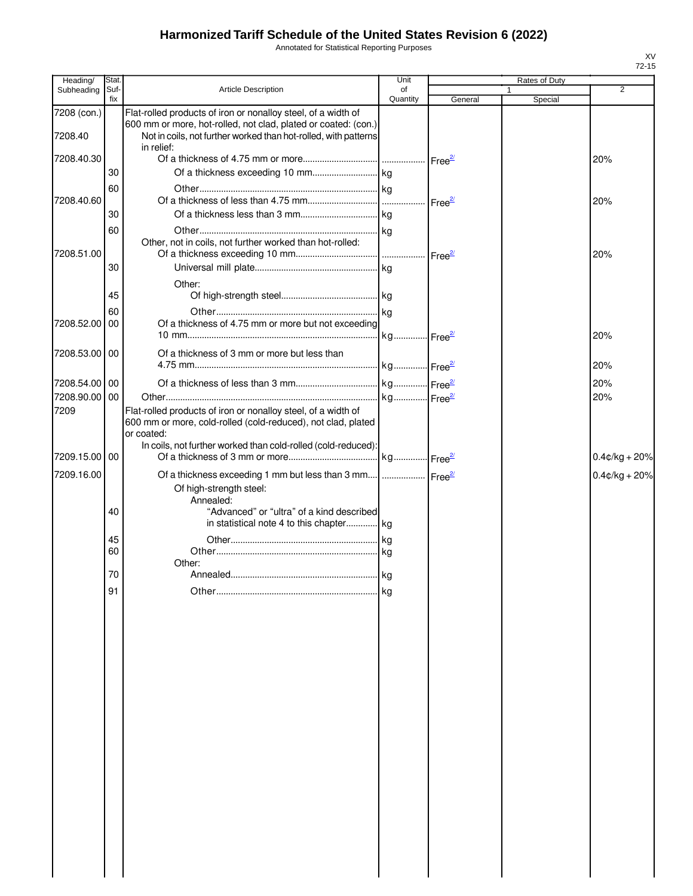# Harmonized Tariff Schedule of the United States Revision 6 (2022)

Annotated for Statistical Reporting Purposes

| Heading/ Subheading | Stat. Suf- fix | Article Description | Unit of Quantity | Rates of Duty 1 General | Special | 2 |
|---|---|---|---|---|---|---|
| 7208 (con.) | | Flat-rolled products of iron or nonalloy steel, of a width of 600 mm or more, hot-rolled, not clad, plated or coated: (con.) | | | | |
| 7208.40 | | Not in coils, not further worked than hot-rolled, with patterns in relief: | | | | |
| 7208.40.30 | | Of a thickness of 4.75 mm or more | | Free[2/] | | 20% |
| | 30 | Of a thickness exceeding 10 mm | kg | | | |
| | 60 | Other | kg | | | |
| 7208.40.60 | | Of a thickness of less than 4.75 mm | | Free[2/] | | 20% |
| | 30 | Of a thickness less than 3 mm | kg | | | |
| | 60 | Other | kg | | | |
| | | Other, not in coils, not further worked than hot-rolled: | | | | |
| 7208.51.00 | | Of a thickness exceeding 10 mm | | Free[2/] | | 20% |
| | 30 | Universal mill plate | kg | | | |
| | | Other: | | | | |
| | 45 | Of high-strength steel | kg | | | |
| | 60 | Other | kg | | | |
| 7208.52.00 | 00 | Of a thickness of 4.75 mm or more but not exceeding 10 mm | kg | Free[2/] | | 20% |
| 7208.53.00 | 00 | Of a thickness of 3 mm or more but less than 4.75 mm | kg | Free[2/] | | 20% |
| 7208.54.00 | 00 | Of a thickness of less than 3 mm | kg | Free[2/] | | 20% |
| 7208.90.00 | 00 | Other | kg | Free[2/] | | 20% |
| 7209 | | Flat-rolled products of iron or nonalloy steel, of a width of 600 mm or more, cold-rolled (cold-reduced), not clad, plated or coated: | | | | |
| | | In coils, not further worked than cold-rolled (cold-reduced): | | | | |
| 7209.15.00 | 00 | Of a thickness of 3 mm or more | kg | Free[2/] | | 0.4¢/kg + 20% |
| 7209.16.00 | | Of a thickness exceeding 1 mm but less than 3 mm | | Free[2/] | | 0.4¢/kg + 20% |
| | | Of high-strength steel: | | | | |
| | | Annealed: | | | | |
| | 40 | "Advanced" or "ultra" of a kind described in statistical note 4 to this chapter | kg | | | |
| | 45 | Other | kg | | | |
| | 60 | Other | kg | | | |
| | | Other: | | | | |
| | 70 | Annealed | kg | | | |
| | 91 | Other | kg | | | |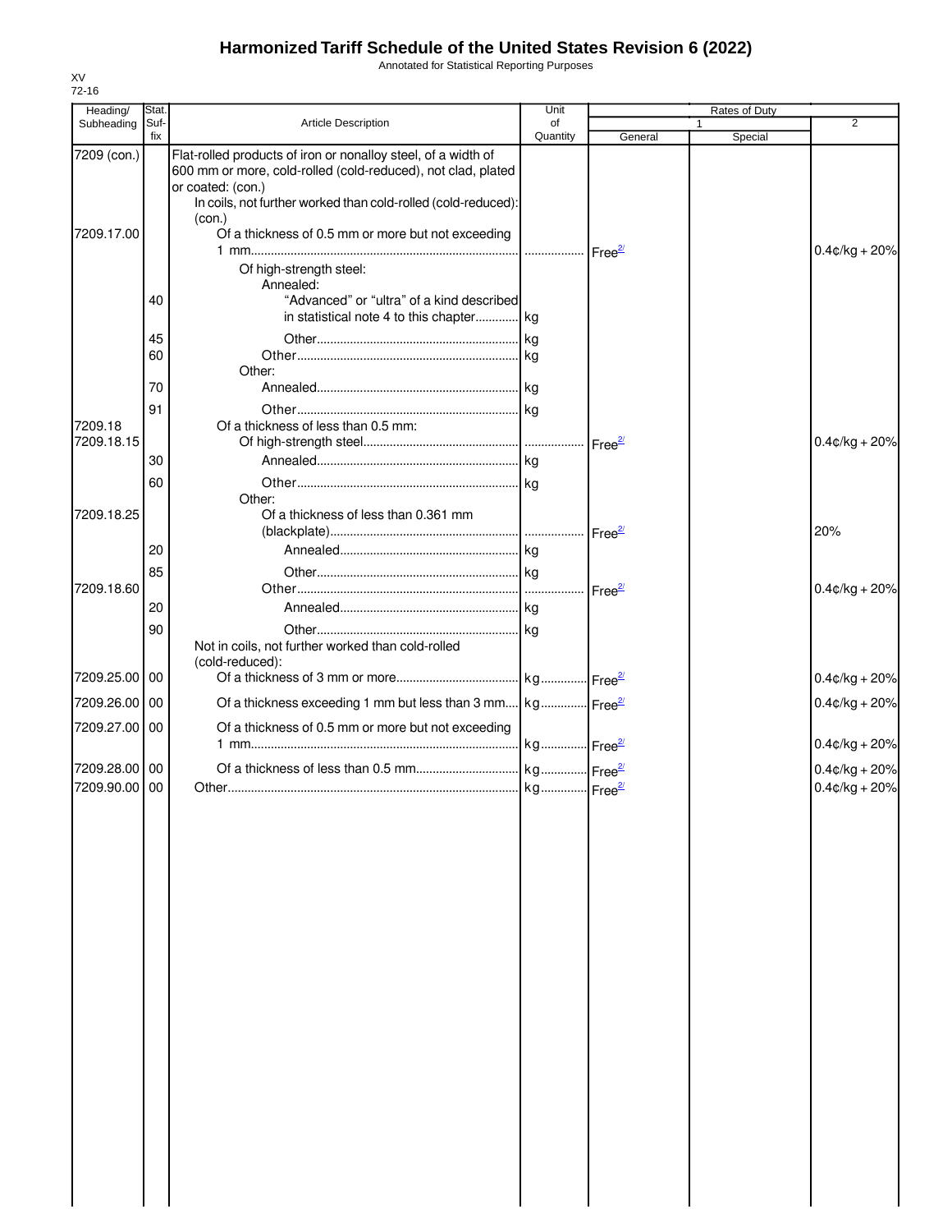# Harmonized Tariff Schedule of the United States Revision 6 (2022)

Annotated for Statistical Reporting Purposes

XV
72-16

| Heading/ Subheading | Stat. Suf- fix | Article Description | Unit of Quantity | Rates of Duty 1 General | Special | 2 |
|---|---|---|---|---|---|---|
| 7209 (con.) | | Flat-rolled products of iron or nonalloy steel, of a width of 600 mm or more, cold-rolled (cold-reduced), not clad, plated or coated: (con.) | | | | |
| | | In coils, not further worked than cold-rolled (cold-reduced): (con.) | | | | |
| 7209.17.00 | | Of a thickness of 0.5 mm or more but not exceeding 1 mm | | Free[2/] | | 0.4¢/kg + 20% |
| | | Of high-strength steel: | | | | |
| | | Annealed: | | | | |
| | 40 | "Advanced" or "ultra" of a kind described in statistical note 4 to this chapter | kg | | | |
| | 45 | Other | kg | | | |
| | 60 | Other | kg | | | |
| | | Other: | | | | |
| | 70 | Annealed | kg | | | |
| | 91 | Other | kg | | | |
| 7209.18 | | Of a thickness of less than 0.5 mm: | | | | |
| 7209.18.15 | | Of high-strength steel | | Free[2/] | | 0.4¢/kg + 20% |
| | 30 | Annealed | kg | | | |
| | 60 | Other | kg | | | |
| | | Other: | | | | |
| 7209.18.25 | | Of a thickness of less than 0.361 mm (blackplate) | | Free[2/] | | 20% |
| | 20 | Annealed | kg | | | |
| | 85 | Other | kg | | | |
| 7209.18.60 | | Other | | Free[2/] | | 0.4¢/kg + 20% |
| | 20 | Annealed | kg | | | |
| | 90 | Other | kg | | | |
| | | Not in coils, not further worked than cold-rolled (cold-reduced): | | | | |
| 7209.25.00 | 00 | Of a thickness of 3 mm or more | kg | Free[2/] | | 0.4¢/kg + 20% |
| 7209.26.00 | 00 | Of a thickness exceeding 1 mm but less than 3 mm | kg | Free[2/] | | 0.4¢/kg + 20% |
| 7209.27.00 | 00 | Of a thickness of 0.5 mm or more but not exceeding 1 mm | kg | Free[2/] | | 0.4¢/kg + 20% |
| 7209.28.00 | 00 | Of a thickness of less than 0.5 mm | kg | Free[2/] | | 0.4¢/kg + 20% |
| 7209.90.00 | 00 | Other | kg | Free[2/] | | 0.4¢/kg + 20% |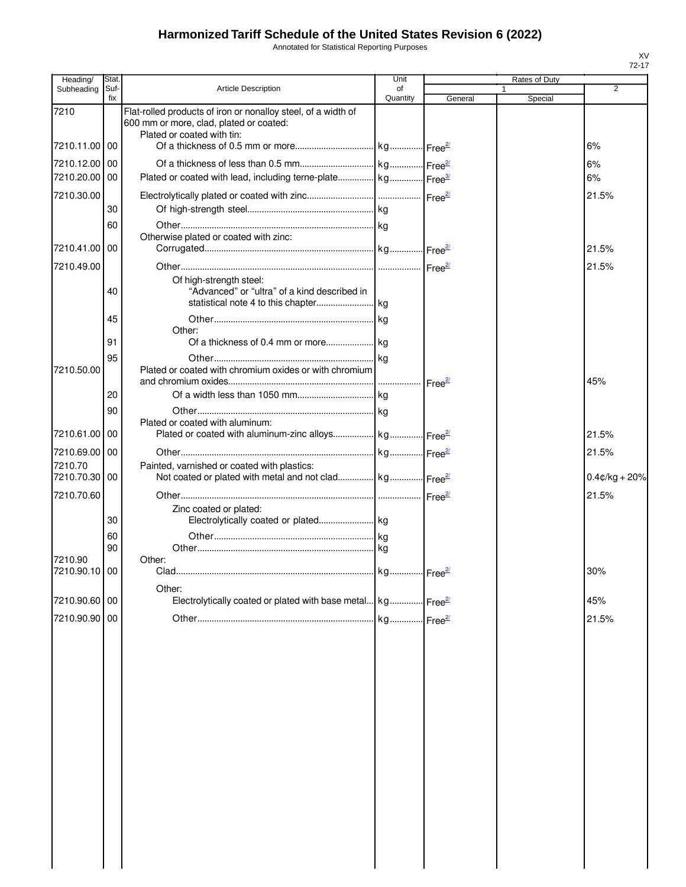# Harmonized Tariff Schedule of the United States Revision 6 (2022)

Annotated for Statistical Reporting Purposes

| Heading/ Subheading | Stat. Suf-fix | Article Description | Unit of Quantity | Rates of Duty 1 General | Special | 2 |
|---|---|---|---|---|---|---|
| 7210 | | Flat-rolled products of iron or nonalloy steel, of a width of 600 mm or more, clad, plated or coated: | | | | |
| | | Plated or coated with tin: | | | | |
| 7210.11.00 | 00 | Of a thickness of 0.5 mm or more | kg | Free[2/] | | 6% |
| 7210.12.00 | 00 | Of a thickness of less than 0.5 mm | kg | Free[2/] | | 6% |
| 7210.20.00 | 00 | Plated or coated with lead, including terne-plate | kg | Free[3/] | | 6% |
| 7210.30.00 | | Electrolytically plated or coated with zinc | | Free[2/] | | 21.5% |
| | 30 | Of high-strength steel | kg | | | |
| | 60 | Other | kg | | | |
| | | Otherwise plated or coated with zinc: | | | | |
| 7210.41.00 | 00 | Corrugated | kg | Free[2/] | | 21.5% |
| 7210.49.00 | | Other | | Free[2/] | | 21.5% |
| | | Of high-strength steel: | | | | |
| | 40 | "Advanced" or "ultra" of a kind described in statistical note 4 to this chapter | kg | | | |
| | 45 | Other | kg | | | |
| | | Other: | | | | |
| | 91 | Of a thickness of 0.4 mm or more | kg | | | |
| | 95 | Other | kg | | | |
| 7210.50.00 | | Plated or coated with chromium oxides or with chromium and chromium oxides | | Free[2/] | | 45% |
| | 20 | Of a width less than 1050 mm | kg | | | |
| | 90 | Other | kg | | | |
| | | Plated or coated with aluminum: | | | | |
| 7210.61.00 | 00 | Plated or coated with aluminum-zinc alloys | kg | Free[2/] | | 21.5% |
| 7210.69.00 | 00 | Other | kg | Free[2/] | | 21.5% |
| 7210.70 | | Painted, varnished or coated with plastics: | | | | |
| 7210.70.30 | 00 | Not coated or plated with metal and not clad | kg | Free[2/] | | 0.4¢/kg + 20% |
| 7210.70.60 | | Other | | Free[2/] | | 21.5% |
| | | Zinc coated or plated: | | | | |
| | 30 | Electrolytically coated or plated | kg | | | |
| | 60 | Other | kg | | | |
| | 90 | Other | kg | | | |
| 7210.90 | | Other: | | | | |
| 7210.90.10 | 00 | Clad | kg | Free[2/] | | 30% |
| | | Other: | | | | |
| 7210.90.60 | 00 | Electrolytically coated or plated with base metal | kg | Free[2/] | | 45% |
| 7210.90.90 | 00 | Other | kg | Free[2/] | | 21.5% |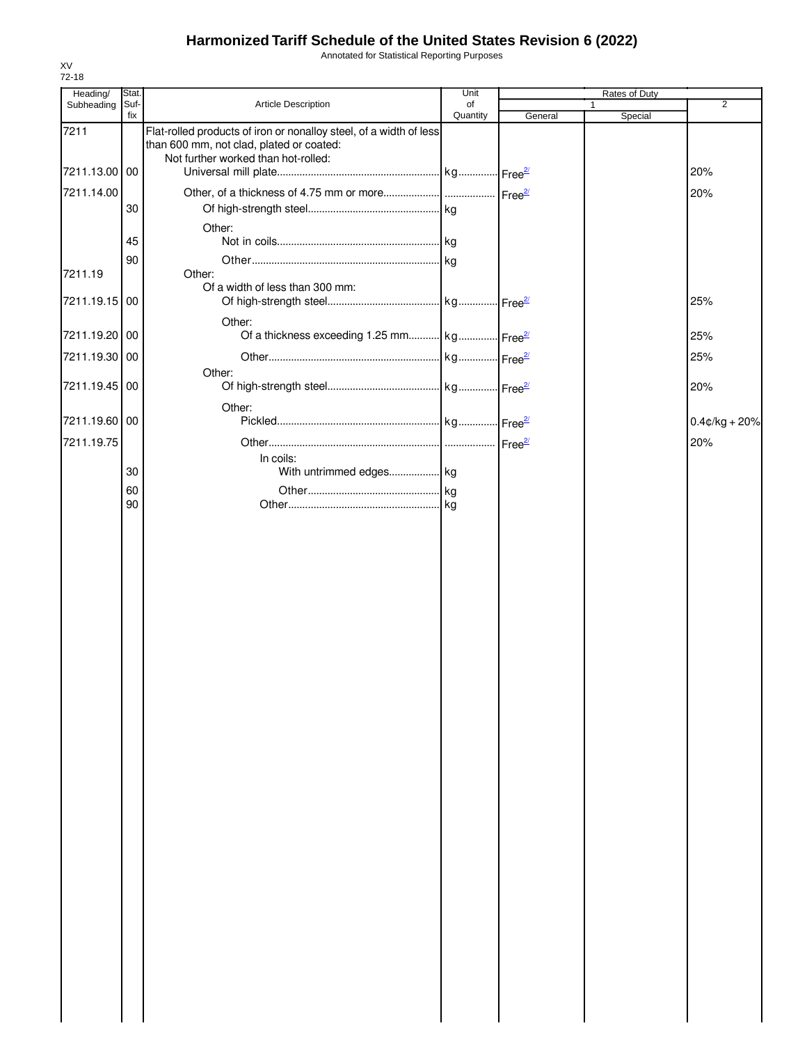# Harmonized Tariff Schedule of the United States Revision 6 (2022)

Annotated for Statistical Reporting Purposes

XV
72-18

| Heading/ Subheading | Stat. Suf-fix | Article Description | Unit of Quantity | Rates of Duty | | |
|---|---|---|---|---|---|---|
| | | | | 1 | | 2 |
| | | | | General | Special | |
| 7211 | | Flat-rolled products of iron or nonalloy steel, of a width of less than 600 mm, not clad, plated or coated: | | | | |
| | | Not further worked than hot-rolled: | | | | |
| 7211.13.00 | 00 | Universal mill plate | kg | Free[2/] | | 20% |
| 7211.14.00 | | Other, of a thickness of 4.75 mm or more | | Free[2/] | | 20% |
| | 30 | Of high-strength steel | kg | | | |
| | | Other: | | | | |
| | 45 | Not in coils | kg | | | |
| | 90 | Other | kg | | | |
| 7211.19 | | Other: | | | | |
| | | Of a width of less than 300 mm: | | | | |
| 7211.19.15 | 00 | Of high-strength steel | kg | Free[2/] | | 25% |
| | | Other: | | | | |
| 7211.19.20 | 00 | Of a thickness exceeding 1.25 mm | kg | Free[2/] | | 25% |
| 7211.19.30 | 00 | Other | kg | Free[2/] | | 25% |
| | | Other: | | | | |
| 7211.19.45 | 00 | Of high-strength steel | kg | Free[2/] | | 20% |
| | | Other: | | | | |
| 7211.19.60 | 00 | Pickled | kg | Free[2/] | | 0.4¢/kg + 20% |
| 7211.19.75 | | Other | | Free[2/] | | 20% |
| | | In coils: | | | | |
| | 30 | With untrimmed edges | kg | | | |
| | 60 | Other | kg | | | |
| | 90 | Other | kg | | | |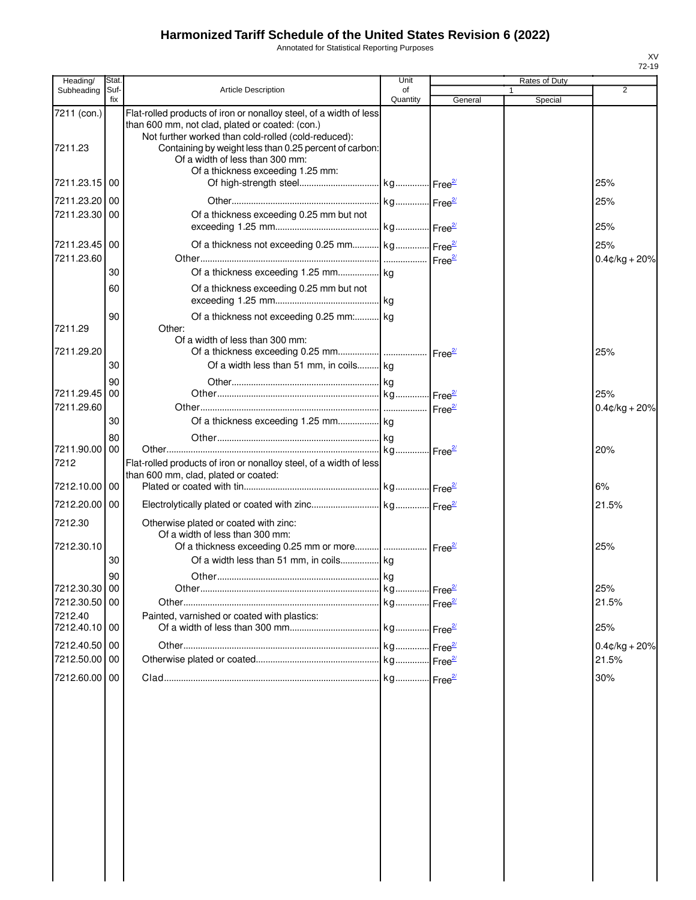# Harmonized Tariff Schedule of the United States Revision 6 (2022)

Annotated for Statistical Reporting Purposes

| Heading/ Subheading | Stat. Suf- fix | Article Description | Unit of Quantity | Rates of Duty 1 General | Special | 2 |
|---|---|---|---|---|---|---|
| 7211 (con.) | | Flat-rolled products of iron or nonalloy steel, of a width of less than 600 mm, not clad, plated or coated: (con.) | | | | |
| | | Not further worked than cold-rolled (cold-reduced): | | | | |
| 7211.23 | | Containing by weight less than 0.25 percent of carbon: | | | | |
| | | Of a width of less than 300 mm: | | | | |
| | | Of a thickness exceeding 1.25 mm: | | | | |
| 7211.23.15 | 00 | Of high-strength steel | kg | Free[2/] | | 25% |
| 7211.23.20 | 00 | Other | kg | Free[2/] | | 25% |
| 7211.23.30 | 00 | Of a thickness exceeding 0.25 mm but not exceeding 1.25 mm | kg | Free[2/] | | 25% |
| 7211.23.45 | 00 | Of a thickness not exceeding 0.25 mm | kg | Free[2/] | | 25% |
| 7211.23.60 | | Other | | Free[2/] | | 0.4¢/kg + 20% |
| | 30 | Of a thickness exceeding 1.25 mm | kg | | | |
| | 60 | Of a thickness exceeding 0.25 mm but not exceeding 1.25 mm | kg | | | |
| | 90 | Of a thickness not exceeding 0.25 mm: | kg | | | |
| 7211.29 | | Other: | | | | |
| | | Of a width of less than 300 mm: | | | | |
| 7211.29.20 | | Of a thickness exceeding 0.25 mm | | Free[2/] | | 25% |
| | 30 | Of a width less than 51 mm, in coils | kg | | | |
| | 90 | Other | kg | | | |
| 7211.29.45 | 00 | Other | kg | Free[2/] | | 25% |
| 7211.29.60 | | Other | | Free[2/] | | 0.4¢/kg + 20% |
| | 30 | Of a thickness exceeding 1.25 mm | kg | | | |
| | 80 | Other | kg | | | |
| 7211.90.00 | 00 | Other | kg | Free[2/] | | 20% |
| 7212 | | Flat-rolled products of iron or nonalloy steel, of a width of less than 600 mm, clad, plated or coated: | | | | |
| 7212.10.00 | 00 | Plated or coated with tin | kg | Free[2/] | | 6% |
| 7212.20.00 | 00 | Electrolytically plated or coated with zinc | kg | Free[2/] | | 21.5% |
| 7212.30 | | Otherwise plated or coated with zinc: | | | | |
| | | Of a width of less than 300 mm: | | | | |
| 7212.30.10 | | Of a thickness exceeding 0.25 mm or more | | Free[2/] | | 25% |
| | 30 | Of a width less than 51 mm, in coils | kg | | | |
| | 90 | Other | kg | | | |
| 7212.30.30 | 00 | Other | kg | Free[2/] | | 25% |
| 7212.30.50 | 00 | Other | kg | Free[2/] | | 21.5% |
| 7212.40 | | Painted, varnished or coated with plastics: | | | | |
| 7212.40.10 | 00 | Of a width of less than 300 mm | kg | Free[2/] | | 25% |
| 7212.40.50 | 00 | Other | kg | Free[2/] | | 0.4¢/kg + 20% |
| 7212.50.00 | 00 | Otherwise plated or coated | kg | Free[2/] | | 21.5% |
| 7212.60.00 | 00 | Clad | kg | Free[2/] | | 30% |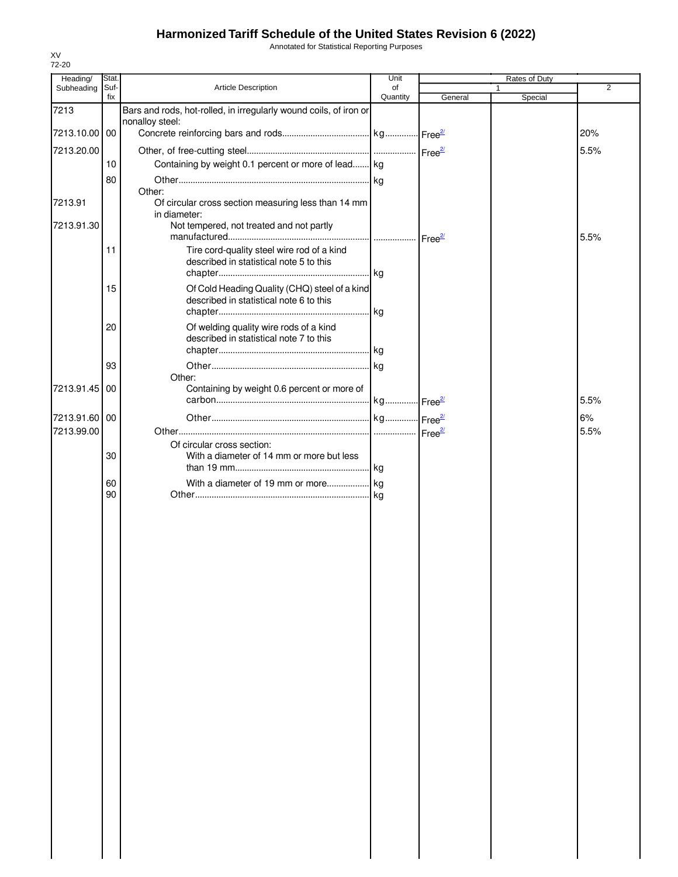# Harmonized Tariff Schedule of the United States Revision 6 (2022)

Annotated for Statistical Reporting Purposes

XV
72-20

| Heading/ Subheading | Stat. Suf- fix | Article Description | Unit of Quantity | Rates of Duty 1 General | Special | 2 |
|---|---|---|---|---|---|---|
| 7213 | | Bars and rods, hot-rolled, in irregularly wound coils, of iron or nonalloy steel: | | | | |
| 7213.10.00 | 00 | Concrete reinforcing bars and rods | kg | Free[2/] | | 20% |
| 7213.20.00 | | Other, of free-cutting steel | | Free[2/] | | 5.5% |
| | 10 | Containing by weight 0.1 percent or more of lead | kg | | | |
| | 80 | Other | kg | | | |
| | | Other: | | | | |
| 7213.91 | | Of circular cross section measuring less than 14 mm in diameter: | | | | |
| 7213.91.30 | | Not tempered, not treated and not partly manufactured | | Free[2/] | | 5.5% |
| | 11 | Tire cord-quality steel wire rod of a kind described in statistical note 5 to this chapter | kg | | | |
| | 15 | Of Cold Heading Quality (CHQ) steel of a kind described in statistical note 6 to this chapter | kg | | | |
| | 20 | Of welding quality wire rods of a kind described in statistical note 7 to this chapter | kg | | | |
| | 93 | Other | kg | | | |
| | | Other: | | | | |
| 7213.91.45 | 00 | Containing by weight 0.6 percent or more of carbon | kg | Free[2/] | | 5.5% |
| 7213.91.60 | 00 | Other | kg | Free[2/] | | 6% |
| 7213.99.00 | | Other | | Free[2/] | | 5.5% |
| | | Of circular cross section: | | | | |
| | 30 | With a diameter of 14 mm or more but less than 19 mm | kg | | | |
| | 60 | With a diameter of 19 mm or more | kg | | | |
| | 90 | Other | kg | | | |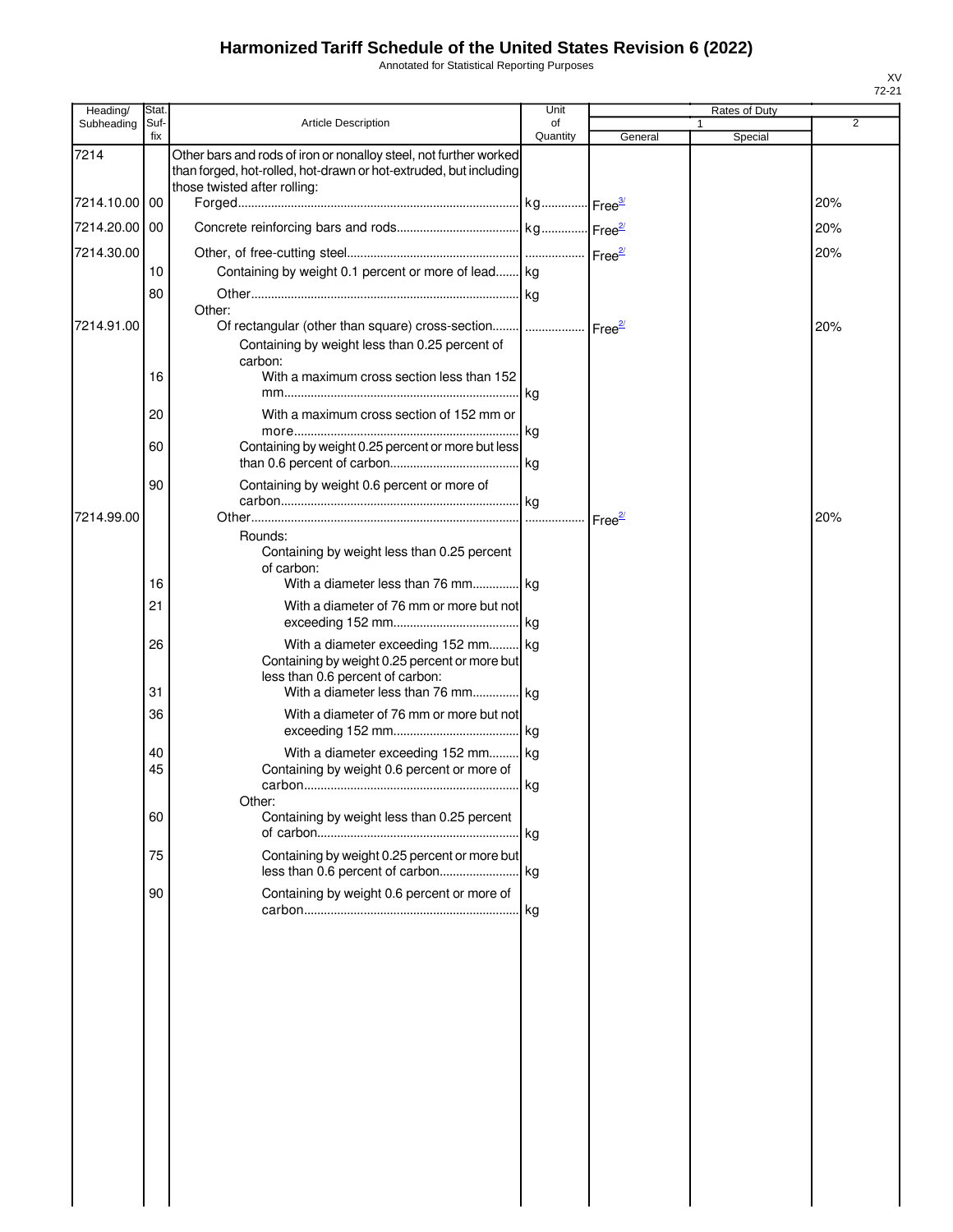# Harmonized Tariff Schedule of the United States Revision 6 (2022)

Annotated for Statistical Reporting Purposes

XV
72-21

| Heading/ Subheading | Stat. Suf- fix | Article Description | Unit of Quantity | Rates of Duty 1 General | Special | 2 |
|---|---|---|---|---|---|---|
| 7214 | | Other bars and rods of iron or nonalloy steel, not further worked than forged, hot-rolled, hot-drawn or hot-extruded, but including those twisted after rolling: | | | | |
| 7214.10.00 | 00 | Forged | kg | Free[3/] | | 20% |
| 7214.20.00 | 00 | Concrete reinforcing bars and rods | kg | Free[2/] | | 20% |
| 7214.30.00 | | Other, of free-cutting steel | | Free[2/] | | 20% |
| | 10 | Containing by weight 0.1 percent or more of lead | kg | | | |
| | 80 | Other | kg | | | |
| | | Other: | | | | |
| 7214.91.00 | | Of rectangular (other than square) cross-section | | Free[2/] | | 20% |
| | | Containing by weight less than 0.25 percent of carbon: | | | | |
| | 16 | With a maximum cross section less than 152 mm | kg | | | |
| | 20 | With a maximum cross section of 152 mm or more | kg | | | |
| | 60 | Containing by weight 0.25 percent or more but less than 0.6 percent of carbon | kg | | | |
| | 90 | Containing by weight 0.6 percent or more of carbon | kg | | | |
| 7214.99.00 | | Other | | Free[2/] | | 20% |
| | | Rounds: | | | | |
| | | Containing by weight less than 0.25 percent of carbon: | | | | |
| | 16 | With a diameter less than 76 mm | kg | | | |
| | 21 | With a diameter of 76 mm or more but not exceeding 152 mm | kg | | | |
| | 26 | With a diameter exceeding 152 mm | kg | | | |
| | | Containing by weight 0.25 percent or more but less than 0.6 percent of carbon: | | | | |
| | 31 | With a diameter less than 76 mm | kg | | | |
| | 36 | With a diameter of 76 mm or more but not exceeding 152 mm | kg | | | |
| | 40 | With a diameter exceeding 152 mm | kg | | | |
| | 45 | Containing by weight 0.6 percent or more of carbon | kg | | | |
| | | Other: | | | | |
| | 60 | Containing by weight less than 0.25 percent of carbon | kg | | | |
| | 75 | Containing by weight 0.25 percent or more but less than 0.6 percent of carbon | kg | | | |
| | 90 | Containing by weight 0.6 percent or more of carbon | kg | | | |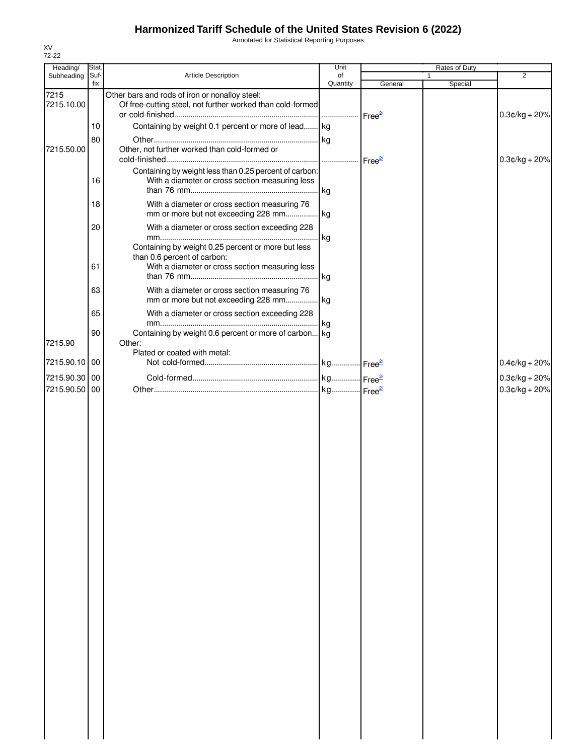# Harmonized Tariff Schedule of the United States Revision 6 (2022)

Annotated for Statistical Reporting Purposes

XV
72-22

| Heading/ Subheading | Stat. Suf-fix | Article Description | Unit of Quantity | Rates of Duty 1 General | Special | 2 |
|---|---|---|---|---|---|---|
| 7215 | | Other bars and rods of iron or nonalloy steel: | | | | |
| 7215.10.00 | | Of free-cutting steel, not further worked than cold-formed or cold-finished | | Free[2/] | | 0.3¢/kg + 20% |
| | 10 | Containing by weight 0.1 percent or more of lead | kg | | | |
| | 80 | Other | kg | | | |
| 7215.50.00 | | Other, not further worked than cold-formed or cold-finished | | Free[2/] | | 0.3¢/kg + 20% |
| | | Containing by weight less than 0.25 percent of carbon: | | | | |
| | 16 | With a diameter or cross section measuring less than 76 mm | kg | | | |
| | 18 | With a diameter or cross section measuring 76 mm or more but not exceeding 228 mm | kg | | | |
| | 20 | With a diameter or cross section exceeding 228 mm | kg | | | |
| | | Containing by weight 0.25 percent or more but less than 0.6 percent of carbon: | | | | |
| | 61 | With a diameter or cross section measuring less than 76 mm | kg | | | |
| | 63 | With a diameter or cross section measuring 76 mm or more but not exceeding 228 mm | kg | | | |
| | 65 | With a diameter or cross section exceeding 228 mm | kg | | | |
| | 90 | Containing by weight 0.6 percent or more of carbon | kg | | | |
| 7215.90 | | Other: | | | | |
| | | Plated or coated with metal: | | | | |
| 7215.90.10 | 00 | Not cold-formed | kg | Free[2/] | | 0.4¢/kg + 20% |
| 7215.90.30 | 00 | Cold-formed | kg | Free[3/] | | 0.3¢/kg + 20% |
| 7215.90.50 | 00 | Other | kg | Free[2/] | | 0.3¢/kg + 20% |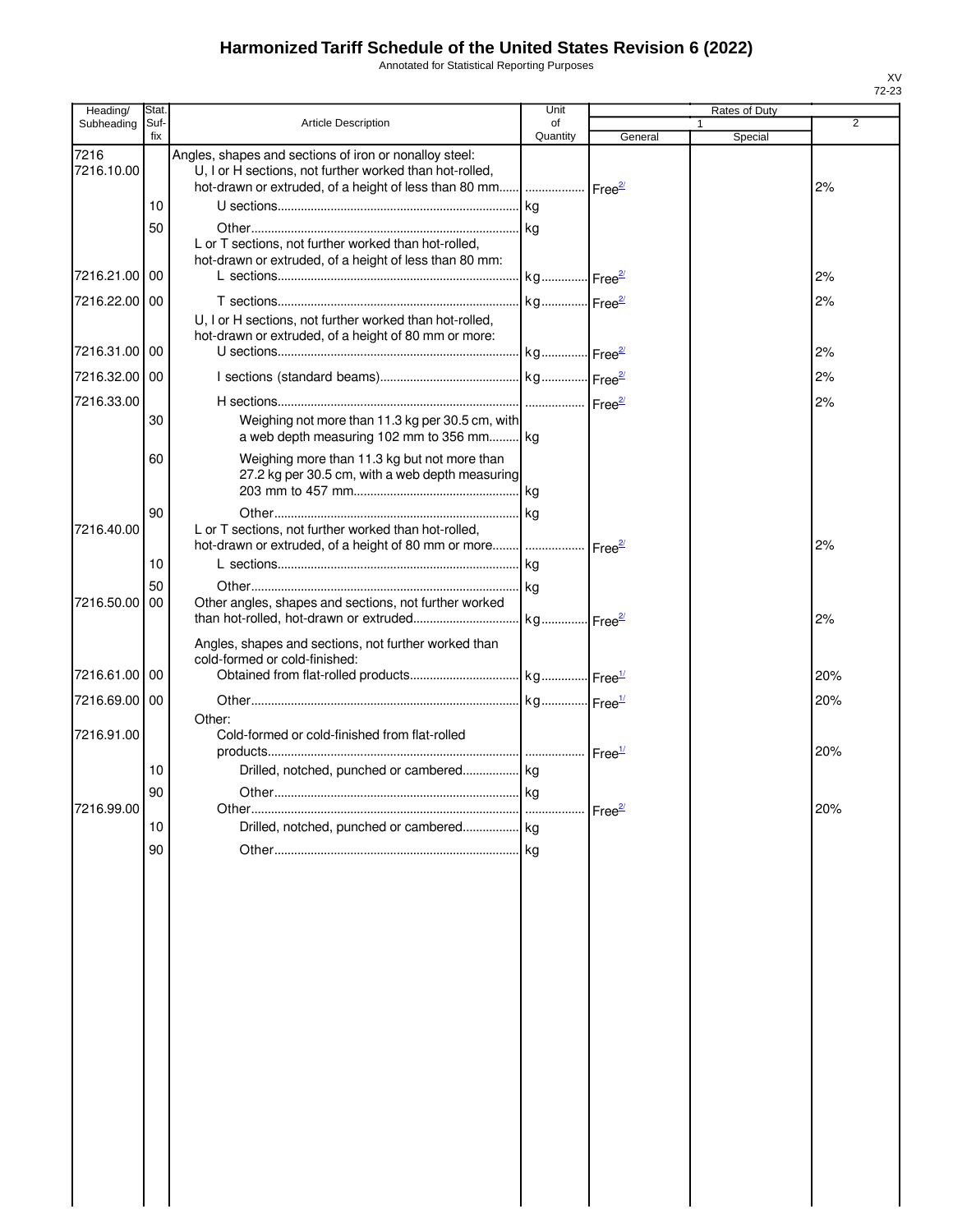# Harmonized Tariff Schedule of the United States Revision 6 (2022)

Annotated for Statistical Reporting Purposes

XV
72-23

| Heading/ Subheading | Stat. Suf- fix | Article Description | Unit of Quantity | Rates of Duty | | |
|---|---|---|---|---|---|---|
| | | | | 1 | | 2 |
| | | | | General | Special | |
| 7216 | | Angles, shapes and sections of iron or nonalloy steel: | | | | |
| 7216.10.00 | | U, I or H sections, not further worked than hot-rolled, hot-drawn or extruded, of a height of less than 80 mm | | Free[2/] | | 2% |
| | 10 | U sections | kg | | | |
| | 50 | Other | kg | | | |
| | | L or T sections, not further worked than hot-rolled, hot-drawn or extruded, of a height of less than 80 mm: | | | | |
| 7216.21.00 | 00 | L sections | kg | Free[2/] | | 2% |
| 7216.22.00 | 00 | T sections | kg | Free[2/] | | 2% |
| | | U, I or H sections, not further worked than hot-rolled, hot-drawn or extruded, of a height of 80 mm or more: | | | | |
| 7216.31.00 | 00 | U sections | kg | Free[2/] | | 2% |
| 7216.32.00 | 00 | I sections (standard beams) | kg | Free[2/] | | 2% |
| 7216.33.00 | | H sections | | Free[2/] | | 2% |
| | 30 | Weighing not more than 11.3 kg per 30.5 cm, with a web depth measuring 102 mm to 356 mm | kg | | | |
| | 60 | Weighing more than 11.3 kg but not more than 27.2 kg per 30.5 cm, with a web depth measuring 203 mm to 457 mm | kg | | | |
| | 90 | Other | kg | | | |
| 7216.40.00 | | L or T sections, not further worked than hot-rolled, hot-drawn or extruded, of a height of 80 mm or more | | Free[2/] | | 2% |
| | 10 | L sections | kg | | | |
| | 50 | Other | kg | | | |
| 7216.50.00 | 00 | Other angles, shapes and sections, not further worked than hot-rolled, hot-drawn or extruded | kg | Free[2/] | | 2% |
| | | Angles, shapes and sections, not further worked than cold-formed or cold-finished: | | | | |
| 7216.61.00 | 00 | Obtained from flat-rolled products | kg | Free[1/] | | 20% |
| 7216.69.00 | 00 | Other | kg | Free[1/] | | 20% |
| | | Other: | | | | |
| 7216.91.00 | | Cold-formed or cold-finished from flat-rolled products | | Free[1/] | | 20% |
| | 10 | Drilled, notched, punched or cambered | kg | | | |
| | 90 | Other | kg | | | |
| 7216.99.00 | | Other | | Free[2/] | | 20% |
| | 10 | Drilled, notched, punched or cambered | kg | | | |
| | 90 | Other | kg | | | |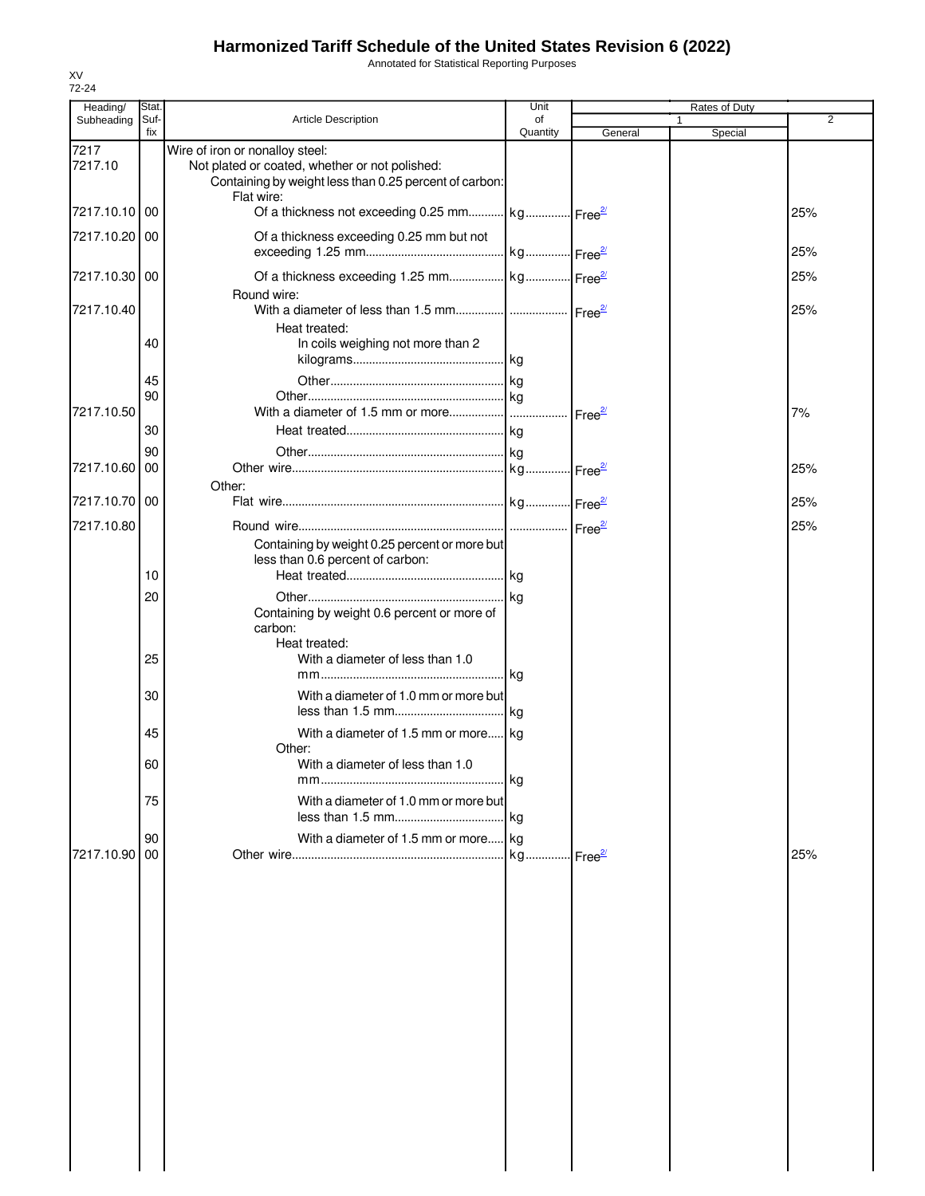# Harmonized Tariff Schedule of the United States Revision 6 (2022)

Annotated for Statistical Reporting Purposes

XV
72-24

| Heading/ Subheading | Stat. Suf-fix | Article Description | Unit of Quantity | Rates of Duty | | |
|---|---|---|---|---|---|---|
| | | | | 1 | | 2 |
| | | | | General | Special | |
| 7217 | | Wire of iron or nonalloy steel: | | | | |
| 7217.10 | | Not plated or coated, whether or not polished: | | | | |
| | | Containing by weight less than 0.25 percent of carbon: | | | | |
| | | Flat wire: | | | | |
| 7217.10.10 | 00 | Of a thickness not exceeding 0.25 mm | kg | Free[2/] | | 25% |
| 7217.10.20 | 00 | Of a thickness exceeding 0.25 mm but not exceeding 1.25 mm | kg | Free[2/] | | 25% |
| 7217.10.30 | 00 | Of a thickness exceeding 1.25 mm | kg | Free[2/] | | 25% |
| | | Round wire: | | | | |
| 7217.10.40 | | With a diameter of less than 1.5 mm | | Free[2/] | | 25% |
| | | Heat treated: | | | | |
| | 40 | In coils weighing not more than 2 kilograms | kg | | | |
| | 45 | Other | kg | | | |
| | 90 | Other | kg | | | |
| 7217.10.50 | | With a diameter of 1.5 mm or more | | Free[2/] | | 7% |
| | 30 | Heat treated | kg | | | |
| | 90 | Other | kg | | | |
| 7217.10.60 | 00 | Other wire | kg | Free[2/] | | 25% |
| | | Other: | | | | |
| 7217.10.70 | 00 | Flat wire | kg | Free[2/] | | 25% |
| 7217.10.80 | | Round wire | | Free[2/] | | 25% |
| | | Containing by weight 0.25 percent or more but less than 0.6 percent of carbon: | | | | |
| | 10 | Heat treated | kg | | | |
| | 20 | Other | kg | | | |
| | | Containing by weight 0.6 percent or more of carbon: | | | | |
| | | Heat treated: | | | | |
| | 25 | With a diameter of less than 1.0 mm | kg | | | |
| | 30 | With a diameter of 1.0 mm or more but less than 1.5 mm | kg | | | |
| | 45 | With a diameter of 1.5 mm or more | kg | | | |
| | | Other: | | | | |
| | 60 | With a diameter of less than 1.0 mm | kg | | | |
| | 75 | With a diameter of 1.0 mm or more but less than 1.5 mm | kg | | | |
| | 90 | With a diameter of 1.5 mm or more | kg | | | |
| 7217.10.90 | 00 | Other wire | kg | Free[2/] | | 25% |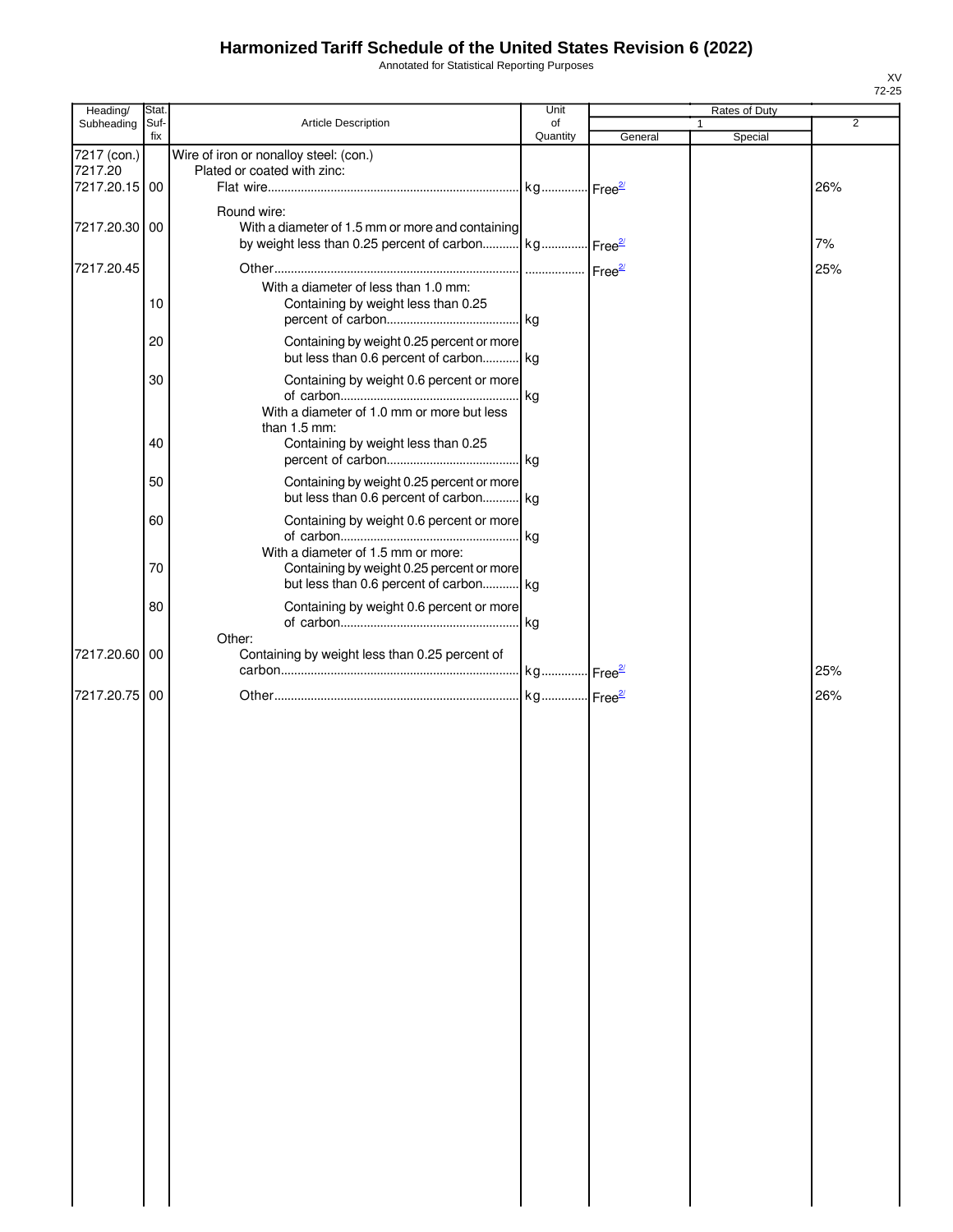# Harmonized Tariff Schedule of the United States Revision 6 (2022)

Annotated for Statistical Reporting Purposes

XV
72-25

| Heading/ Subheading | Stat. Suf- fix | Article Description | Unit of Quantity | Rates of Duty 1 General | Special | 2 |
|---|---|---|---|---|---|---|
| 7217 (con.) | | Wire of iron or nonalloy steel: (con.) | | | | |
| 7217.20 | | Plated or coated with zinc: | | | | |
| 7217.20.15 | 00 | Flat wire | kg | Free[2/] | | 26% |
| | | Round wire: | | | | |
| 7217.20.30 | 00 | With a diameter of 1.5 mm or more and containing by weight less than 0.25 percent of carbon | kg | Free[2/] | | 7% |
| 7217.20.45 | | Other | | Free[2/] | | 25% |
| | | With a diameter of less than 1.0 mm: | | | | |
| | 10 | Containing by weight less than 0.25 percent of carbon | kg | | | |
| | 20 | Containing by weight 0.25 percent or more but less than 0.6 percent of carbon | kg | | | |
| | 30 | Containing by weight 0.6 percent or more of carbon | kg | | | |
| | | With a diameter of 1.0 mm or more but less than 1.5 mm: | | | | |
| | 40 | Containing by weight less than 0.25 percent of carbon | kg | | | |
| | 50 | Containing by weight 0.25 percent or more but less than 0.6 percent of carbon | kg | | | |
| | 60 | Containing by weight 0.6 percent or more of carbon | kg | | | |
| | | With a diameter of 1.5 mm or more: | | | | |
| | 70 | Containing by weight 0.25 percent or more but less than 0.6 percent of carbon | kg | | | |
| | 80 | Containing by weight 0.6 percent or more of carbon | kg | | | |
| | | Other: | | | | |
| 7217.20.60 | 00 | Containing by weight less than 0.25 percent of carbon | kg | Free[2/] | | 25% |
| 7217.20.75 | 00 | Other | kg | Free[2/] | | 26% |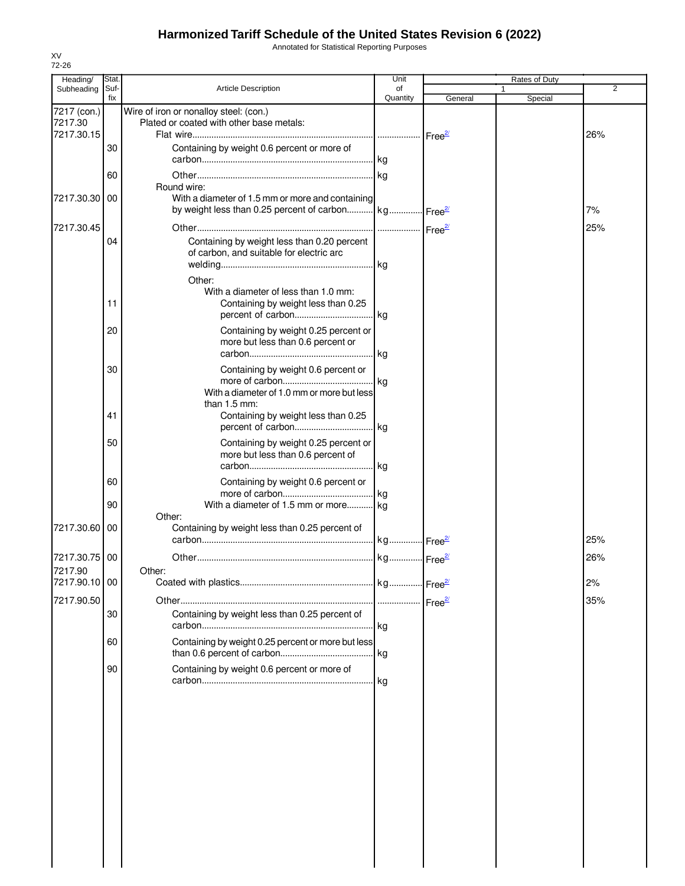# Harmonized Tariff Schedule of the United States Revision 6 (2022)

Annotated for Statistical Reporting Purposes

XV
72-26

| Heading/ Subheading | Stat. Suf-fix | Article Description | Unit of Quantity | Rates of Duty 1 General | Special | 2 |
|---|---|---|---|---|---|---|
| 7217 (con.) | | Wire of iron or nonalloy steel: (con.) | | | | |
| 7217.30 | | Plated or coated with other base metals: | | | | |
| 7217.30.15 | | Flat wire | | Free[2/] | | 26% |
| | 30 | Containing by weight 0.6 percent or more of carbon | kg | | | |
| | 60 | Other | kg | | | |
| | | Round wire: | | | | |
| 7217.30.30 | 00 | With a diameter of 1.5 mm or more and containing by weight less than 0.25 percent of carbon | kg | Free[2/] | | 7% |
| 7217.30.45 | | Other | | Free[2/] | | 25% |
| | 04 | Containing by weight less than 0.20 percent of carbon, and suitable for electric arc welding | kg | | | |
| | | Other: | | | | |
| | | With a diameter of less than 1.0 mm: | | | | |
| | 11 | Containing by weight less than 0.25 percent of carbon | kg | | | |
| | 20 | Containing by weight 0.25 percent or more but less than 0.6 percent or carbon | kg | | | |
| | 30 | Containing by weight 0.6 percent or more of carbon | kg | | | |
| | | With a diameter of 1.0 mm or more but less than 1.5 mm: | | | | |
| | 41 | Containing by weight less than 0.25 percent of carbon | kg | | | |
| | 50 | Containing by weight 0.25 percent or more but less than 0.6 percent of carbon | kg | | | |
| | 60 | Containing by weight 0.6 percent or more of carbon | kg | | | |
| | 90 | With a diameter of 1.5 mm or more | kg | | | |
| | | Other: | | | | |
| 7217.30.60 | 00 | Containing by weight less than 0.25 percent of carbon | kg | Free[2/] | | 25% |
| 7217.30.75 | 00 | Other | kg | Free[2/] | | 26% |
| 7217.90 | | Other: | | | | |
| 7217.90.10 | 00 | Coated with plastics | kg | Free[2/] | | 2% |
| 7217.90.50 | | Other | | Free[2/] | | 35% |
| | 30 | Containing by weight less than 0.25 percent of carbon | kg | | | |
| | 60 | Containing by weight 0.25 percent or more but less than 0.6 percent of carbon | kg | | | |
| | 90 | Containing by weight 0.6 percent or more of carbon | kg | | | |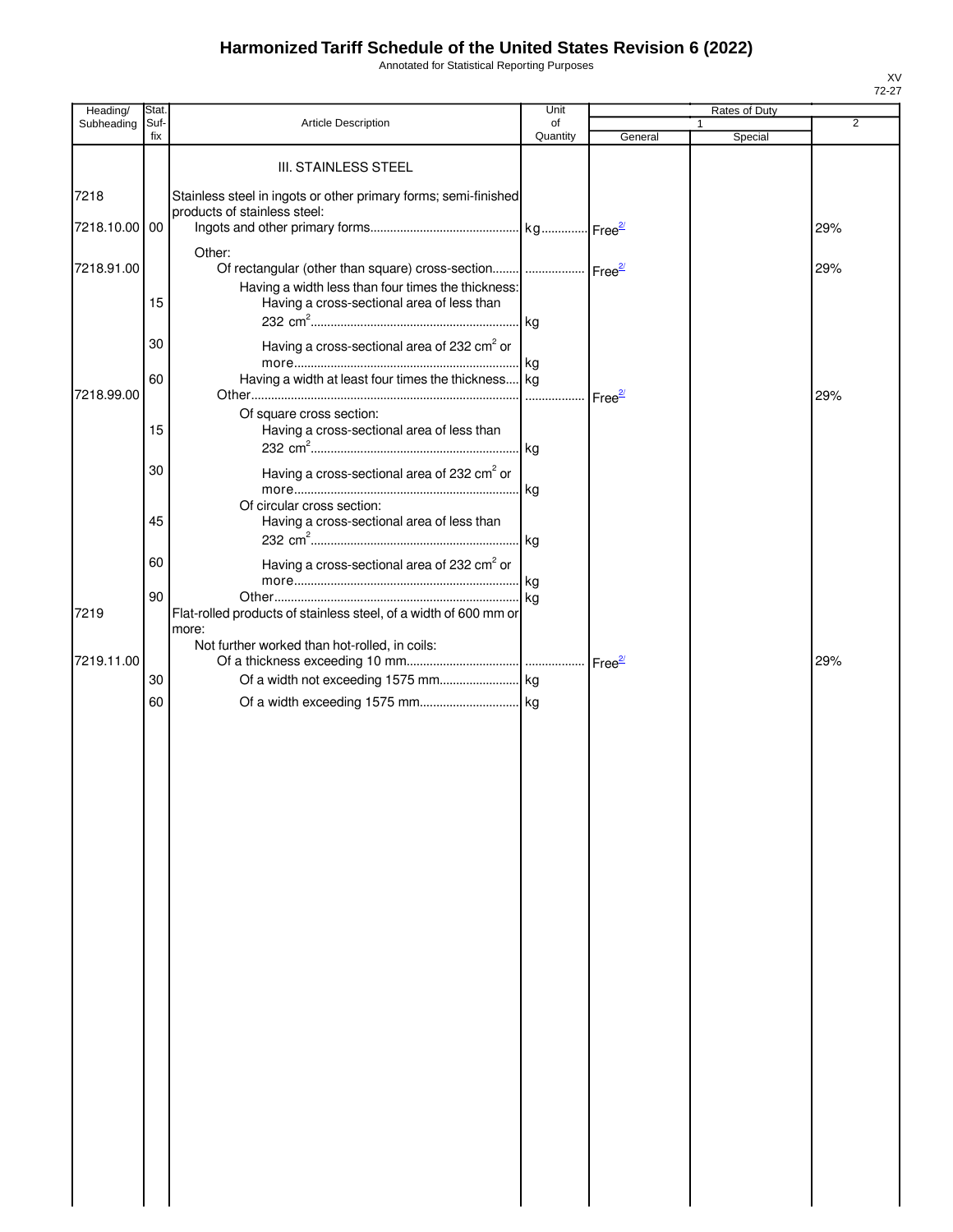# Harmonized Tariff Schedule of the United States Revision 6 (2022)

Annotated for Statistical Reporting Purposes

XV
72-27

| Heading/ Subheading | Stat. Suf- fix | Article Description | Unit of Quantity | Rates of Duty 1 General | Special | 2 |
|---|---|---|---|---|---|---|
| | | III. STAINLESS STEEL | | | | |
| 7218 | | Stainless steel in ingots or other primary forms; semi-finished products of stainless steel: | | | | |
| 7218.10.00 | 00 | Ingots and other primary forms | kg | Free[2/] | | 29% |
| | | Other: | | | | |
| 7218.91.00 | | Of rectangular (other than square) cross-section | | Free[2/] | | 29% |
| | | Having a width less than four times the thickness: | | | | |
| | 15 | Having a cross-sectional area of less than 232 $cm^2$ | kg | | | |
| | 30 | Having a cross-sectional area of 232 $cm^2$ or more | kg | | | |
| | 60 | Having a width at least four times the thickness | kg | | | |
| 7218.99.00 | | Other | | Free[2/] | | 29% |
| | | Of square cross section: | | | | |
| | 15 | Having a cross-sectional area of less than 232 $cm^2$ | kg | | | |
| | 30 | Having a cross-sectional area of 232 $cm^2$ or more | kg | | | |
| | | Of circular cross section: | | | | |
| | 45 | Having a cross-sectional area of less than 232 $cm^2$ | kg | | | |
| | 60 | Having a cross-sectional area of 232 $cm^2$ or more | kg | | | |
| | 90 | Other | kg | | | |
| 7219 | | Flat-rolled products of stainless steel, of a width of 600 mm or more: | | | | |
| | | Not further worked than hot-rolled, in coils: | | | | |
| 7219.11.00 | | Of a thickness exceeding 10 mm | | Free[2/] | | 29% |
| | 30 | Of a width not exceeding 1575 mm | kg | | | |
| | 60 | Of a width exceeding 1575 mm | kg | | | |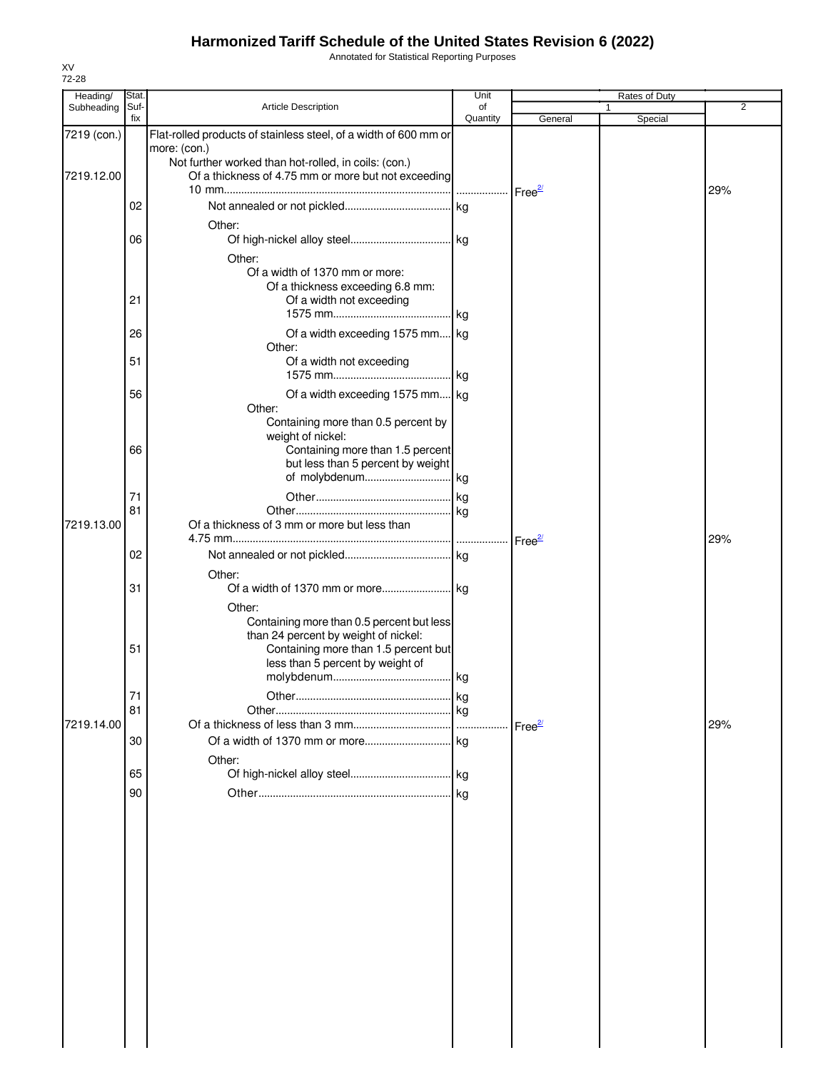# Harmonized Tariff Schedule of the United States Revision 6 (2022)

Annotated for Statistical Reporting Purposes

XV
72-28

| Heading/ Subheading | Stat. Suf- fix | Article Description | Unit of Quantity | Rates of Duty 1 General | Rates of Duty 1 Special | Rates of Duty 2 |
|---|---|---|---|---|---|---|
| 7219 (con.) | | Flat-rolled products of stainless steel, of a width of 600 mm or more: (con.) | | | | |
| | | Not further worked than hot-rolled, in coils: (con.) | | | | |
| 7219.12.00 | | Of a thickness of 4.75 mm or more but not exceeding 10 mm | | Free[2/] | | 29% |
| | 02 | Not annealed or not pickled | kg | | | |
| | | Other: | | | | |
| | 06 | Of high-nickel alloy steel | kg | | | |
| | | Other: | | | | |
| | | Of a width of 1370 mm or more: | | | | |
| | | Of a thickness exceeding 6.8 mm: | | | | |
| | 21 | Of a width not exceeding 1575 mm | kg | | | |
| | 26 | Of a width exceeding 1575 mm | kg | | | |
| | | Other: | | | | |
| | 51 | Of a width not exceeding 1575 mm | kg | | | |
| | 56 | Of a width exceeding 1575 mm | kg | | | |
| | | Other: | | | | |
| | | Containing more than 0.5 percent by weight of nickel: | | | | |
| | 66 | Containing more than 1.5 percent but less than 5 percent by weight of molybdenum | kg | | | |
| | 71 | Other | kg | | | |
| | 81 | Other | kg | | | |
| 7219.13.00 | | Of a thickness of 3 mm or more but less than 4.75 mm | | Free[2/] | | 29% |
| | 02 | Not annealed or not pickled | kg | | | |
| | | Other: | | | | |
| | 31 | Of a width of 1370 mm or more | kg | | | |
| | | Other: | | | | |
| | | Containing more than 0.5 percent but less than 24 percent by weight of nickel: | | | | |
| | 51 | Containing more than 1.5 percent but less than 5 percent by weight of molybdenum | kg | | | |
| | 71 | Other | kg | | | |
| | 81 | Other | kg | | | |
| 7219.14.00 | | Of a thickness of less than 3 mm | | Free[2/] | | 29% |
| | 30 | Of a width of 1370 mm or more | kg | | | |
| | | Other: | | | | |
| | 65 | Of high-nickel alloy steel | kg | | | |
| | 90 | Other | kg | | | |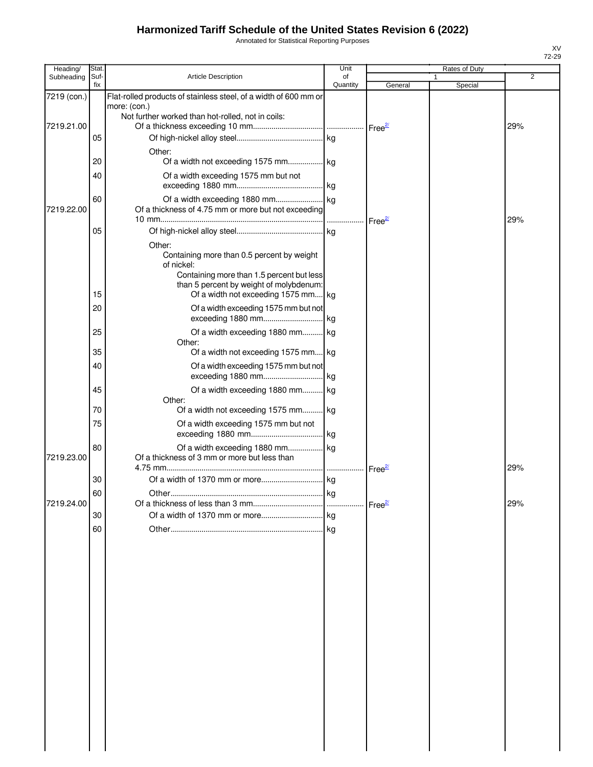# Harmonized Tariff Schedule of the United States Revision 6 (2022)

Annotated for Statistical Reporting Purposes

| Heading/ Subheading | Stat. Suf-fix | Article Description | Unit of Quantity | Rates of Duty 1 General | Rates of Duty 1 Special | Rates of Duty 2 |
|---|---|---|---|---|---|---|
| 7219 (con.) | | Flat-rolled products of stainless steel, of a width of 600 mm or more: (con.) | | | | |
| | | Not further worked than hot-rolled, not in coils: | | | | |
| 7219.21.00 | | Of a thickness exceeding 10 mm | | Free[2/] | | 29% |
| | 05 | Of high-nickel alloy steel | kg | | | |
| | | Other: | | | | |
| | 20 | Of a width not exceeding 1575 mm | kg | | | |
| | 40 | Of a width exceeding 1575 mm but not exceeding 1880 mm | kg | | | |
| | 60 | Of a width exceeding 1880 mm | kg | | | |
| 7219.22.00 | | Of a thickness of 4.75 mm or more but not exceeding 10 mm | | Free[2/] | | 29% |
| | 05 | Of high-nickel alloy steel | kg | | | |
| | | Other: | | | | |
| | | Containing more than 0.5 percent by weight of nickel: | | | | |
| | | Containing more than 1.5 percent but less than 5 percent by weight of molybdenum: | | | | |
| | 15 | Of a width not exceeding 1575 mm | kg | | | |
| | 20 | Of a width exceeding 1575 mm but not exceeding 1880 mm | kg | | | |
| | 25 | Of a width exceeding 1880 mm | kg | | | |
| | | Other: | | | | |
| | 35 | Of a width not exceeding 1575 mm | kg | | | |
| | 40 | Of a width exceeding 1575 mm but not exceeding 1880 mm | kg | | | |
| | 45 | Of a width exceeding 1880 mm | kg | | | |
| | | Other: | | | | |
| | 70 | Of a width not exceeding 1575 mm | kg | | | |
| | 75 | Of a width exceeding 1575 mm but not exceeding 1880 mm | kg | | | |
| | 80 | Of a width exceeding 1880 mm | kg | | | |
| 7219.23.00 | | Of a thickness of 3 mm or more but less than 4.75 mm | | Free[2/] | | 29% |
| | 30 | Of a width of 1370 mm or more | kg | | | |
| | 60 | Other | kg | | | |
| 7219.24.00 | | Of a thickness of less than 3 mm | | Free[2/] | | 29% |
| | 30 | Of a width of 1370 mm or more | kg | | | |
| | 60 | Other | kg | | | |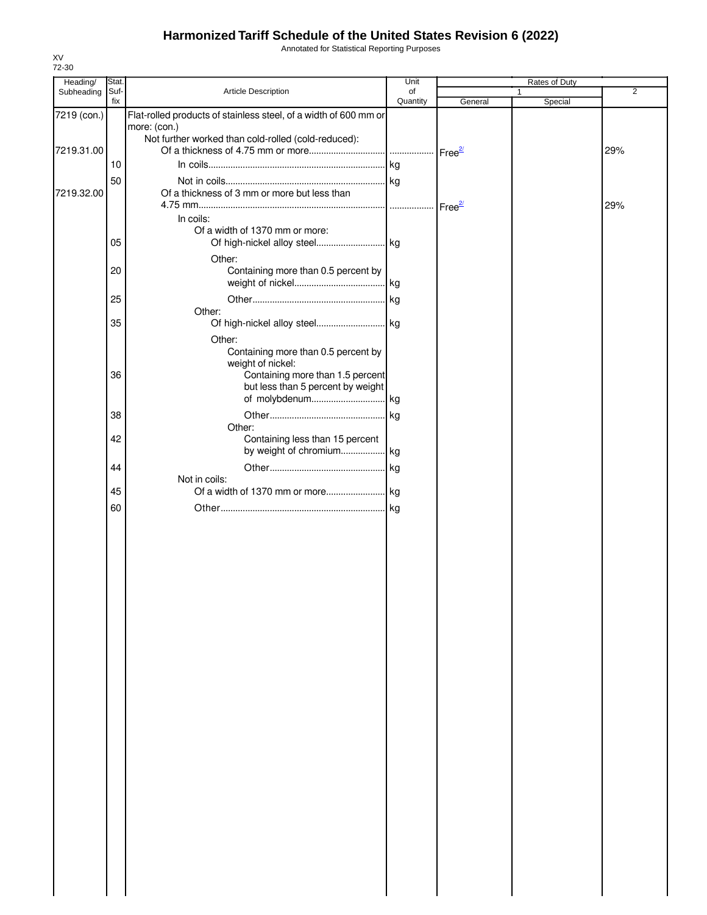# Harmonized Tariff Schedule of the United States Revision 6 (2022)

Annotated for Statistical Reporting Purposes

XV
72-30

| Heading/ Subheading | Stat. Suf- fix | Article Description | Unit of Quantity | Rates of Duty 1 General | Special | 2 |
|---|---|---|---|---|---|---|
| 7219 (con.) | | Flat-rolled products of stainless steel, of a width of 600 mm or more: (con.) | | | | |
| | | Not further worked than cold-rolled (cold-reduced): | | | | |
| 7219.31.00 | | Of a thickness of 4.75 mm or more | | Free[2/] | | 29% |
| | 10 | In coils | kg | | | |
| | 50 | Not in coils | kg | | | |
| 7219.32.00 | | Of a thickness of 3 mm or more but less than 4.75 mm | | Free[2/] | | 29% |
| | | In coils: | | | | |
| | | Of a width of 1370 mm or more: | | | | |
| | 05 | Of high-nickel alloy steel | kg | | | |
| | | Other: | | | | |
| | 20 | Containing more than 0.5 percent by weight of nickel | kg | | | |
| | 25 | Other | kg | | | |
| | | Other: | | | | |
| | 35 | Of high-nickel alloy steel | kg | | | |
| | | Other: | | | | |
| | | Containing more than 0.5 percent by weight of nickel: | | | | |
| | 36 | Containing more than 1.5 percent but less than 5 percent by weight of molybdenum | kg | | | |
| | 38 | Other | kg | | | |
| | | Other: | | | | |
| | 42 | Containing less than 15 percent by weight of chromium | kg | | | |
| | 44 | Other | kg | | | |
| | | Not in coils: | | | | |
| | 45 | Of a width of 1370 mm or more | kg | | | |
| | 60 | Other | kg | | | |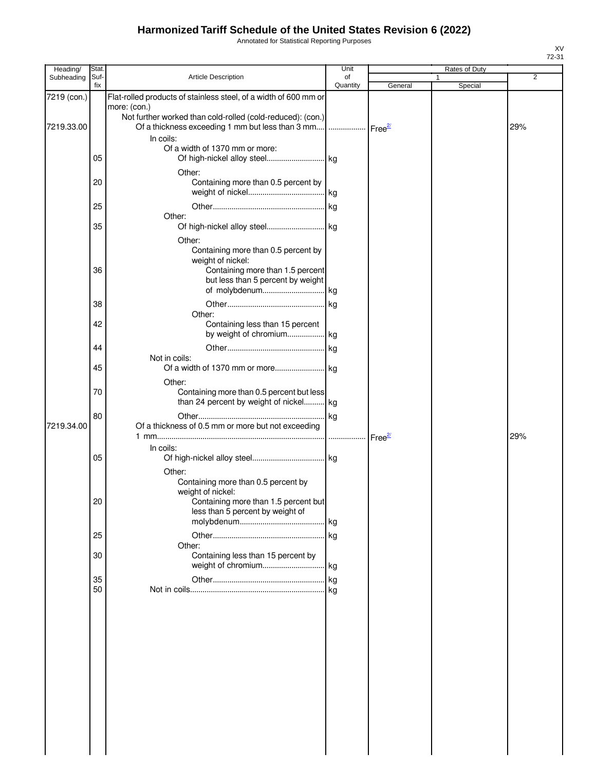# Harmonized Tariff Schedule of the United States Revision 6 (2022)

Annotated for Statistical Reporting Purposes

| Heading/ Subheading | Stat. Suf- fix | Article Description | Unit of Quantity | Rates of Duty 1 General | Special | 2 |
|---|---|---|---|---|---|---|
| 7219 (con.) | | Flat-rolled products of stainless steel, of a width of 600 mm or more: (con.) | | | | |
| | | Not further worked than cold-rolled (cold-reduced): (con.) | | | | |
| 7219.33.00 | | Of a thickness exceeding 1 mm but less than 3 mm | | Free[2/] | | 29% |
| | | In coils: | | | | |
| | | Of a width of 1370 mm or more: | | | | |
| | 05 | Of high-nickel alloy steel | kg | | | |
| | | Other: | | | | |
| | 20 | Containing more than 0.5 percent by weight of nickel | kg | | | |
| | 25 | Other | kg | | | |
| | | Other: | | | | |
| | 35 | Of high-nickel alloy steel | kg | | | |
| | | Other: | | | | |
| | | Containing more than 0.5 percent by weight of nickel: | | | | |
| | 36 | Containing more than 1.5 percent but less than 5 percent by weight of molybdenum | kg | | | |
| | 38 | Other | kg | | | |
| | | Other: | | | | |
| | 42 | Containing less than 15 percent by weight of chromium | kg | | | |
| | 44 | Other | kg | | | |
| | | Not in coils: | | | | |
| | 45 | Of a width of 1370 mm or more | kg | | | |
| | | Other: | | | | |
| | 70 | Containing more than 0.5 percent but less than 24 percent by weight of nickel | kg | | | |
| | 80 | Other | kg | | | |
| 7219.34.00 | | Of a thickness of 0.5 mm or more but not exceeding 1 mm | | Free[2/] | | 29% |
| | | In coils: | | | | |
| | 05 | Of high-nickel alloy steel | kg | | | |
| | | Other: | | | | |
| | | Containing more than 0.5 percent by weight of nickel: | | | | |
| | 20 | Containing more than 1.5 percent but less than 5 percent by weight of molybdenum | kg | | | |
| | 25 | Other | kg | | | |
| | | Other: | | | | |
| | 30 | Containing less than 15 percent by weight of chromium | kg | | | |
| | 35 | Other | kg | | | |
| | 50 | Not in coils | kg | | | |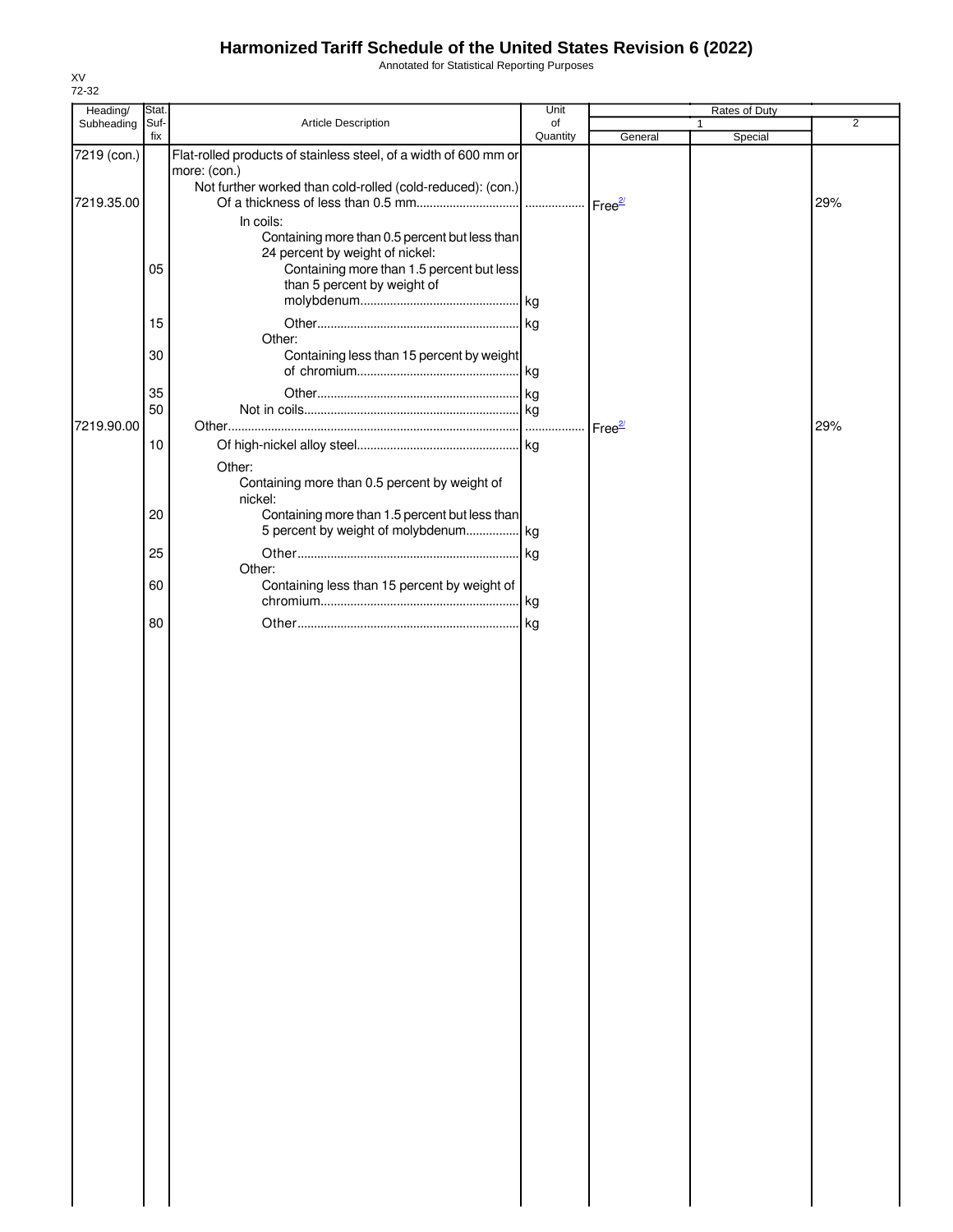# Harmonized Tariff Schedule of the United States Revision 6 (2022)

Annotated for Statistical Reporting Purposes

XV
72-32

| Heading/ Subheading | Stat. Suf- fix | Article Description | Unit of Quantity | Rates of Duty 1 General | Special | 2 |
|---|---|---|---|---|---|---|
| 7219 (con.) | | Flat-rolled products of stainless steel, of a width of 600 mm or more: (con.) | | | | |
| | | Not further worked than cold-rolled (cold-reduced): (con.) | | | | |
| 7219.35.00 | | Of a thickness of less than 0.5 mm | | Free[2/] | | 29% |
| | | In coils: | | | | |
| | | Containing more than 0.5 percent but less than 24 percent by weight of nickel: | | | | |
| | 05 | Containing more than 1.5 percent but less than 5 percent by weight of molybdenum | kg | | | |
| | 15 | Other | kg | | | |
| | | Other: | | | | |
| | 30 | Containing less than 15 percent by weight of chromium | kg | | | |
| | 35 | Other | kg | | | |
| | 50 | Not in coils | kg | | | |
| 7219.90.00 | | Other | | Free[2/] | | 29% |
| | 10 | Of high-nickel alloy steel | kg | | | |
| | | Other: | | | | |
| | | Containing more than 0.5 percent by weight of nickel: | | | | |
| | 20 | Containing more than 1.5 percent but less than 5 percent by weight of molybdenum | kg | | | |
| | 25 | Other | kg | | | |
| | | Other: | | | | |
| | 60 | Containing less than 15 percent by weight of chromium | kg | | | |
| | 80 | Other | kg | | | |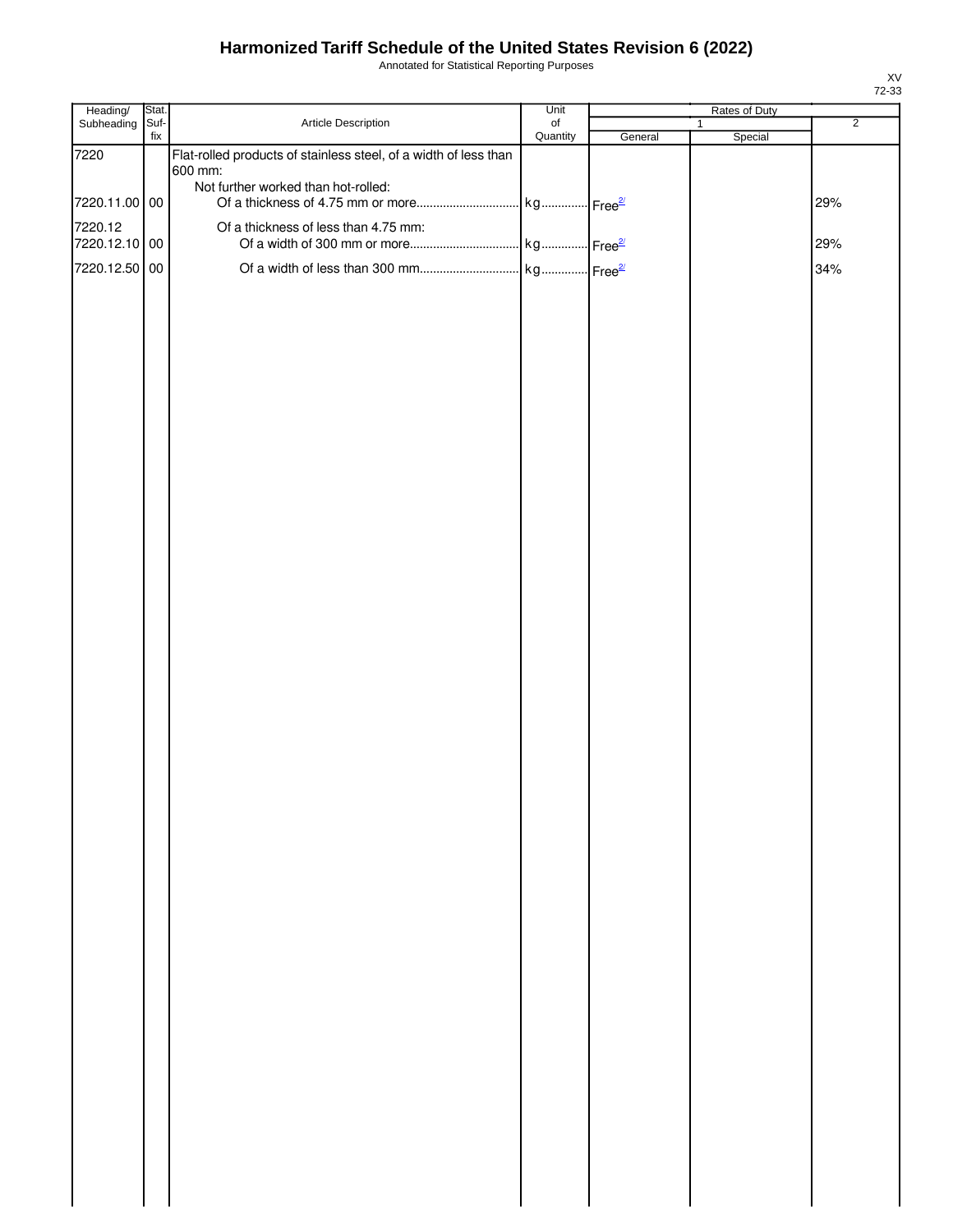# Harmonized Tariff Schedule of the United States Revision 6 (2022)

Annotated for Statistical Reporting Purposes

| Heading/ Subheading | Stat. Suf- fix | Article Description | Unit of Quantity | Rates of Duty 1 General | Special | 2 |
|---|---|---|---|---|---|---|
| 7220 | | Flat-rolled products of stainless steel, of a width of less than 600 mm: | | | | |
| | | Not further worked than hot-rolled: | | | | |
| 7220.11.00 | 00 | Of a thickness of 4.75 mm or more | kg | Free[2/] | | 29% |
| 7220.12 | | Of a thickness of less than 4.75 mm: | | | | |
| 7220.12.10 | 00 | Of a width of 300 mm or more | kg | Free[2/] | | 29% |
| 7220.12.50 | 00 | Of a width of less than 300 mm | kg | Free[2/] | | 34% |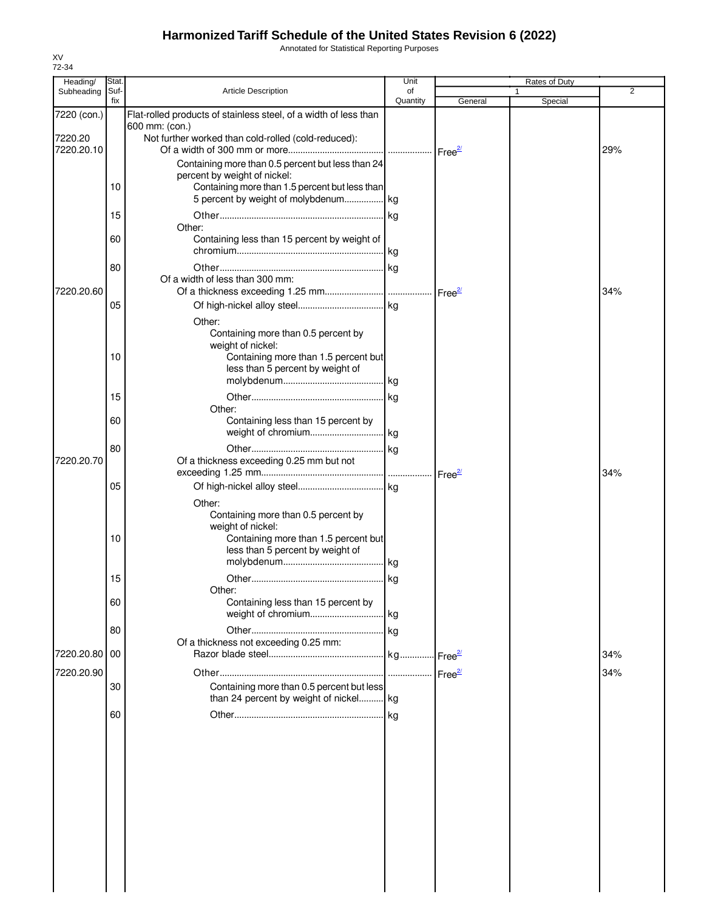# Harmonized Tariff Schedule of the United States Revision 6 (2022)

Annotated for Statistical Reporting Purposes

XV
72-34

| Heading/ Subheading | Stat. Suf-fix | Article Description | Unit of Quantity | Rates of Duty 1 General | Rates of Duty 1 Special | Rates of Duty 2 |
|---|---|---|---|---|---|---|
| 7220 (con.) | | Flat-rolled products of stainless steel, of a width of less than 600 mm: (con.) | | | | |
| 7220.20 | | Not further worked than cold-rolled (cold-reduced): | | | | |
| 7220.20.10 | | Of a width of 300 mm or more | | Free[2/] | | 29% |
| | | Containing more than 0.5 percent but less than 24 percent by weight of nickel: | | | | |
| | 10 | Containing more than 1.5 percent but less than 5 percent by weight of molybdenum | kg | | | |
| | 15 | Other | kg | | | |
| | | Other: | | | | |
| | 60 | Containing less than 15 percent by weight of chromium | kg | | | |
| | 80 | Other | kg | | | |
| | | Of a width of less than 300 mm: | | | | |
| 7220.20.60 | | Of a thickness exceeding 1.25 mm | | Free[2/] | | 34% |
| | 05 | Of high-nickel alloy steel | kg | | | |
| | | Other: | | | | |
| | | Containing more than 0.5 percent by weight of nickel: | | | | |
| | 10 | Containing more than 1.5 percent but less than 5 percent by weight of molybdenum | kg | | | |
| | 15 | Other | kg | | | |
| | | Other: | | | | |
| | 60 | Containing less than 15 percent by weight of chromium | kg | | | |
| | 80 | Other | kg | | | |
| 7220.20.70 | | Of a thickness exceeding 0.25 mm but not exceeding 1.25 mm | | Free[2/] | | 34% |
| | 05 | Of high-nickel alloy steel | kg | | | |
| | | Other: | | | | |
| | | Containing more than 0.5 percent by weight of nickel: | | | | |
| | 10 | Containing more than 1.5 percent but less than 5 percent by weight of molybdenum | kg | | | |
| | 15 | Other | kg | | | |
| | | Other: | | | | |
| | 60 | Containing less than 15 percent by weight of chromium | kg | | | |
| | 80 | Other | kg | | | |
| | | Of a thickness not exceeding 0.25 mm: | | | | |
| 7220.20.80 | 00 | Razor blade steel | kg | Free[2/] | | 34% |
| 7220.20.90 | | Other | | Free[2/] | | 34% |
| | 30 | Containing more than 0.5 percent but less than 24 percent by weight of nickel | kg | | | |
| | 60 | Other | kg | | | |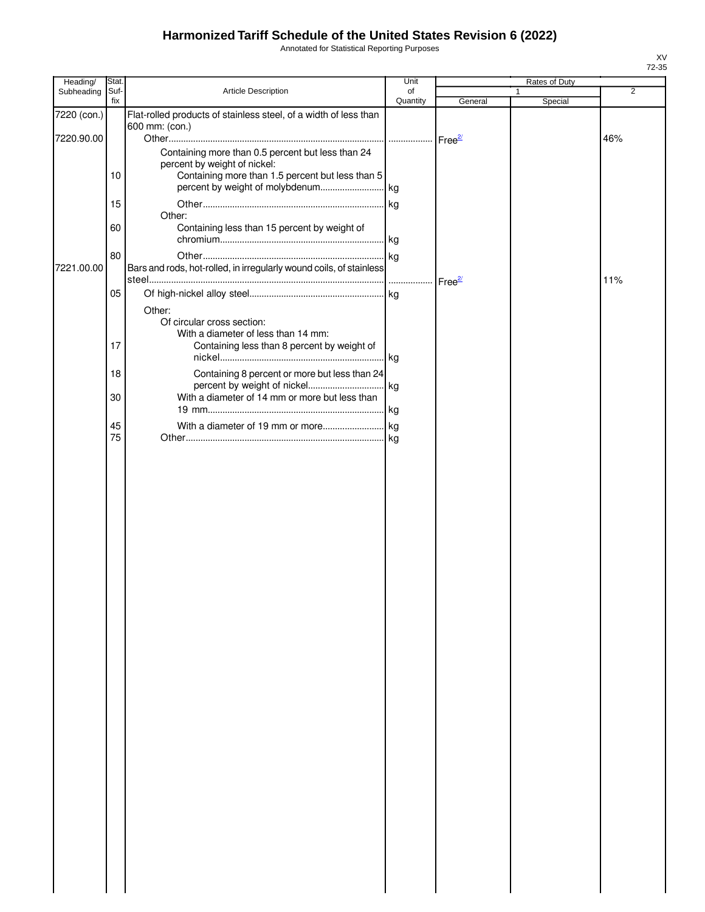# Harmonized Tariff Schedule of the United States Revision 6 (2022)

Annotated for Statistical Reporting Purposes

| Heading/ Subheading | Stat. Suf- fix | Article Description | Unit of Quantity | Rates of Duty 1 General | Rates of Duty 1 Special | Rates of Duty 2 |
|---|---|---|---|---|---|---|
| 7220 (con.) | | Flat-rolled products of stainless steel, of a width of less than 600 mm: (con.) | | | | |
| 7220.90.00 | | Other | | Free[2/] | | 46% |
| | | Containing more than 0.5 percent but less than 24 percent by weight of nickel: | | | | |
| | 10 | Containing more than 1.5 percent but less than 5 percent by weight of molybdenum | kg | | | |
| | 15 | Other | kg | | | |
| | | Other: | | | | |
| | 60 | Containing less than 15 percent by weight of chromium | kg | | | |
| | 80 | Other | kg | | | |
| 7221.00.00 | | Bars and rods, hot-rolled, in irregularly wound coils, of stainless steel | | Free[2/] | | 11% |
| | 05 | Of high-nickel alloy steel | kg | | | |
| | | Other: | | | | |
| | | Of circular cross section: | | | | |
| | | With a diameter of less than 14 mm: | | | | |
| | 17 | Containing less than 8 percent by weight of nickel | kg | | | |
| | 18 | Containing 8 percent or more but less than 24 percent by weight of nickel | kg | | | |
| | 30 | With a diameter of 14 mm or more but less than 19 mm | kg | | | |
| | 45 | With a diameter of 19 mm or more | kg | | | |
| | 75 | Other | kg | | | |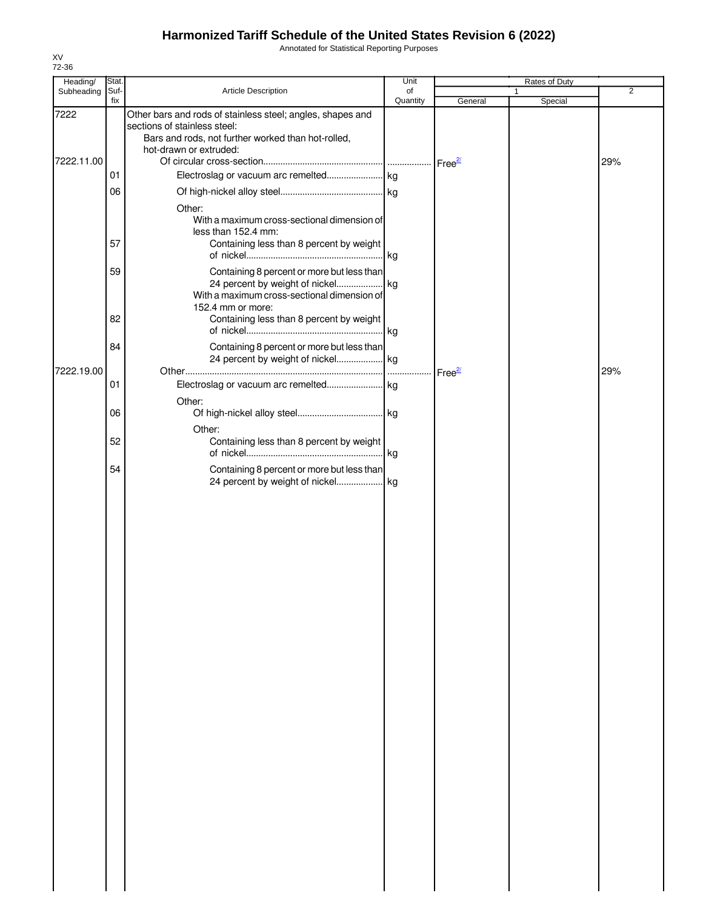# Harmonized Tariff Schedule of the United States Revision 6 (2022)

Annotated for Statistical Reporting Purposes

XV
72-36

| Heading/ Subheading | Stat. Suf- fix | Article Description | Unit of Quantity | Rates of Duty | | |
|---|---|---|---|---|---|---|
| | | | | 1 | | 2 |
| | | | | General | Special | |
| 7222 | | Other bars and rods of stainless steel; angles, shapes and sections of stainless steel: | | | | |
| | | Bars and rods, not further worked than hot-rolled, hot-drawn or extruded: | | | | |
| 7222.11.00 | | Of circular cross-section | | Free[2/] | | 29% |
| | 01 | Electroslag or vacuum arc remelted | kg | | | |
| | 06 | Of high-nickel alloy steel | kg | | | |
| | | Other: | | | | |
| | | With a maximum cross-sectional dimension of less than 152.4 mm: | | | | |
| | 57 | Containing less than 8 percent by weight of nickel | kg | | | |
| | 59 | Containing 8 percent or more but less than 24 percent by weight of nickel | kg | | | |
| | | With a maximum cross-sectional dimension of 152.4 mm or more: | | | | |
| | 82 | Containing less than 8 percent by weight of nickel | kg | | | |
| | 84 | Containing 8 percent or more but less than 24 percent by weight of nickel | kg | | | |
| 7222.19.00 | | Other | | Free[2/] | | 29% |
| | 01 | Electroslag or vacuum arc remelted | kg | | | |
| | | Other: | | | | |
| | 06 | Of high-nickel alloy steel | kg | | | |
| | | Other: | | | | |
| | 52 | Containing less than 8 percent by weight of nickel | kg | | | |
| | 54 | Containing 8 percent or more but less than 24 percent by weight of nickel | kg | | | |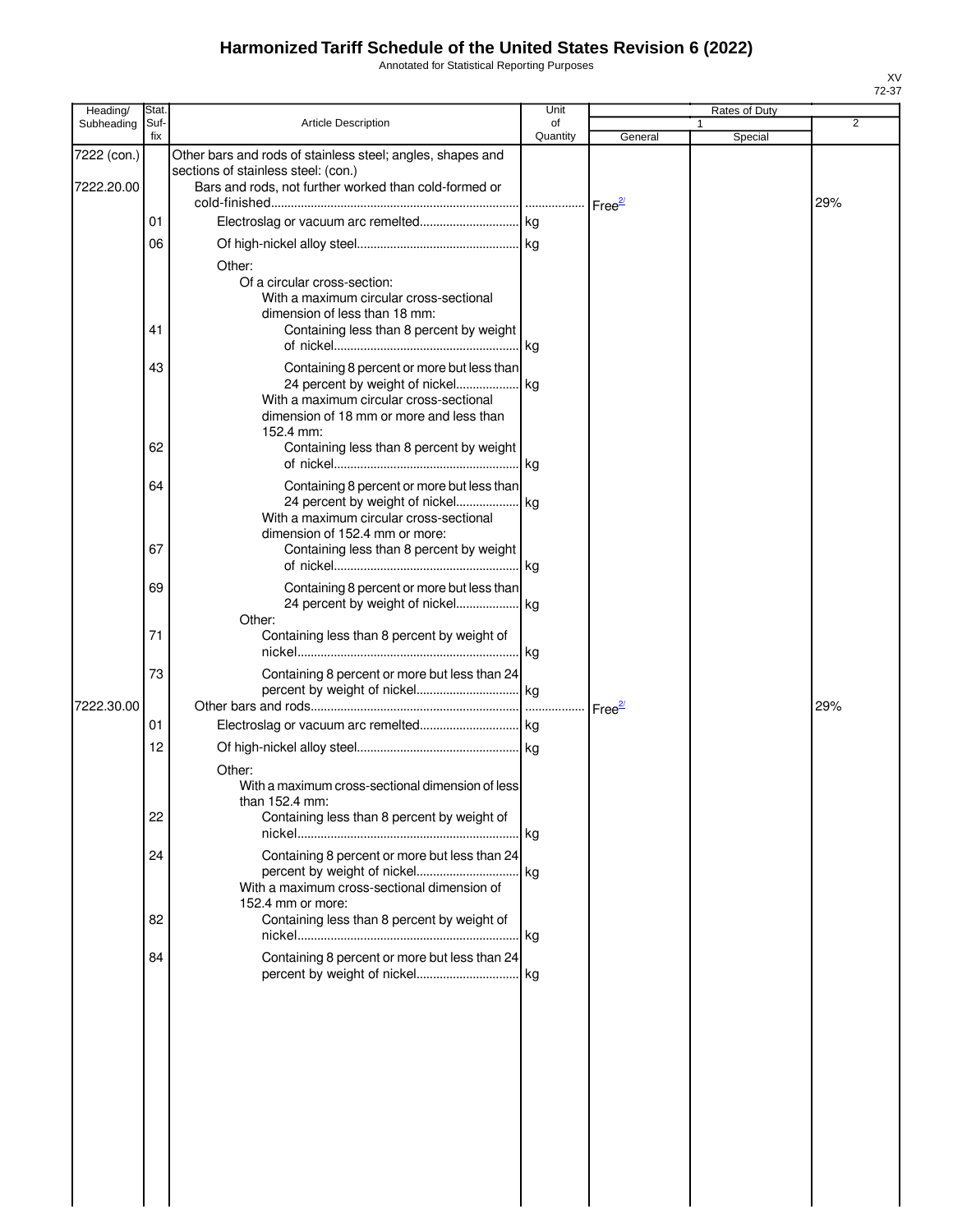# Harmonized Tariff Schedule of the United States Revision 6 (2022)

Annotated for Statistical Reporting Purposes

XV
72-37

| Heading/ Subheading | Stat. Suf- fix | Article Description | Unit of Quantity | Rates of Duty 1 General | Special | 2 |
|---|---|---|---|---|---|---|
| 7222 (con.) | | Other bars and rods of stainless steel; angles, shapes and sections of stainless steel: (con.) | | | | |
| 7222.20.00 | | Bars and rods, not further worked than cold-formed or cold-finished | | Free[2/] | | 29% |
| | 01 | Electroslag or vacuum arc remelted | kg | | | |
| | 06 | Of high-nickel alloy steel | kg | | | |
| | | Other: | | | | |
| | | Of a circular cross-section: | | | | |
| | | With a maximum circular cross-sectional dimension of less than 18 mm: | | | | |
| | 41 | Containing less than 8 percent by weight of nickel | kg | | | |
| | 43 | Containing 8 percent or more but less than 24 percent by weight of nickel | kg | | | |
| | | With a maximum circular cross-sectional dimension of 18 mm or more and less than 152.4 mm: | | | | |
| | 62 | Containing less than 8 percent by weight of nickel | kg | | | |
| | 64 | Containing 8 percent or more but less than 24 percent by weight of nickel | kg | | | |
| | | With a maximum circular cross-sectional dimension of 152.4 mm or more: | | | | |
| | 67 | Containing less than 8 percent by weight of nickel | kg | | | |
| | 69 | Containing 8 percent or more but less than 24 percent by weight of nickel | kg | | | |
| | | Other: | | | | |
| | 71 | Containing less than 8 percent by weight of nickel | kg | | | |
| | 73 | Containing 8 percent or more but less than 24 percent by weight of nickel | kg | | | |
| 7222.30.00 | | Other bars and rods | | Free[2/] | | 29% |
| | 01 | Electroslag or vacuum arc remelted | kg | | | |
| | 12 | Of high-nickel alloy steel | kg | | | |
| | | Other: | | | | |
| | | With a maximum cross-sectional dimension of less than 152.4 mm: | | | | |
| | 22 | Containing less than 8 percent by weight of nickel | kg | | | |
| | 24 | Containing 8 percent or more but less than 24 percent by weight of nickel | kg | | | |
| | | With a maximum cross-sectional dimension of 152.4 mm or more: | | | | |
| | 82 | Containing less than 8 percent by weight of nickel | kg | | | |
| | 84 | Containing 8 percent or more but less than 24 percent by weight of nickel | kg | | | |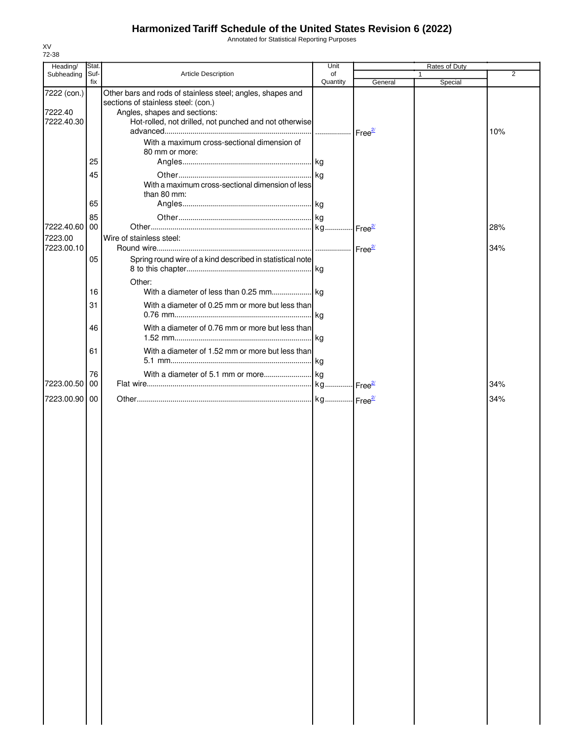# Harmonized Tariff Schedule of the United States Revision 6 (2022)

Annotated for Statistical Reporting Purposes

XV
72-38

| Heading/ Subheading | Stat. Suf-fix | Article Description | Unit of Quantity | Rates of Duty 1 General | Special | 2 |
|---|---|---|---|---|---|---|
| 7222 (con.) | | Other bars and rods of stainless steel; angles, shapes and sections of stainless steel: (con.) | | | | |
| 7222.40 | | Angles, shapes and sections: | | | | |
| 7222.40.30 | | Hot-rolled, not drilled, not punched and not otherwise advanced | | Free[2/] | | 10% |
| | | With a maximum cross-sectional dimension of 80 mm or more: | | | | |
| | 25 | Angles | kg | | | |
| | 45 | Other | kg | | | |
| | | With a maximum cross-sectional dimension of less than 80 mm: | | | | |
| | 65 | Angles | kg | | | |
| | 85 | Other | kg | | | |
| 7222.40.60 | 00 | Other | kg | Free[2/] | | 28% |
| 7223.00 | | Wire of stainless steel: | | | | |
| 7223.00.10 | | Round wire | | Free[2/] | | 34% |
| | 05 | Spring round wire of a kind described in statistical note 8 to this chapter | kg | | | |
| | | Other: | | | | |
| | 16 | With a diameter of less than 0.25 mm | kg | | | |
| | 31 | With a diameter of 0.25 mm or more but less than 0.76 mm | kg | | | |
| | 46 | With a diameter of 0.76 mm or more but less than 1.52 mm | kg | | | |
| | 61 | With a diameter of 1.52 mm or more but less than 5.1 mm | kg | | | |
| | 76 | With a diameter of 5.1 mm or more | kg | | | |
| 7223.00.50 | 00 | Flat wire | kg | Free[2/] | | 34% |
| 7223.00.90 | 00 | Other | kg | Free[2/] | | 34% |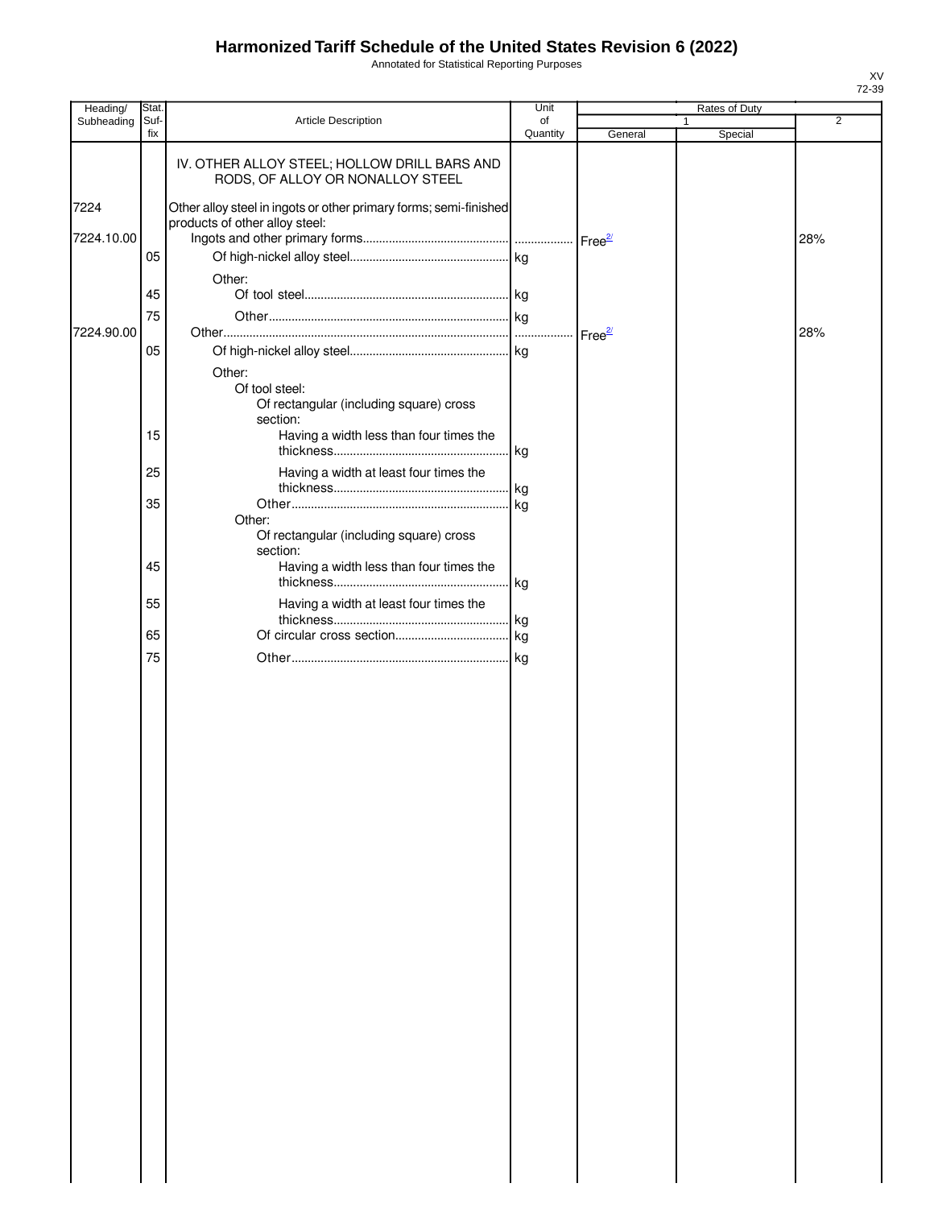# Harmonized Tariff Schedule of the United States Revision 6 (2022)

Annotated for Statistical Reporting Purposes

| Heading/ Subheading | Stat. Suf- fix | Article Description | Unit of Quantity | Rates of Duty 1 General | Special | 2 |
|---|---|---|---|---|---|---|
| | | IV. OTHER ALLOY STEEL; HOLLOW DRILL BARS AND RODS, OF ALLOY OR NONALLOY STEEL | | | | |
| 7224 | | Other alloy steel in ingots or other primary forms; semi-finished products of other alloy steel: | | | | |
| 7224.10.00 | | Ingots and other primary forms | | Free[2/] | | 28% |
| | 05 | Of high-nickel alloy steel | kg | | | |
| | | Other: | | | | |
| | 45 | Of tool steel | kg | | | |
| | 75 | Other | kg | | | |
| 7224.90.00 | | Other | | Free[2/] | | 28% |
| | 05 | Of high-nickel alloy steel | kg | | | |
| | | Other: | | | | |
| | | Of tool steel: | | | | |
| | | Of rectangular (including square) cross section: | | | | |
| | 15 | Having a width less than four times the thickness | kg | | | |
| | 25 | Having a width at least four times the thickness | kg | | | |
| | 35 | Other | kg | | | |
| | | Other: | | | | |
| | | Of rectangular (including square) cross section: | | | | |
| | 45 | Having a width less than four times the thickness | kg | | | |
| | 55 | Having a width at least four times the thickness | kg | | | |
| | 65 | Of circular cross section | kg | | | |
| | 75 | Other | kg | | | |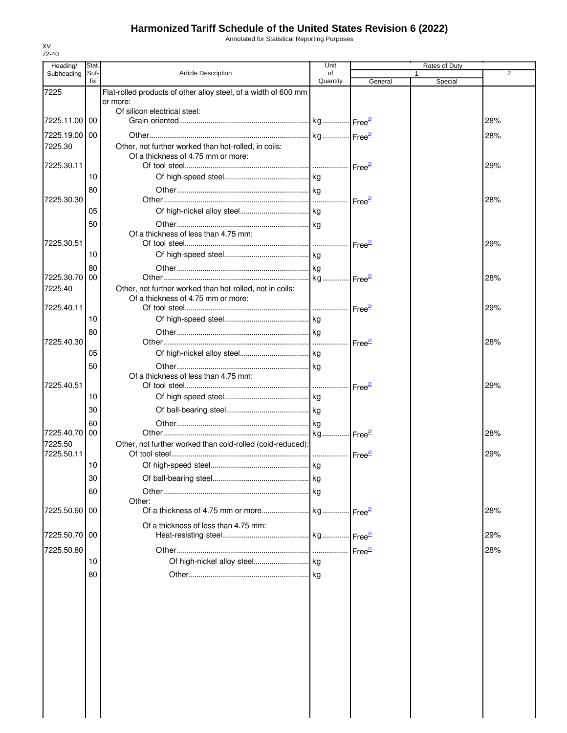# Harmonized Tariff Schedule of the United States Revision 6 (2022)

Annotated for Statistical Reporting Purposes

XV
72-40

| Heading/ Subheading | Stat. Suf- fix | Article Description | Unit of Quantity | Rates of Duty 1 General | Rates of Duty 1 Special | Rates of Duty 2 |
|---|---|---|---|---|---|---|
| 7225 | | Flat-rolled products of other alloy steel, of a width of 600 mm or more: | | | | |
| | | Of silicon electrical steel: | | | | |
| 7225.11.00 | 00 | Grain-oriented | kg | Free[2/] | | 28% |
| 7225.19.00 | 00 | Other | kg | Free[2/] | | 28% |
| 7225.30 | | Other, not further worked than hot-rolled, in coils: | | | | |
| | | Of a thickness of 4.75 mm or more: | | | | |
| 7225.30.11 | | Of tool steel | | Free[2/] | | 29% |
| | 10 | Of high-speed steel | kg | | | |
| | 80 | Other | kg | | | |
| 7225.30.30 | | Other | | Free[2/] | | 28% |
| | 05 | Of high-nickel alloy steel | kg | | | |
| | 50 | Other | kg | | | |
| | | Of a thickness of less than 4.75 mm: | | | | |
| 7225.30.51 | | Of tool steel | | Free[2/] | | 29% |
| | 10 | Of high-speed steel | kg | | | |
| | 80 | Other | kg | | | |
| 7225.30.70 | 00 | Other | kg | Free[2/] | | 28% |
| 7225.40 | | Other, not further worked than hot-rolled, not in coils: | | | | |
| | | Of a thickness of 4.75 mm or more: | | | | |
| 7225.40.11 | | Of tool steel | | Free[2/] | | 29% |
| | 10 | Of high-speed steel | kg | | | |
| | 80 | Other | kg | | | |
| 7225.40.30 | | Other | | Free[2/] | | 28% |
| | 05 | Of high-nickel alloy steel | kg | | | |
| | 50 | Other | kg | | | |
| | | Of a thickness of less than 4.75 mm: | | | | |
| 7225.40.51 | | Of tool steel | | Free[2/] | | 29% |
| | 10 | Of high-speed steel | kg | | | |
| | 30 | Of ball-bearing steel | kg | | | |
| | 60 | Other | kg | | | |
| 7225.40.70 | 00 | Other | kg | Free[2/] | | 28% |
| 7225.50 | | Other, not further worked than cold-rolled (cold-reduced): | | | | |
| 7225.50.11 | | Of tool steel | | Free[2/] | | 29% |
| | 10 | Of high-speed steel | kg | | | |
| | 30 | Of ball-bearing steel | kg | | | |
| | 60 | Other | kg | | | |
| | | Other: | | | | |
| 7225.50.60 | 00 | Of a thickness of 4.75 mm or more | kg | Free[2/] | | 28% |
| | | Of a thickness of less than 4.75 mm: | | | | |
| 7225.50.70 | 00 | Heat-resisting steel | kg | Free[2/] | | 29% |
| 7225.50.80 | | Other | | Free[2/] | | 28% |
| | 10 | Of high-nickel alloy steel | kg | | | |
| | 80 | Other | kg | | | |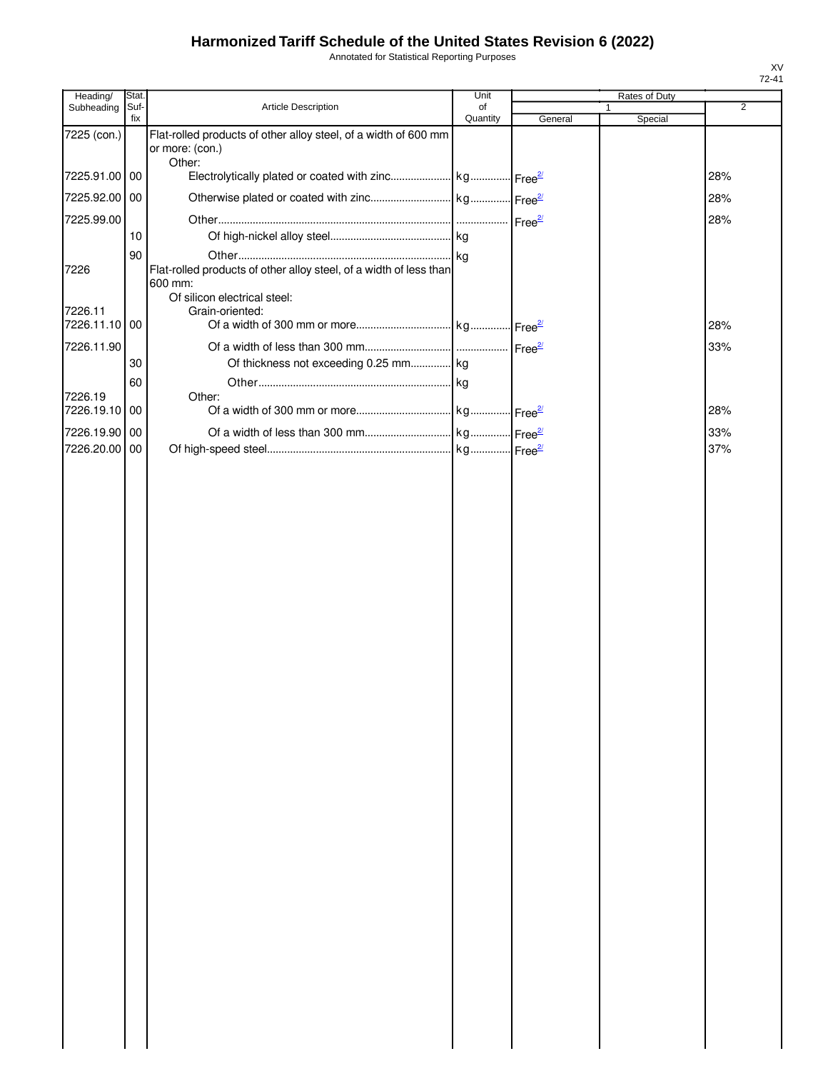# Harmonized Tariff Schedule of the United States Revision 6 (2022)

Annotated for Statistical Reporting Purposes

| Heading/ Subheading | Stat. Suf- fix | Article Description | Unit of Quantity | Rates of Duty 1 General | Special | 2 |
|---|---|---|---|---|---|---|
| 7225 (con.) | | Flat-rolled products of other alloy steel, of a width of 600 mm or more: (con.) | | | | |
| | | Other: | | | | |
| 7225.91.00 | 00 | Electrolytically plated or coated with zinc | kg | Free[2/] | | 28% |
| 7225.92.00 | 00 | Otherwise plated or coated with zinc | kg | Free[2/] | | 28% |
| 7225.99.00 | | Other | | Free[2/] | | 28% |
| | 10 | Of high-nickel alloy steel | kg | | | |
| | 90 | Other | kg | | | |
| 7226 | | Flat-rolled products of other alloy steel, of a width of less than 600 mm: | | | | |
| | | Of silicon electrical steel: | | | | |
| 7226.11 | | Grain-oriented: | | | | |
| 7226.11.10 | 00 | Of a width of 300 mm or more | kg | Free[2/] | | 28% |
| 7226.11.90 | | Of a width of less than 300 mm | | Free[2/] | | 33% |
| | 30 | Of thickness not exceeding 0.25 mm | kg | | | |
| | 60 | Other | kg | | | |
| 7226.19 | | Other: | | | | |
| 7226.19.10 | 00 | Of a width of 300 mm or more | kg | Free[2/] | | 28% |
| 7226.19.90 | 00 | Of a width of less than 300 mm | kg | Free[2/] | | 33% |
| 7226.20.00 | 00 | Of high-speed steel | kg | Free[2/] | | 37% |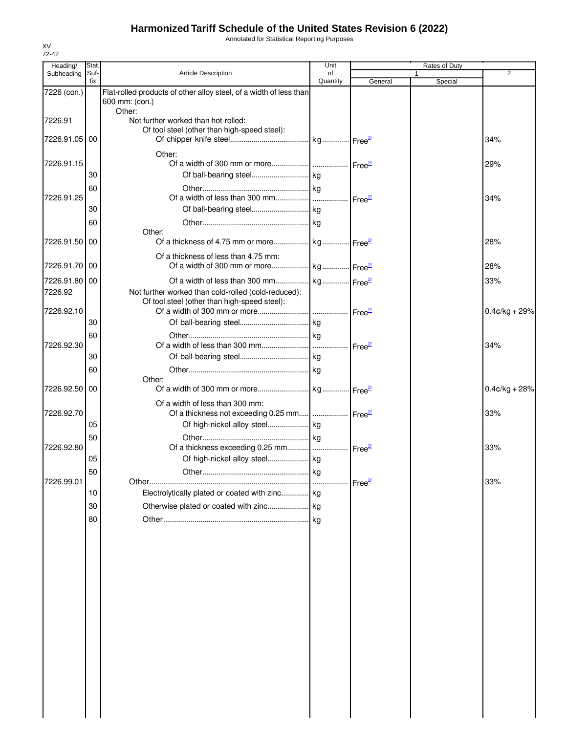# Harmonized Tariff Schedule of the United States Revision 6 (2022)

Annotated for Statistical Reporting Purposes

XV
72-42

| Heading/ Subheading | Stat. Suf- fix | Article Description | Unit of Quantity | Rates of Duty 1 General | Special | 2 |
|---|---|---|---|---|---|---|
| 7226 (con.) | | Flat-rolled products of other alloy steel, of a width of less than 600 mm: (con.) | | | | |
| | | Other: | | | | |
| 7226.91 | | Not further worked than hot-rolled: | | | | |
| | | Of tool steel (other than high-speed steel): | | | | |
| 7226.91.05 | 00 | Of chipper knife steel | kg | Free[2/] | | 34% |
| | | Other: | | | | |
| 7226.91.15 | | Of a width of 300 mm or more | | Free[2/] | | 29% |
| | 30 | Of ball-bearing steel | kg | | | |
| | 60 | Other | kg | | | |
| 7226.91.25 | | Of a width of less than 300 mm | | Free[2/] | | 34% |
| | 30 | Of ball-bearing steel | kg | | | |
| | 60 | Other | kg | | | |
| | | Other: | | | | |
| 7226.91.50 | 00 | Of a thickness of 4.75 mm or more | kg | Free[2/] | | 28% |
| | | Of a thickness of less than 4.75 mm: | | | | |
| 7226.91.70 | 00 | Of a width of 300 mm or more | kg | Free[2/] | | 28% |
| 7226.91.80 | 00 | Of a width of less than 300 mm | kg | Free[2/] | | 33% |
| 7226.92 | | Not further worked than cold-rolled (cold-reduced): | | | | |
| | | Of tool steel (other than high-speed steel): | | | | |
| 7226.92.10 | | Of a width of 300 mm or more | | Free[2/] | | 0.4¢/kg + 29% |
| | 30 | Of ball-bearing steel | kg | | | |
| | 60 | Other | kg | | | |
| 7226.92.30 | | Of a width of less than 300 mm | | Free[2/] | | 34% |
| | 30 | Of ball-bearing steel | kg | | | |
| | 60 | Other | kg | | | |
| | | Other: | | | | |
| 7226.92.50 | 00 | Of a width of 300 mm or more | kg | Free[2/] | | 0.4¢/kg + 28% |
| | | Of a width of less than 300 mm: | | | | |
| 7226.92.70 | | Of a thickness not exceeding 0.25 mm | | Free[2/] | | 33% |
| | 05 | Of high-nickel alloy steel | kg | | | |
| | 50 | Other | kg | | | |
| 7226.92.80 | | Of a thickness exceeding 0.25 mm | | Free[2/] | | 33% |
| | 05 | Of high-nickel alloy steel | kg | | | |
| | 50 | Other | kg | | | |
| 7226.99.01 | | Other | | Free[2/] | | 33% |
| | 10 | Electrolytically plated or coated with zinc | kg | | | |
| | 30 | Otherwise plated or coated with zinc | kg | | | |
| | 80 | Other | kg | | | |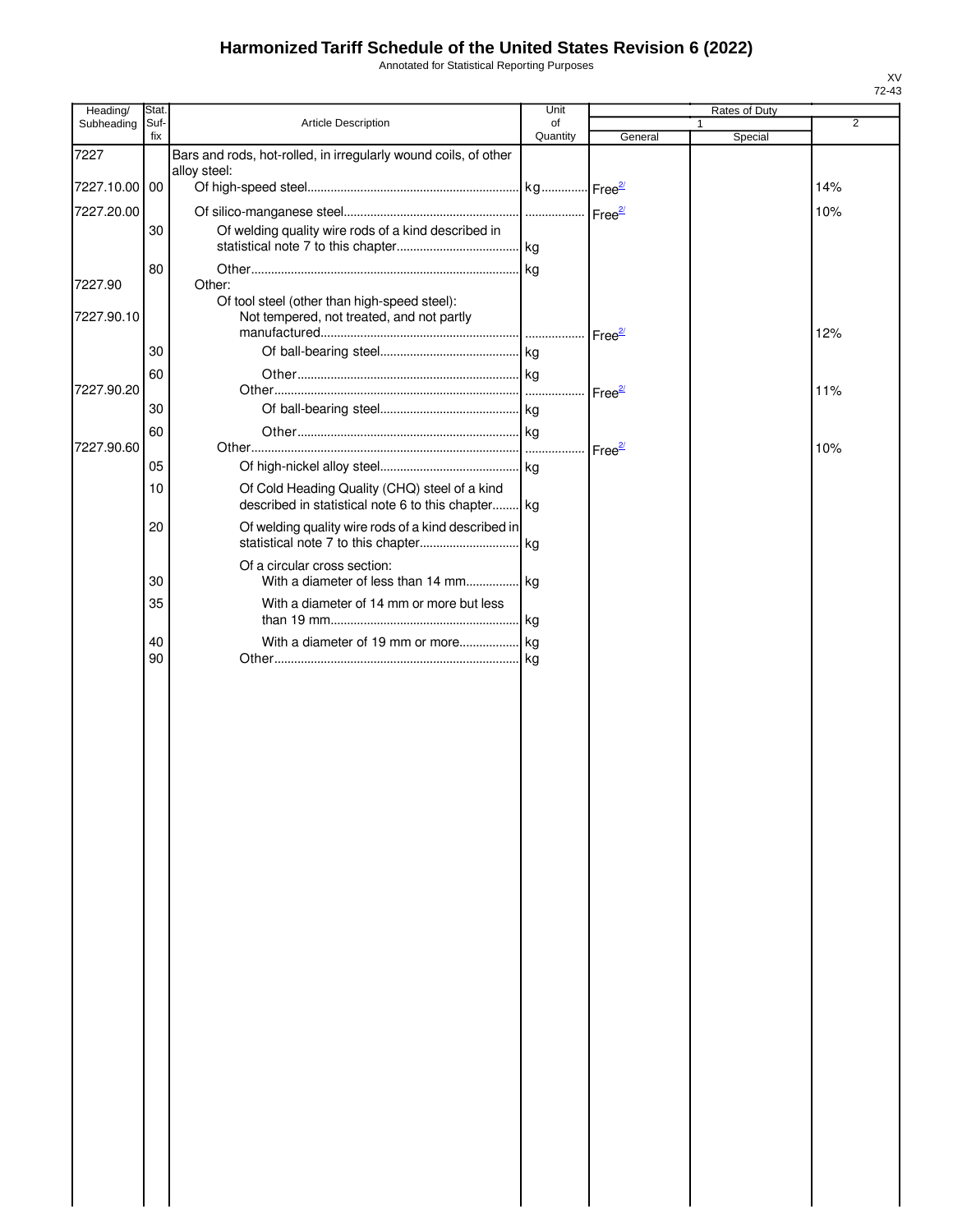# Harmonized Tariff Schedule of the United States Revision 6 (2022)

Annotated for Statistical Reporting Purposes

XV
72-43

| Heading/ Subheading | Stat. Suf-fix | Article Description | Unit of Quantity | Rates of Duty 1 General | Special | 2 |
|---|---|---|---|---|---|---|
| 7227 | | Bars and rods, hot-rolled, in irregularly wound coils, of other alloy steel: | | | | |
| 7227.10.00 | 00 | Of high-speed steel | kg | Free[2/] | | 14% |
| 7227.20.00 | | Of silico-manganese steel | | Free[2/] | | 10% |
| | 30 | Of welding quality wire rods of a kind described in statistical note 7 to this chapter | kg | | | |
| | 80 | Other | kg | | | |
| 7227.90 | | Other: | | | | |
| | | Of tool steel (other than high-speed steel): | | | | |
| 7227.90.10 | | Not tempered, not treated, and not partly manufactured | | Free[2/] | | 12% |
| | 30 | Of ball-bearing steel | kg | | | |
| | 60 | Other | kg | | | |
| 7227.90.20 | | Other | | Free[2/] | | 11% |
| | 30 | Of ball-bearing steel | kg | | | |
| | 60 | Other | kg | | | |
| 7227.90.60 | | Other | | Free[2/] | | 10% |
| | 05 | Of high-nickel alloy steel | kg | | | |
| | 10 | Of Cold Heading Quality (CHQ) steel of a kind described in statistical note 6 to this chapter | kg | | | |
| | 20 | Of welding quality wire rods of a kind described in statistical note 7 to this chapter | kg | | | |
| | | Of a circular cross section: | | | | |
| | 30 | With a diameter of less than 14 mm | kg | | | |
| | 35 | With a diameter of 14 mm or more but less than 19 mm | kg | | | |
| | 40 | With a diameter of 19 mm or more | kg | | | |
| | 90 | Other | kg | | | |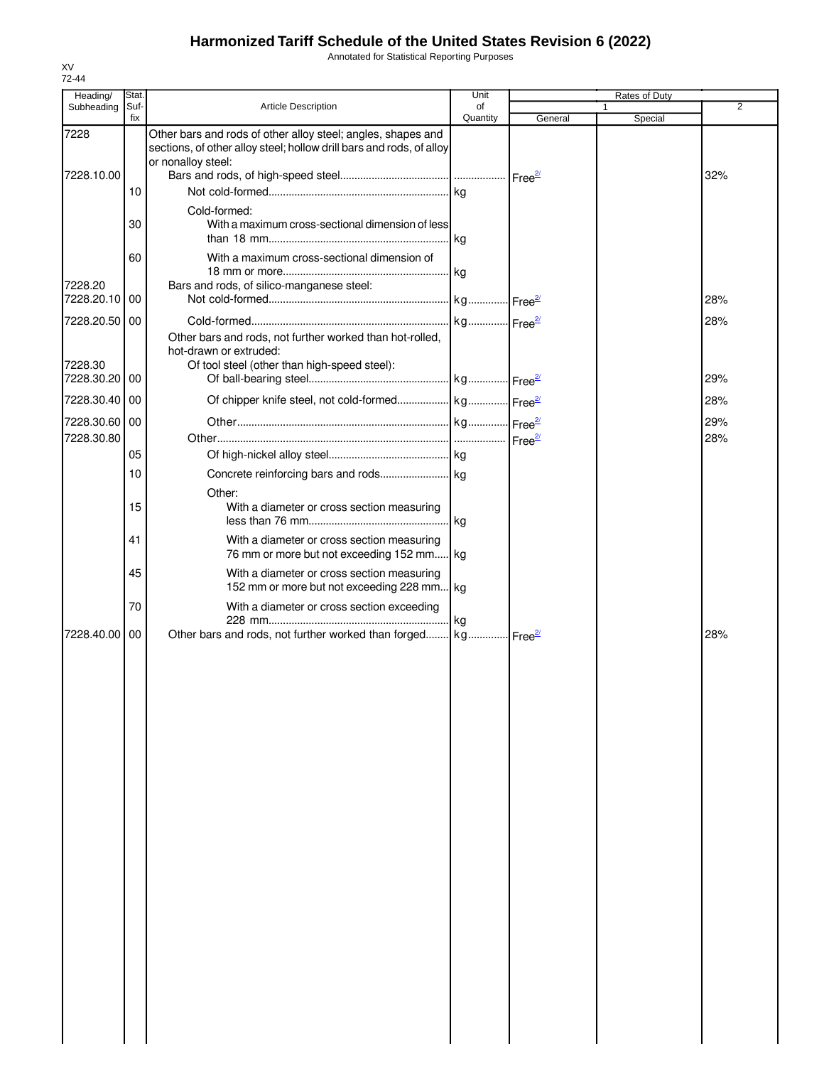# Harmonized Tariff Schedule of the United States Revision 6 (2022)

Annotated for Statistical Reporting Purposes

XV
72-44

| Heading/ Subheading | Stat. Suf- fix | Article Description | Unit of Quantity | Rates of Duty 1 General | Special | 2 |
|---|---|---|---|---|---|---|
| 7228 | | Other bars and rods of other alloy steel; angles, shapes and sections, of other alloy steel; hollow drill bars and rods, of alloy or nonalloy steel: | | | | |
| 7228.10.00 | | Bars and rods, of high-speed steel | | Free[2/] | | 32% |
| | 10 | Not cold-formed | kg | | | |
| | | Cold-formed: | | | | |
| | 30 | With a maximum cross-sectional dimension of less than 18 mm | kg | | | |
| | 60 | With a maximum cross-sectional dimension of 18 mm or more | kg | | | |
| 7228.20 | | Bars and rods, of silico-manganese steel: | | | | |
| 7228.20.10 | 00 | Not cold-formed | kg | Free[2/] | | 28% |
| 7228.20.50 | 00 | Cold-formed | kg | Free[2/] | | 28% |
| | | Other bars and rods, not further worked than hot-rolled, hot-drawn or extruded: | | | | |
| 7228.30 | | Of tool steel (other than high-speed steel): | | | | |
| 7228.30.20 | 00 | Of ball-bearing steel | kg | Free[2/] | | 29% |
| 7228.30.40 | 00 | Of chipper knife steel, not cold-formed | kg | Free[2/] | | 28% |
| 7228.30.60 | 00 | Other | kg | Free[2/] | | 29% |
| 7228.30.80 | | Other | | Free[2/] | | 28% |
| | 05 | Of high-nickel alloy steel | kg | | | |
| | 10 | Concrete reinforcing bars and rods | kg | | | |
| | | Other: | | | | |
| | 15 | With a diameter or cross section measuring less than 76 mm | kg | | | |
| | 41 | With a diameter or cross section measuring 76 mm or more but not exceeding 152 mm | kg | | | |
| | 45 | With a diameter or cross section measuring 152 mm or more but not exceeding 228 mm | kg | | | |
| | 70 | With a diameter or cross section exceeding 228 mm | kg | | | |
| 7228.40.00 | 00 | Other bars and rods, not further worked than forged | kg | Free[2/] | | 28% |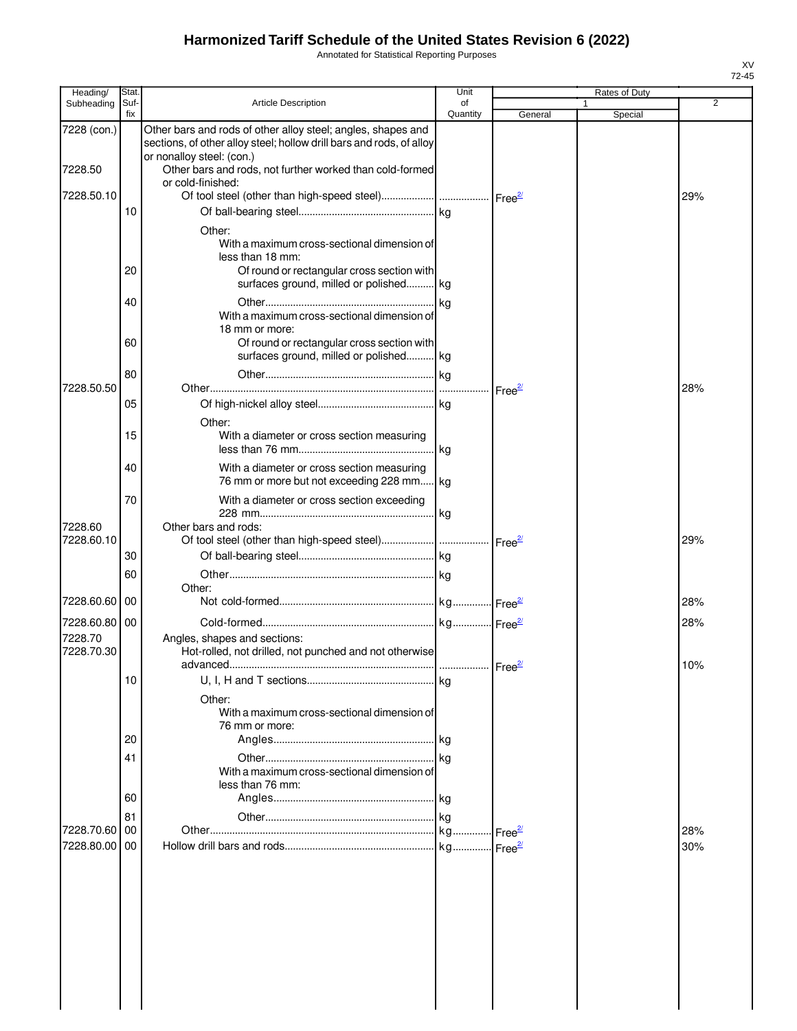# Harmonized Tariff Schedule of the United States Revision 6 (2022)

Annotated for Statistical Reporting Purposes

XV
72-45

| Heading/ Subheading | Stat. Suf- fix | Article Description | Unit of Quantity | Rates of Duty 1 General | Special | 2 |
|---|---|---|---|---|---|---|
| 7228 (con.) | | Other bars and rods of other alloy steel; angles, shapes and sections, of other alloy steel; hollow drill bars and rods, of alloy or nonalloy steel: (con.) | | | | |
| 7228.50 | | Other bars and rods, not further worked than cold-formed or cold-finished: | | | | |
| 7228.50.10 | | Of tool steel (other than high-speed steel) | | Free[2/] | | 29% |
| | 10 | Of ball-bearing steel | kg | | | |
| | | Other: | | | | |
| | | With a maximum cross-sectional dimension of less than 18 mm: | | | | |
| | 20 | Of round or rectangular cross section with surfaces ground, milled or polished | kg | | | |
| | 40 | Other | kg | | | |
| | | With a maximum cross-sectional dimension of 18 mm or more: | | | | |
| | 60 | Of round or rectangular cross section with surfaces ground, milled or polished | kg | | | |
| | 80 | Other | kg | | | |
| 7228.50.50 | | Other | | Free[2/] | | 28% |
| | 05 | Of high-nickel alloy steel | kg | | | |
| | | Other: | | | | |
| | 15 | With a diameter or cross section measuring less than 76 mm | kg | | | |
| | 40 | With a diameter or cross section measuring 76 mm or more but not exceeding 228 mm | kg | | | |
| | 70 | With a diameter or cross section exceeding 228 mm | kg | | | |
| 7228.60 | | Other bars and rods: | | | | |
| 7228.60.10 | | Of tool steel (other than high-speed steel) | | Free[2/] | | 29% |
| | 30 | Of ball-bearing steel | kg | | | |
| | 60 | Other | kg | | | |
| | | Other: | | | | |
| 7228.60.60 | 00 | Not cold-formed | kg | Free[2/] | | 28% |
| 7228.60.80 | 00 | Cold-formed | kg | Free[2/] | | 28% |
| 7228.70 | | Angles, shapes and sections: | | | | |
| 7228.70.30 | | Hot-rolled, not drilled, not punched and not otherwise advanced | | Free[2/] | | 10% |
| | 10 | U, I, H and T sections | kg | | | |
| | | Other: | | | | |
| | | With a maximum cross-sectional dimension of 76 mm or more: | | | | |
| | 20 | Angles | kg | | | |
| | 41 | Other | kg | | | |
| | | With a maximum cross-sectional dimension of less than 76 mm: | | | | |
| | 60 | Angles | kg | | | |
| | 81 | Other | kg | | | |
| 7228.70.60 | 00 | Other | kg | Free[2/] | | 28% |
| 7228.80.00 | 00 | Hollow drill bars and rods | kg | Free[2/] | | 30% |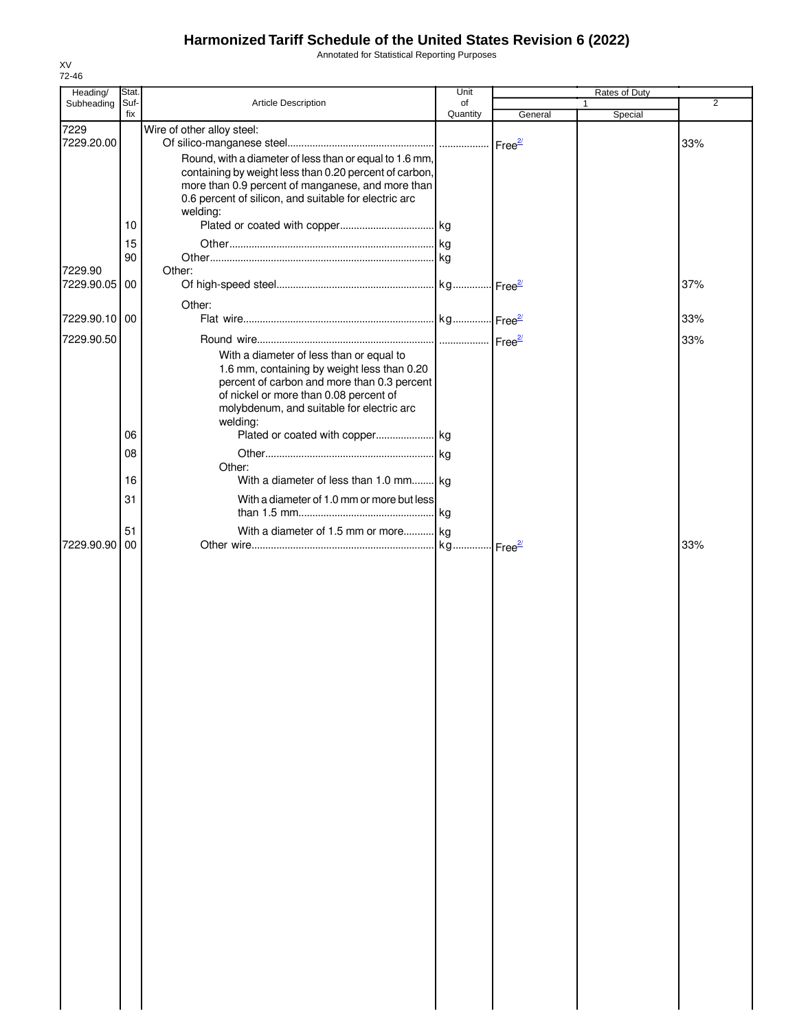# Harmonized Tariff Schedule of the United States Revision 6 (2022)

Annotated for Statistical Reporting Purposes

XV
72-46

| Heading/ Subheading | Stat. Suf- fix | Article Description | Unit of Quantity | Rates of Duty 1 General | Special | 2 |
|---|---|---|---|---|---|---|
| 7229 | | Wire of other alloy steel: | | | | |
| 7229.20.00 | | Of silico-manganese steel | | Free[2/] | | 33% |
| | | Round, with a diameter of less than or equal to 1.6 mm, containing by weight less than 0.20 percent of carbon, more than 0.9 percent of manganese, and more than 0.6 percent of silicon, and suitable for electric arc welding: | | | | |
| | 10 | Plated or coated with copper | kg | | | |
| | 15 | Other | kg | | | |
| | 90 | Other | kg | | | |
| 7229.90 | | Other: | | | | |
| 7229.90.05 | 00 | Of high-speed steel | kg | Free[2/] | | 37% |
| | | Other: | | | | |
| 7229.90.10 | 00 | Flat wire | kg | Free[2/] | | 33% |
| 7229.90.50 | | Round wire | | Free[2/] | | 33% |
| | | With a diameter of less than or equal to 1.6 mm, containing by weight less than 0.20 percent of carbon and more than 0.3 percent of nickel or more than 0.08 percent of molybdenum, and suitable for electric arc welding: | | | | |
| | 06 | Plated or coated with copper | kg | | | |
| | 08 | Other | kg | | | |
| | | Other: | | | | |
| | 16 | With a diameter of less than 1.0 mm | kg | | | |
| | 31 | With a diameter of 1.0 mm or more but less than 1.5 mm | kg | | | |
| | 51 | With a diameter of 1.5 mm or more | kg | | | |
| 7229.90.90 | 00 | Other wire | kg | Free[2/] | | 33% |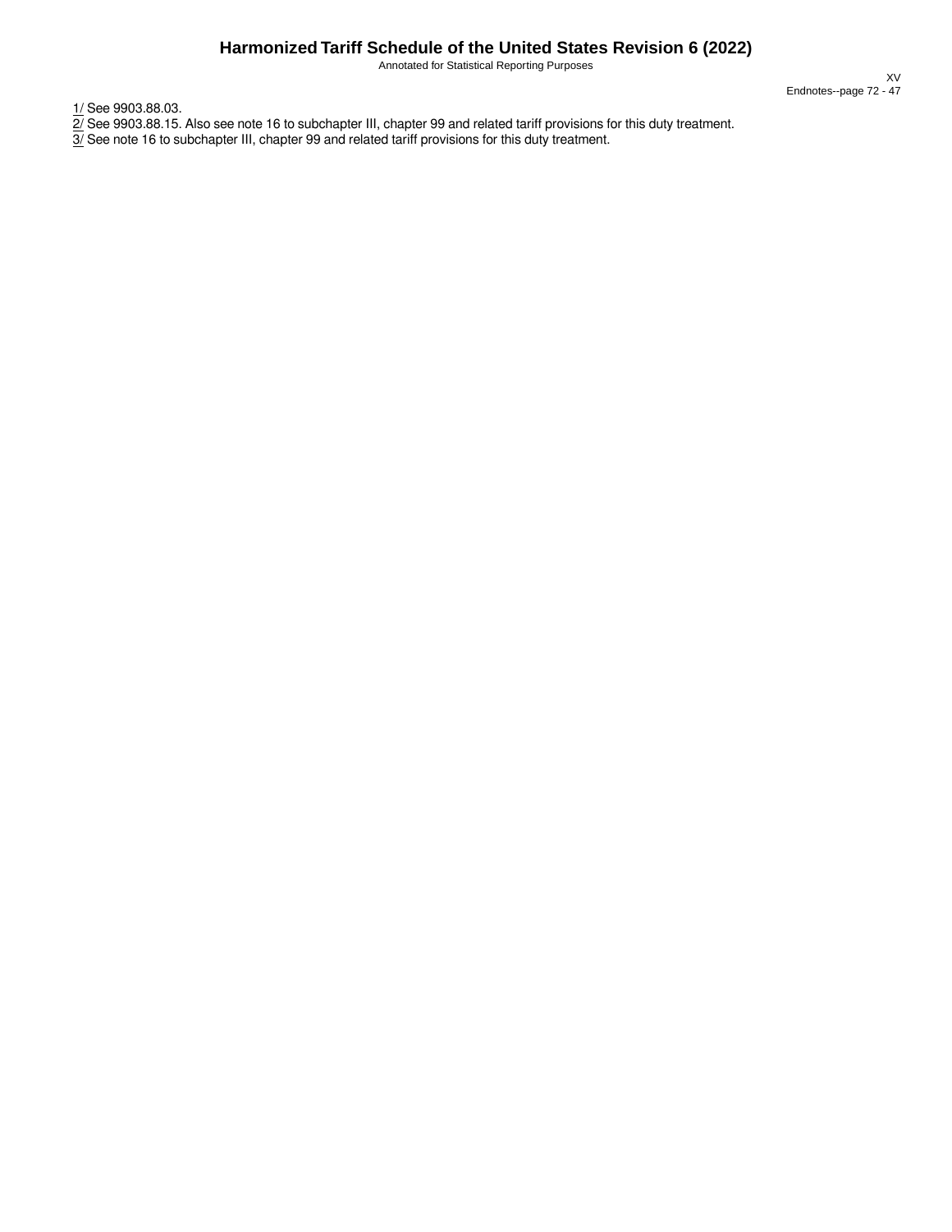1/ See 9903.88.03.

2/ See 9903.88.15. Also see note 16 to subchapter III, chapter 99 and related tariff provisions for this duty treatment.

3/ See note 16 to subchapter III, chapter 99 and related tariff provisions for this duty treatment.